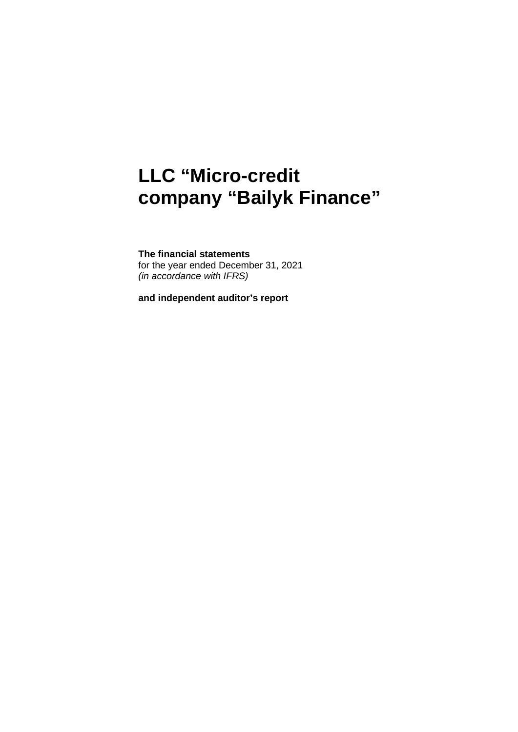# LLC "Micro-credit company "Bailyk Finance"

**The financial statements**
for the year ended December 31, 2021
*(in accordance with IFRS)*

**and independent auditor's report**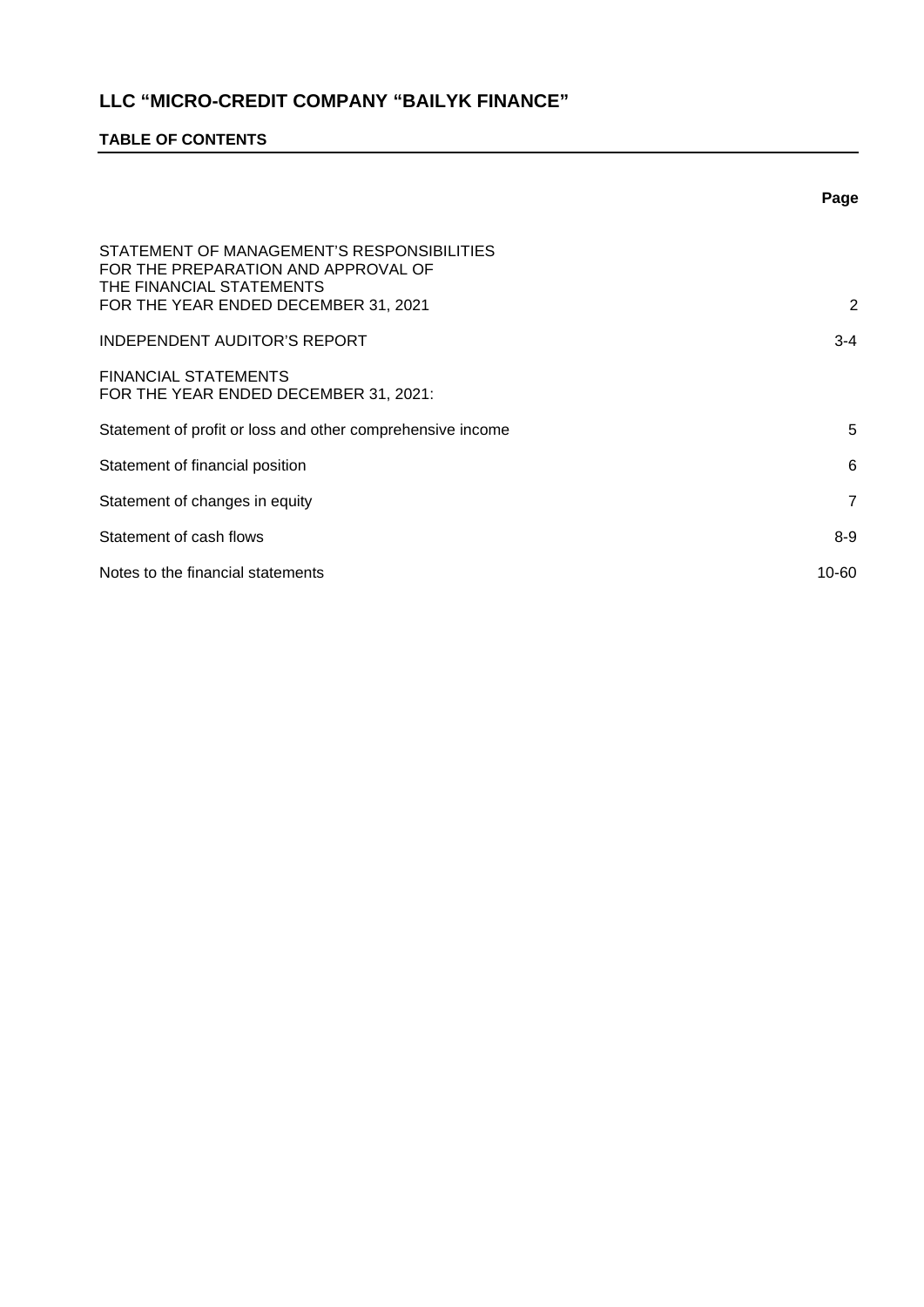# LLC "MICRO-CREDIT COMPANY "BAILYK FINANCE"

## TABLE OF CONTENTS

| | Page |
|---|---|
| STATEMENT OF MANAGEMENT'S RESPONSIBILITIES FOR THE PREPARATION AND APPROVAL OF THE FINANCIAL STATEMENTS FOR THE YEAR ENDED DECEMBER 31, 2021 | 2 |
| INDEPENDENT AUDITOR'S REPORT | 3-4 |
| FINANCIAL STATEMENTS FOR THE YEAR ENDED DECEMBER 31, 2021: | |
| Statement of profit or loss and other comprehensive income | 5 |
| Statement of financial position | 6 |
| Statement of changes in equity | 7 |
| Statement of cash flows | 8-9 |
| Notes to the financial statements | 10-60 |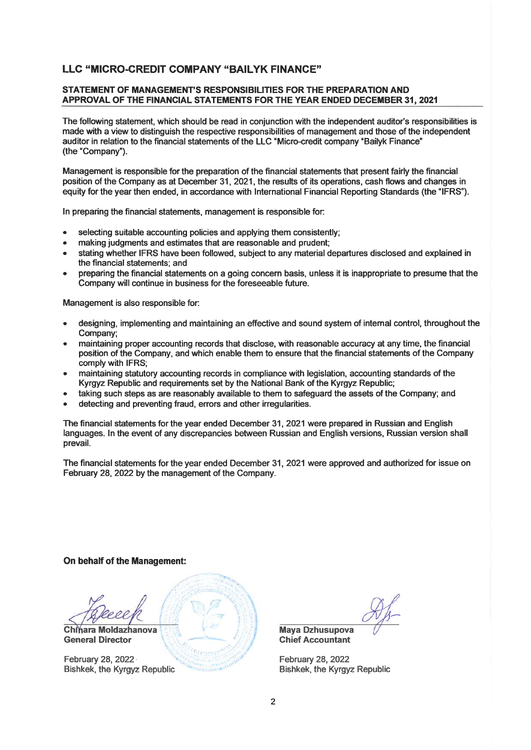# LLC "MICRO-CREDIT COMPANY "BAILYK FINANCE"

## STATEMENT OF MANAGEMENT'S RESPONSIBILITIES FOR THE PREPARATION AND APPROVAL OF THE FINANCIAL STATEMENTS FOR THE YEAR ENDED DECEMBER 31, 2021

The following statement, which should be read in conjunction with the independent auditor's responsibilities is made with a view to distinguish the respective responsibilities of management and those of the independent auditor in relation to the financial statements of the LLC "Micro-credit company "Bailyk Finance" (the "Company").

Management is responsible for the preparation of the financial statements that present fairly the financial position of the Company as at December 31, 2021, the results of its operations, cash flows and changes in equity for the year then ended, in accordance with International Financial Reporting Standards (the "IFRS").

In preparing the financial statements, management is responsible for:

- selecting suitable accounting policies and applying them consistently;
- making judgments and estimates that are reasonable and prudent;
- stating whether IFRS have been followed, subject to any material departures disclosed and explained in the financial statements; and
- preparing the financial statements on a going concern basis, unless it is inappropriate to presume that the Company will continue in business for the foreseeable future.

Management is also responsible for:

- designing, implementing and maintaining an effective and sound system of internal control, throughout the Company;
- maintaining proper accounting records that disclose, with reasonable accuracy at any time, the financial position of the Company, and which enable them to ensure that the financial statements of the Company comply with IFRS;
- maintaining statutory accounting records in compliance with legislation, accounting standards of the Kyrgyz Republic and requirements set by the National Bank of the Kyrgyz Republic;
- taking such steps as are reasonably available to them to safeguard the assets of the Company; and
- detecting and preventing fraud, errors and other irregularities.

The financial statements for the year ended December 31, 2021 were prepared in Russian and English languages. In the event of any discrepancies between Russian and English versions, Russian version shall prevail.

The financial statements for the year ended December 31, 2021 were approved and authorized for issue on February 28, 2022 by the management of the Company.

**On behalf of the Management:**

**Chinara Moldazhanova**
**General Director**

February 28, 2022
Bishkek, the Kyrgyz Republic

**Maya Dzhusupova**
**Chief Accountant**

February 28, 2022
Bishkek, the Kyrgyz Republic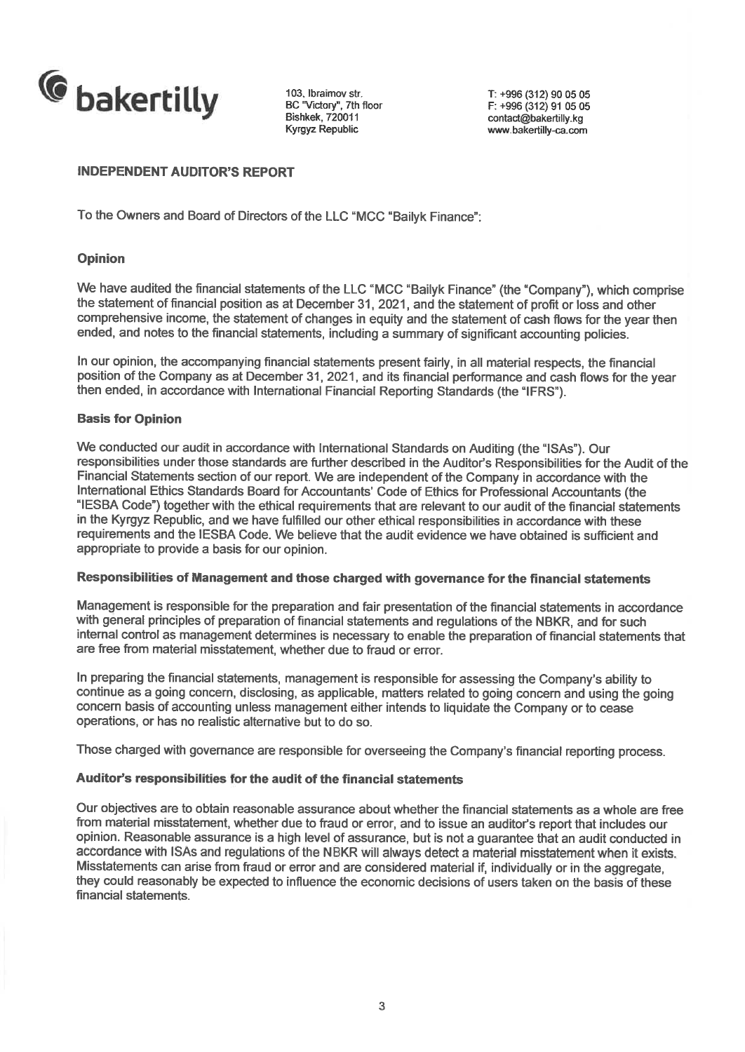**bakertilly**

103, Ibraimov str.
BC "Victory", 7th floor
Bishkek, 720011
Kyrgyz Republic

T: +996 (312) 90 05 05
F: +996 (312) 91 05 05
contact@bakertilly.kg
www.bakertilly-ca.com

## INDEPENDENT AUDITOR'S REPORT

To the Owners and Board of Directors of the LLC "MCC "Bailyk Finance":

### Opinion

We have audited the financial statements of the LLC "MCC "Bailyk Finance" (the "Company"), which comprise the statement of financial position as at December 31, 2021, and the statement of profit or loss and other comprehensive income, the statement of changes in equity and the statement of cash flows for the year then ended, and notes to the financial statements, including a summary of significant accounting policies.

In our opinion, the accompanying financial statements present fairly, in all material respects, the financial position of the Company as at December 31, 2021, and its financial performance and cash flows for the year then ended, in accordance with International Financial Reporting Standards (the "IFRS").

### Basis for Opinion

We conducted our audit in accordance with International Standards on Auditing (the "ISAs"). Our responsibilities under those standards are further described in the Auditor's Responsibilities for the Audit of the Financial Statements section of our report. We are independent of the Company in accordance with the International Ethics Standards Board for Accountants' Code of Ethics for Professional Accountants (the "IESBA Code") together with the ethical requirements that are relevant to our audit of the financial statements in the Kyrgyz Republic, and we have fulfilled our other ethical responsibilities in accordance with these requirements and the IESBA Code. We believe that the audit evidence we have obtained is sufficient and appropriate to provide a basis for our opinion.

### Responsibilities of Management and those charged with governance for the financial statements

Management is responsible for the preparation and fair presentation of the financial statements in accordance with general principles of preparation of financial statements and regulations of the NBKR, and for such internal control as management determines is necessary to enable the preparation of financial statements that are free from material misstatement, whether due to fraud or error.

In preparing the financial statements, management is responsible for assessing the Company's ability to continue as a going concern, disclosing, as applicable, matters related to going concern and using the going concern basis of accounting unless management either intends to liquidate the Company or to cease operations, or has no realistic alternative but to do so.

Those charged with governance are responsible for overseeing the Company's financial reporting process.

### Auditor's responsibilities for the audit of the financial statements

Our objectives are to obtain reasonable assurance about whether the financial statements as a whole are free from material misstatement, whether due to fraud or error, and to issue an auditor's report that includes our opinion. Reasonable assurance is a high level of assurance, but is not a guarantee that an audit conducted in accordance with ISAs and regulations of the NBKR will always detect a material misstatement when it exists. Misstatements can arise from fraud or error and are considered material if, individually or in the aggregate, they could reasonably be expected to influence the economic decisions of users taken on the basis of these financial statements.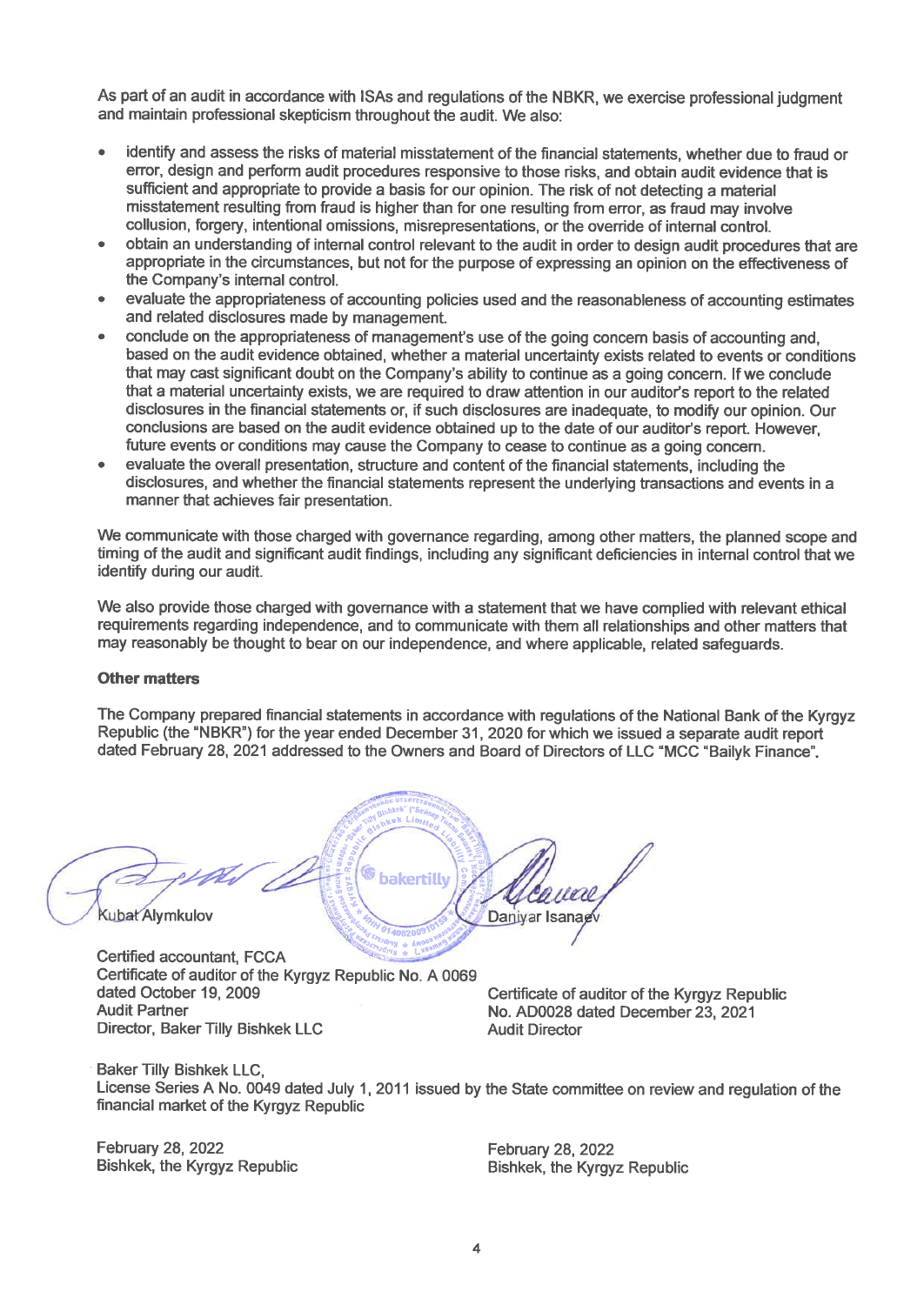As part of an audit in accordance with ISAs and regulations of the NBKR, we exercise professional judgment and maintain professional skepticism throughout the audit. We also:

- identify and assess the risks of material misstatement of the financial statements, whether due to fraud or error, design and perform audit procedures responsive to those risks, and obtain audit evidence that is sufficient and appropriate to provide a basis for our opinion. The risk of not detecting a material misstatement resulting from fraud is higher than for one resulting from error, as fraud may involve collusion, forgery, intentional omissions, misrepresentations, or the override of internal control.
- obtain an understanding of internal control relevant to the audit in order to design audit procedures that are appropriate in the circumstances, but not for the purpose of expressing an opinion on the effectiveness of the Company's internal control.
- evaluate the appropriateness of accounting policies used and the reasonableness of accounting estimates and related disclosures made by management.
- conclude on the appropriateness of management's use of the going concern basis of accounting and, based on the audit evidence obtained, whether a material uncertainty exists related to events or conditions that may cast significant doubt on the Company's ability to continue as a going concern. If we conclude that a material uncertainty exists, we are required to draw attention in our auditor's report to the related disclosures in the financial statements or, if such disclosures are inadequate, to modify our opinion. Our conclusions are based on the audit evidence obtained up to the date of our auditor's report. However, future events or conditions may cause the Company to cease to continue as a going concern.
- evaluate the overall presentation, structure and content of the financial statements, including the disclosures, and whether the financial statements represent the underlying transactions and events in a manner that achieves fair presentation.

We communicate with those charged with governance regarding, among other matters, the planned scope and timing of the audit and significant audit findings, including any significant deficiencies in internal control that we identify during our audit.

We also provide those charged with governance with a statement that we have complied with relevant ethical requirements regarding independence, and to communicate with them all relationships and other matters that may reasonably be thought to bear on our independence, and where applicable, related safeguards.

**Other matters**

The Company prepared financial statements in accordance with regulations of the National Bank of the Kyrgyz Republic (the "NBKR") for the year ended December 31, 2020 for which we issued a separate audit report dated February 28, 2021 addressed to the Owners and Board of Directors of LLC "MCC "Bailyk Finance".

Kubat Alymkulov

Certified accountant, FCCA
Certificate of auditor of the Kyrgyz Republic No. A 0069 dated October 19, 2009
Audit Partner
Director, Baker Tilly Bishkek LLC

Daniyar Isanaev

Certificate of auditor of the Kyrgyz Republic No. AD0028 dated December 23, 2021
Audit Director

Baker Tilly Bishkek LLC,
License Series A No. 0049 dated July 1, 2011 issued by the State committee on review and regulation of the financial market of the Kyrgyz Republic

February 28, 2022
Bishkek, the Kyrgyz Republic

February 28, 2022
Bishkek, the Kyrgyz Republic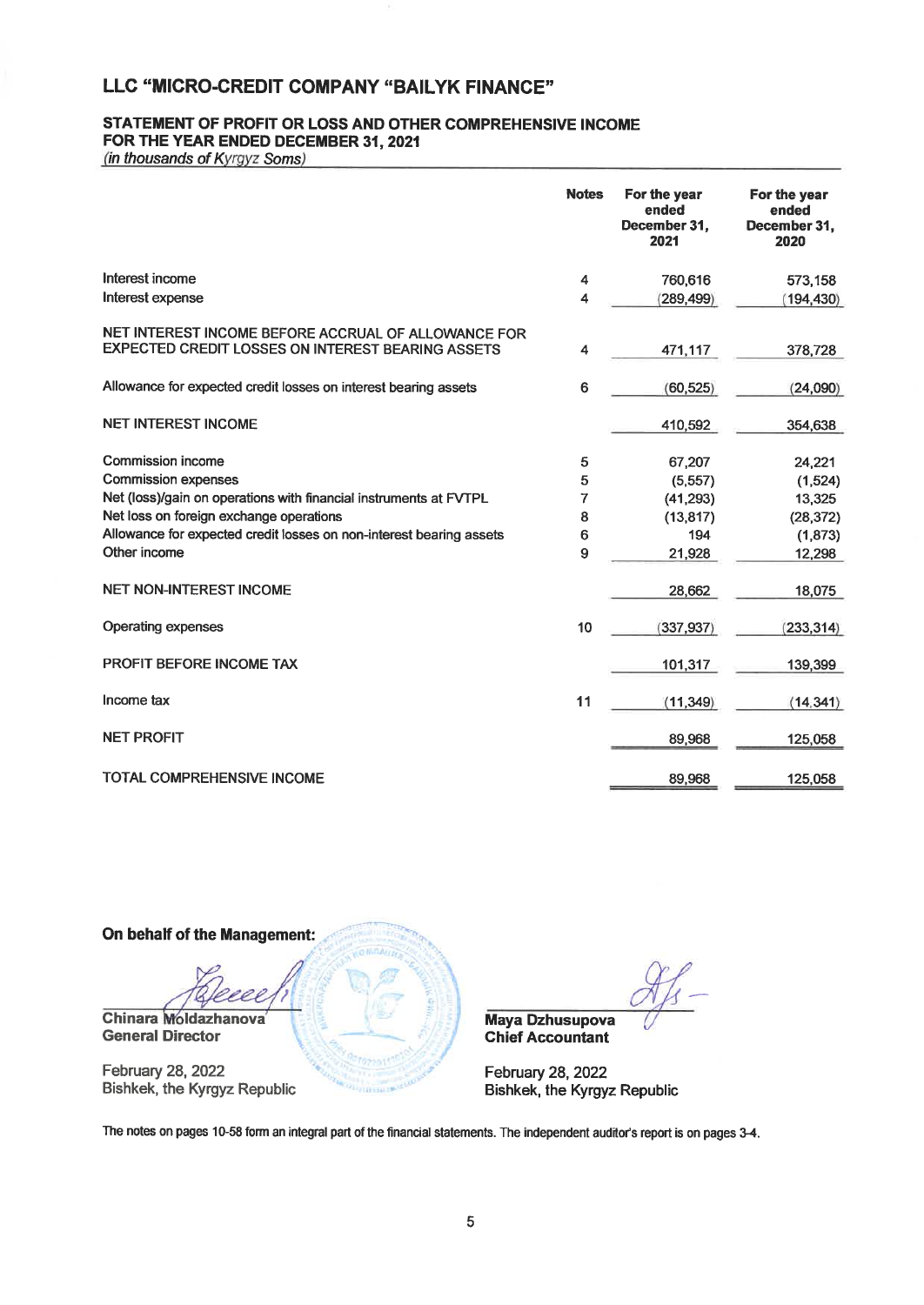# LLC "MICRO-CREDIT COMPANY "BAILYK FINANCE"

## STATEMENT OF PROFIT OR LOSS AND OTHER COMPREHENSIVE INCOME FOR THE YEAR ENDED DECEMBER 31, 2021

*(in thousands of Kyrgyz Soms)*

| | Notes | For the year ended December 31, 2021 | For the year ended December 31, 2020 |
|---|---|---|---|
| Interest income | 4 | 760,616 | 573,158 |
| Interest expense | 4 | (289,499) | (194,430) |
| NET INTEREST INCOME BEFORE ACCRUAL OF ALLOWANCE FOR EXPECTED CREDIT LOSSES ON INTEREST BEARING ASSETS | 4 | 471,117 | 378,728 |
| Allowance for expected credit losses on interest bearing assets | 6 | (60,525) | (24,090) |
| NET INTEREST INCOME | | 410,592 | 354,638 |
| Commission income | 5 | 67,207 | 24,221 |
| Commission expenses | 5 | (5,557) | (1,524) |
| Net (loss)/gain on operations with financial instruments at FVTPL | 7 | (41,293) | 13,325 |
| Net loss on foreign exchange operations | 8 | (13,817) | (28,372) |
| Allowance for expected credit losses on non-interest bearing assets | 6 | 194 | (1,873) |
| Other income | 9 | 21,928 | 12,298 |
| NET NON-INTEREST INCOME | | 28,662 | 18,075 |
| Operating expenses | 10 | (337,937) | (233,314) |
| PROFIT BEFORE INCOME TAX | | 101,317 | 139,399 |
| Income tax | 11 | (11,349) | (14,341) |
| NET PROFIT | | 89,968 | 125,058 |
| TOTAL COMPREHENSIVE INCOME | | 89,968 | 125,058 |

**On behalf of the Management:**

**Chinara Moldazhanova**
**General Director**

February 28, 2022
Bishkek, the Kyrgyz Republic

**Maya Dzhusupova**
**Chief Accountant**

February 28, 2022
Bishkek, the Kyrgyz Republic

The notes on pages 10-58 form an integral part of the financial statements. The independent auditor's report is on pages 3-4.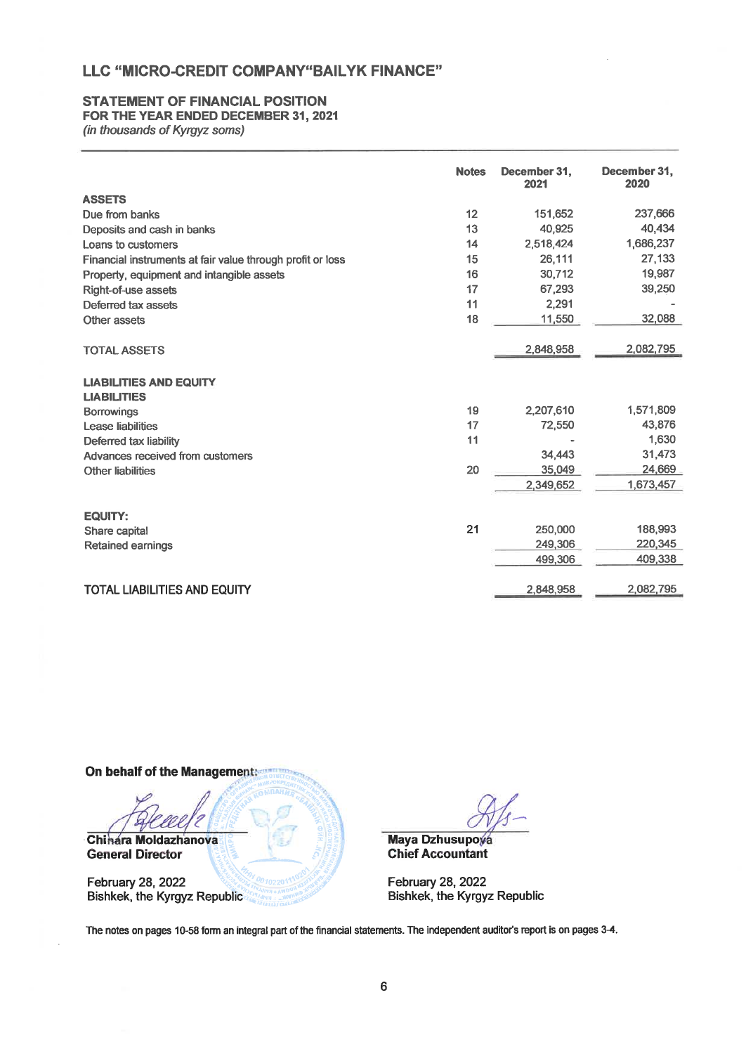## LLC "MICRO-CREDIT COMPANY"BAILYK FINANCE"

### STATEMENT OF FINANCIAL POSITION
**FOR THE YEAR ENDED DECEMBER 31, 2021**
*(in thousands of Kyrgyz soms)*

| | Notes | December 31, 2021 | December 31, 2020 |
|---|---|---|---|
| **ASSETS** | | | |
| Due from banks | 12 | 151,652 | 237,666 |
| Deposits and cash in banks | 13 | 40,925 | 40,434 |
| Loans to customers | 14 | 2,518,424 | 1,686,237 |
| Financial instruments at fair value through profit or loss | 15 | 26,111 | 27,133 |
| Property, equipment and intangible assets | 16 | 30,712 | 19,987 |
| Right-of-use assets | 17 | 67,293 | 39,250 |
| Deferred tax assets | 11 | 2,291 | - |
| Other assets | 18 | 11,550 | 32,088 |
| TOTAL ASSETS | | 2,848,958 | 2,082,795 |
| **LIABILITIES AND EQUITY** | | | |
| **LIABILITIES** | | | |
| Borrowings | 19 | 2,207,610 | 1,571,809 |
| Lease liabilities | 17 | 72,550 | 43,876 |
| Deferred tax liability | 11 | - | 1,630 |
| Advances received from customers | | 34,443 | 31,473 |
| Other liabilities | 20 | 35,049 | 24,669 |
| | | 2,349,652 | 1,673,457 |
| **EQUITY:** | | | |
| Share capital | 21 | 250,000 | 188,993 |
| Retained earnings | | 249,306 | 220,345 |
| | | 499,306 | 409,338 |
| TOTAL LIABILITIES AND EQUITY | | 2,848,958 | 2,082,795 |

**On behalf of the Management:**

**Chinara Moldazhanova**
**General Director**

February 28, 2022
Bishkek, the Kyrgyz Republic

**Maya Dzhusupova**
**Chief Accountant**

February 28, 2022
Bishkek, the Kyrgyz Republic

The notes on pages 10-58 form an integral part of the financial statements. The independent auditor's report is on pages 3-4.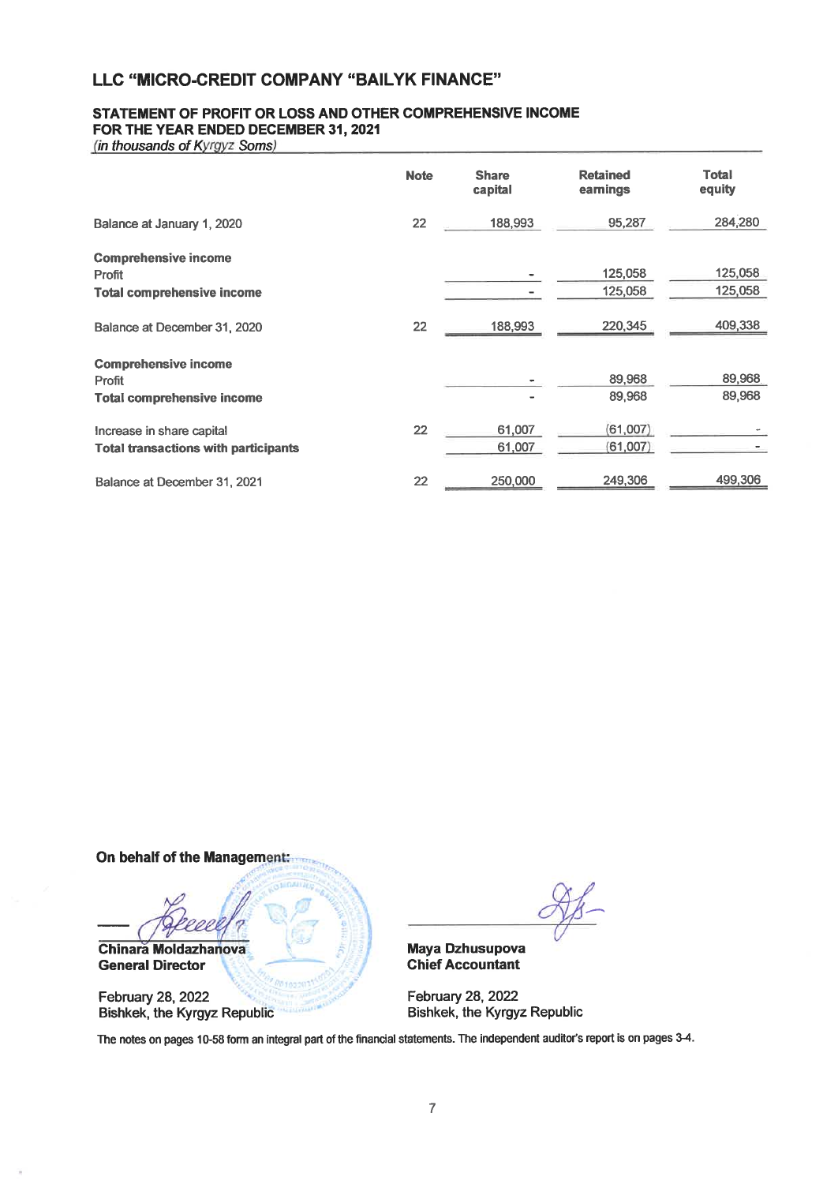## LLC "MICRO-CREDIT COMPANY "BAILYK FINANCE"

### STATEMENT OF PROFIT OR LOSS AND OTHER COMPREHENSIVE INCOME
### FOR THE YEAR ENDED DECEMBER 31, 2021

*(in thousands of Kyrgyz Soms)*

| | Note | Share capital | Retained earnings | Total equity |
|---|---|---|---|---|
| Balance at January 1, 2020 | 22 | 188,993 | 95,287 | 284,280 |
| **Comprehensive income** | | | | |
| Profit | | - | 125,058 | 125,058 |
| **Total comprehensive income** | | - | 125,058 | 125,058 |
| Balance at December 31, 2020 | 22 | 188,993 | 220,345 | 409,338 |
| **Comprehensive income** | | | | |
| Profit | | - | 89,968 | 89,968 |
| **Total comprehensive income** | | - | 89,968 | 89,968 |
| Increase in share capital | 22 | 61,007 | (61,007) | - |
| **Total transactions with participants** | | 61,007 | (61,007) | - |
| Balance at December 31, 2021 | 22 | 250,000 | 249,306 | 499,306 |

**On behalf of the Management:**

**Chinara Moldazhanova**
**General Director**

February 28, 2022
Bishkek, the Kyrgyz Republic

**Maya Dzhusupova**
**Chief Accountant**

February 28, 2022
Bishkek, the Kyrgyz Republic

The notes on pages 10-58 form an integral part of the financial statements. The independent auditor's report is on pages 3-4.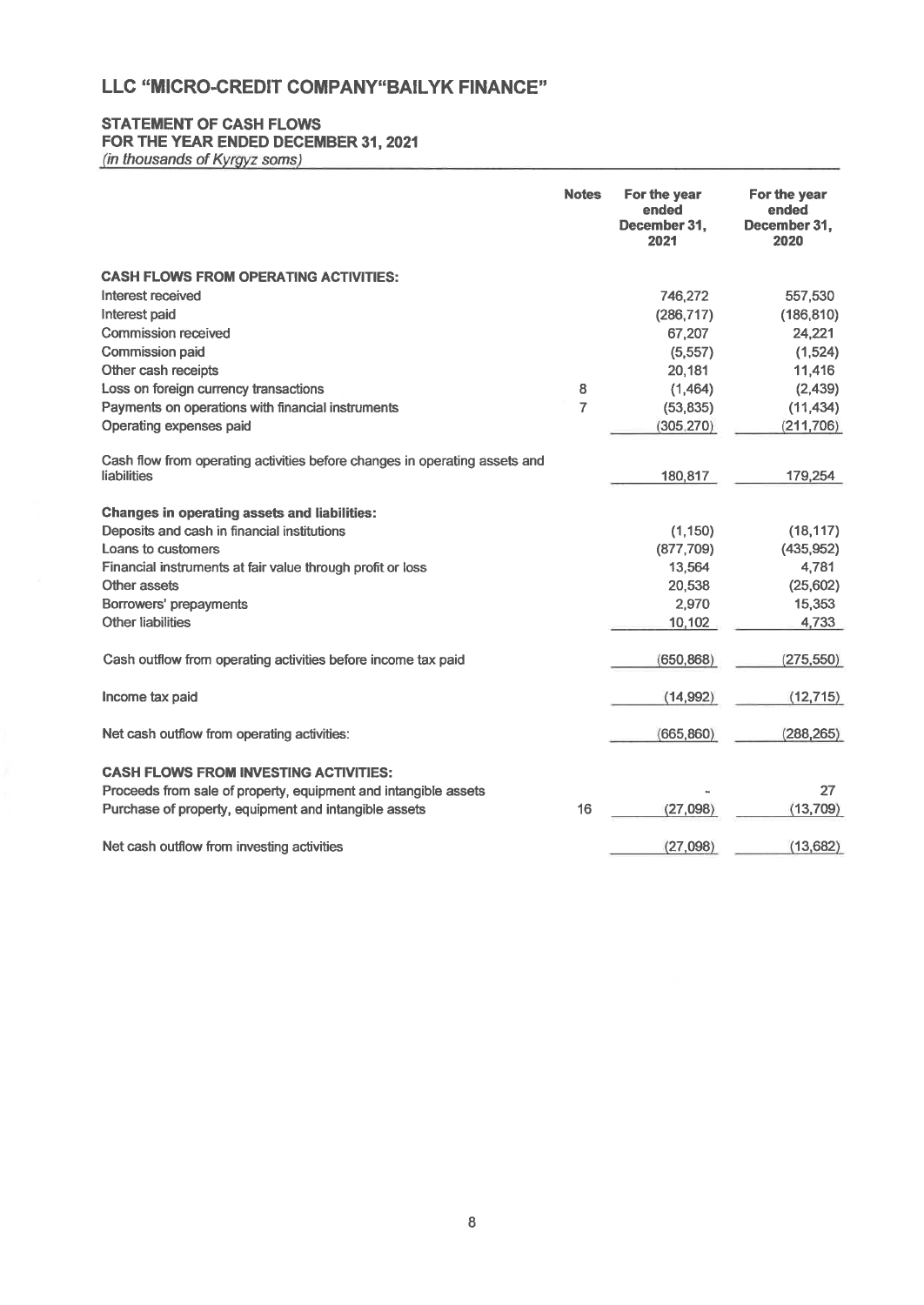# LLC "MICRO-CREDIT COMPANY"BAILYK FINANCE"

## STATEMENT OF CASH FLOWS
## FOR THE YEAR ENDED DECEMBER 31, 2021

*(in thousands of Kyrgyz soms)*

| | Notes | For the year ended December 31, 2021 | For the year ended December 31, 2020 |
|---|---|---|---|
| **CASH FLOWS FROM OPERATING ACTIVITIES:** | | | |
| Interest received | | 746,272 | 557,530 |
| Interest paid | | (286,717) | (186,810) |
| Commission received | | 67,207 | 24,221 |
| Commission paid | | (5,557) | (1,524) |
| Other cash receipts | | 20,181 | 11,416 |
| Loss on foreign currency transactions | 8 | (1,464) | (2,439) |
| Payments on operations with financial instruments | 7 | (53,835) | (11,434) |
| Operating expenses paid | | (305,270) | (211,706) |
| Cash flow from operating activities before changes in operating assets and liabilities | | 180,817 | 179,254 |
| **Changes in operating assets and liabilities:** | | | |
| Deposits and cash in financial institutions | | (1,150) | (18,117) |
| Loans to customers | | (877,709) | (435,952) |
| Financial instruments at fair value through profit or loss | | 13,564 | 4,781 |
| Other assets | | 20,538 | (25,602) |
| Borrowers' prepayments | | 2,970 | 15,353 |
| Other liabilities | | 10,102 | 4,733 |
| Cash outflow from operating activities before income tax paid | | (650,868) | (275,550) |
| Income tax paid | | (14,992) | (12,715) |
| Net cash outflow from operating activities: | | (665,860) | (288,265) |
| **CASH FLOWS FROM INVESTING ACTIVITIES:** | | | |
| Proceeds from sale of property, equipment and intangible assets | | - | 27 |
| Purchase of property, equipment and intangible assets | 16 | (27,098) | (13,709) |
| Net cash outflow from investing activities | | (27,098) | (13,682) |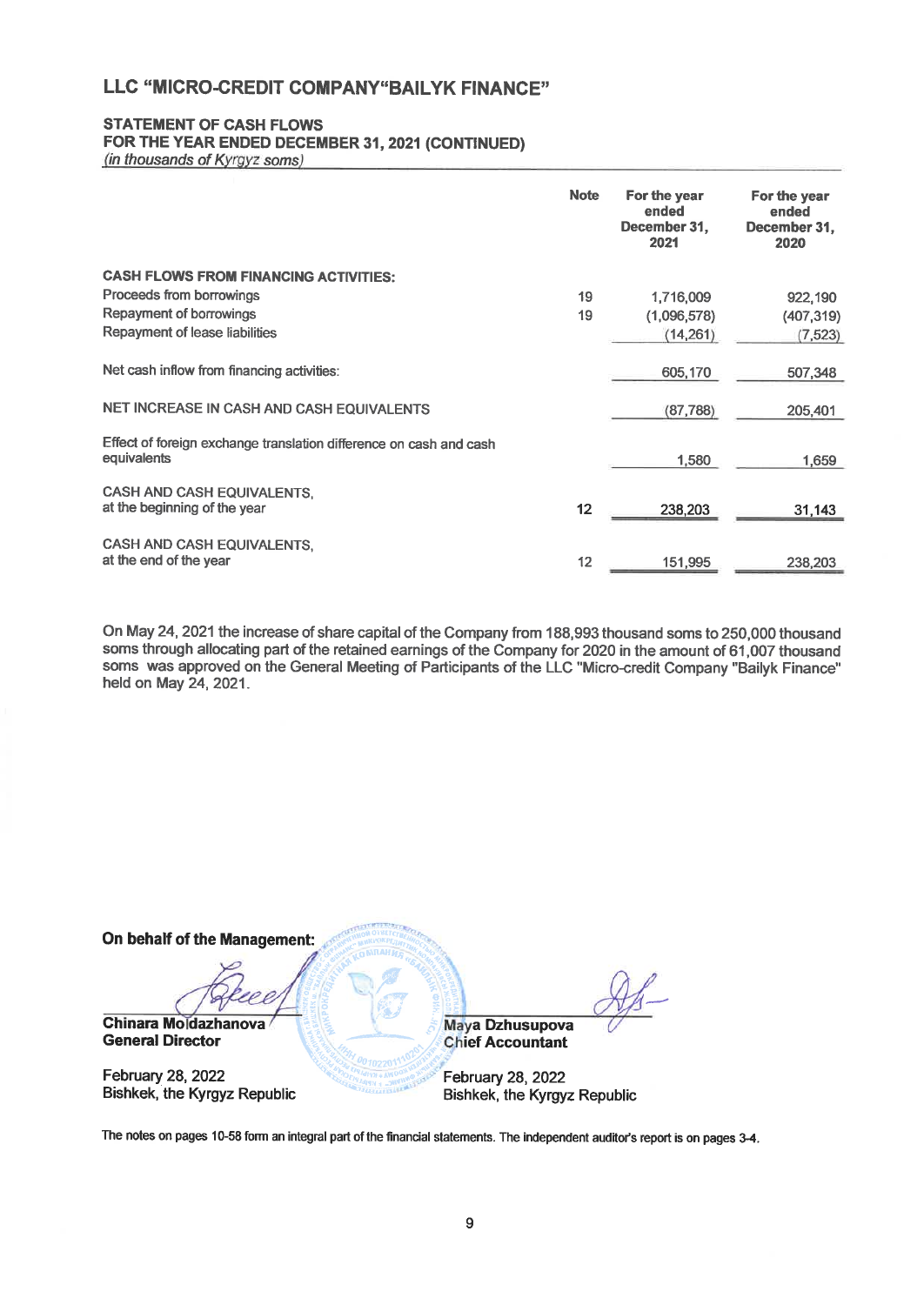# LLC "MICRO-CREDIT COMPANY"BAILYK FINANCE"

## STATEMENT OF CASH FLOWS
## FOR THE YEAR ENDED DECEMBER 31, 2021 (CONTINUED)

*(in thousands of Kyrgyz soms)*

| | Note | For the year ended December 31, 2021 | For the year ended December 31, 2020 |
|---|---|---|---|
| **CASH FLOWS FROM FINANCING ACTIVITIES:** | | | |
| Proceeds from borrowings | 19 | 1,716,009 | 922,190 |
| Repayment of borrowings | 19 | (1,096,578) | (407,319) |
| Repayment of lease liabilities | | (14,261) | (7,523) |
| Net cash inflow from financing activities: | | 605,170 | 507,348 |
| NET INCREASE IN CASH AND CASH EQUIVALENTS | | (87,788) | 205,401 |
| Effect of foreign exchange translation difference on cash and cash equivalents | | 1,580 | 1,659 |
| CASH AND CASH EQUIVALENTS, at the beginning of the year | 12 | 238,203 | 31,143 |
| CASH AND CASH EQUIVALENTS, at the end of the year | 12 | 151,995 | 238,203 |

On May 24, 2021 the increase of share capital of the Company from 188,993 thousand soms to 250,000 thousand soms through allocating part of the retained earnings of the Company for 2020 in the amount of 61,007 thousand soms was approved on the General Meeting of Participants of the LLC "Micro-credit Company "Bailyk Finance" held on May 24, 2021.

**On behalf of the Management:**

**Chinara Moldazhanova**
**General Director**

February 28, 2022
Bishkek, the Kyrgyz Republic

**Maya Dzhusupova**
**Chief Accountant**

February 28, 2022
Bishkek, the Kyrgyz Republic

The notes on pages 10-58 form an integral part of the financial statements. The independent auditor's report is on pages 3-4.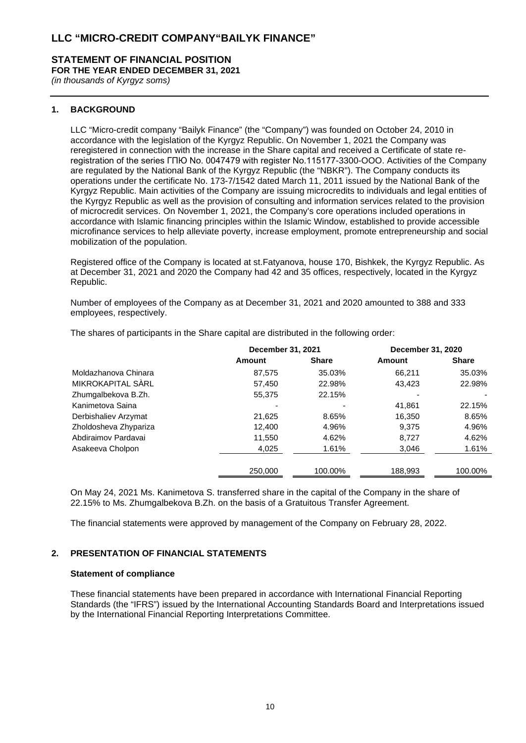# LLC "MICRO-CREDIT COMPANY"BAILYK FINANCE"

## STATEMENT OF FINANCIAL POSITION

**FOR THE YEAR ENDED DECEMBER 31, 2021**

*(in thousands of Kyrgyz soms)*

### 1. BACKGROUND

LLC "Micro-credit company "Bailyk Finance" (the "Company") was founded on October 24, 2010 in accordance with the legislation of the Kyrgyz Republic. On November 1, 2021 the Company was reregistered in connection with the increase in the Share capital and received a Certificate of state re-registration of the series ГПЮ No. 0047479 with register No.115177-3300-OOO. Activities of the Company are regulated by the National Bank of the Kyrgyz Republic (the "NBKR"). The Company conducts its operations under the certificate No. 173-7/1542 dated March 11, 2011 issued by the National Bank of the Kyrgyz Republic. Main activities of the Company are issuing microcredits to individuals and legal entities of the Kyrgyz Republic as well as the provision of consulting and information services related to the provision of microcredit services. On November 1, 2021, the Company's core operations included operations in accordance with Islamic financing principles within the Islamic Window, established to provide accessible microfinance services to help alleviate poverty, increase employment, promote entrepreneurship and social mobilization of the population.

Registered office of the Company is located at st.Fatyanova, house 170, Bishkek, the Kyrgyz Republic. As at December 31, 2021 and 2020 the Company had 42 and 35 offices, respectively, located in the Kyrgyz Republic.

Number of employees of the Company as at December 31, 2021 and 2020 amounted to 388 and 333 employees, respectively.

The shares of participants in the Share capital are distributed in the following order:

| | December 31, 2021 | | December 31, 2020 | |
|---|---|---|---|---|
| | Amount | Share | Amount | Share |
| Moldazhanova Chinara | 87,575 | 35.03% | 66,211 | 35.03% |
| MIKROKAPITAL SÀRL | 57,450 | 22.98% | 43,423 | 22.98% |
| Zhumgalbekova B.Zh. | 55,375 | 22.15% | - | - |
| Kanimetova Saina | - | - | 41,861 | 22.15% |
| Derbishaliev Arzymat | 21,625 | 8.65% | 16,350 | 8.65% |
| Zholdosheva Zhypariza | 12,400 | 4.96% | 9,375 | 4.96% |
| Abdiraimov Pardavai | 11,550 | 4.62% | 8,727 | 4.62% |
| Asakeeva Cholpon | 4,025 | 1.61% | 3,046 | 1.61% |
| | 250,000 | 100.00% | 188,993 | 100.00% |

On May 24, 2021 Ms. Kanimetova S. transferred share in the capital of the Company in the share of 22.15% to Ms. Zhumgalbekova B.Zh. on the basis of a Gratuitous Transfer Agreement.

The financial statements were approved by management of the Company on February 28, 2022.

### 2. PRESENTATION OF FINANCIAL STATEMENTS

**Statement of compliance**

These financial statements have been prepared in accordance with International Financial Reporting Standards (the "IFRS") issued by the International Accounting Standards Board and Interpretations issued by the International Financial Reporting Interpretations Committee.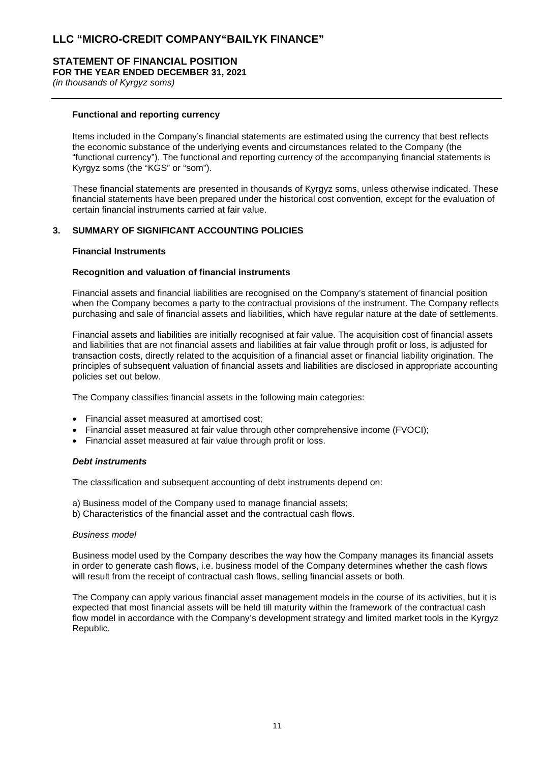### Functional and reporting currency

Items included in the Company's financial statements are estimated using the currency that best reflects the economic substance of the underlying events and circumstances related to the Company (the "functional currency"). The functional and reporting currency of the accompanying financial statements is Kyrgyz soms (the "KGS" or "som").

These financial statements are presented in thousands of Kyrgyz soms, unless otherwise indicated. These financial statements have been prepared under the historical cost convention, except for the evaluation of certain financial instruments carried at fair value.

## 3. SUMMARY OF SIGNIFICANT ACCOUNTING POLICIES

### Financial Instruments

### Recognition and valuation of financial instruments

Financial assets and financial liabilities are recognised on the Company's statement of financial position when the Company becomes a party to the contractual provisions of the instrument. The Company reflects purchasing and sale of financial assets and liabilities, which have regular nature at the date of settlements.

Financial assets and liabilities are initially recognised at fair value. The acquisition cost of financial assets and liabilities that are not financial assets and liabilities at fair value through profit or loss, is adjusted for transaction costs, directly related to the acquisition of a financial asset or financial liability origination. The principles of subsequent valuation of financial assets and liabilities are disclosed in appropriate accounting policies set out below.

The Company classifies financial assets in the following main categories:

- Financial asset measured at amortised cost;
- Financial asset measured at fair value through other comprehensive income (FVOCI);
- Financial asset measured at fair value through profit or loss.

***Debt instruments***

The classification and subsequent accounting of debt instruments depend on:

a) Business model of the Company used to manage financial assets;
b) Characteristics of the financial asset and the contractual cash flows.

*Business model*

Business model used by the Company describes the way how the Company manages its financial assets in order to generate cash flows, i.e. business model of the Company determines whether the cash flows will result from the receipt of contractual cash flows, selling financial assets or both.

The Company can apply various financial asset management models in the course of its activities, but it is expected that most financial assets will be held till maturity within the framework of the contractual cash flow model in accordance with the Company's development strategy and limited market tools in the Kyrgyz Republic.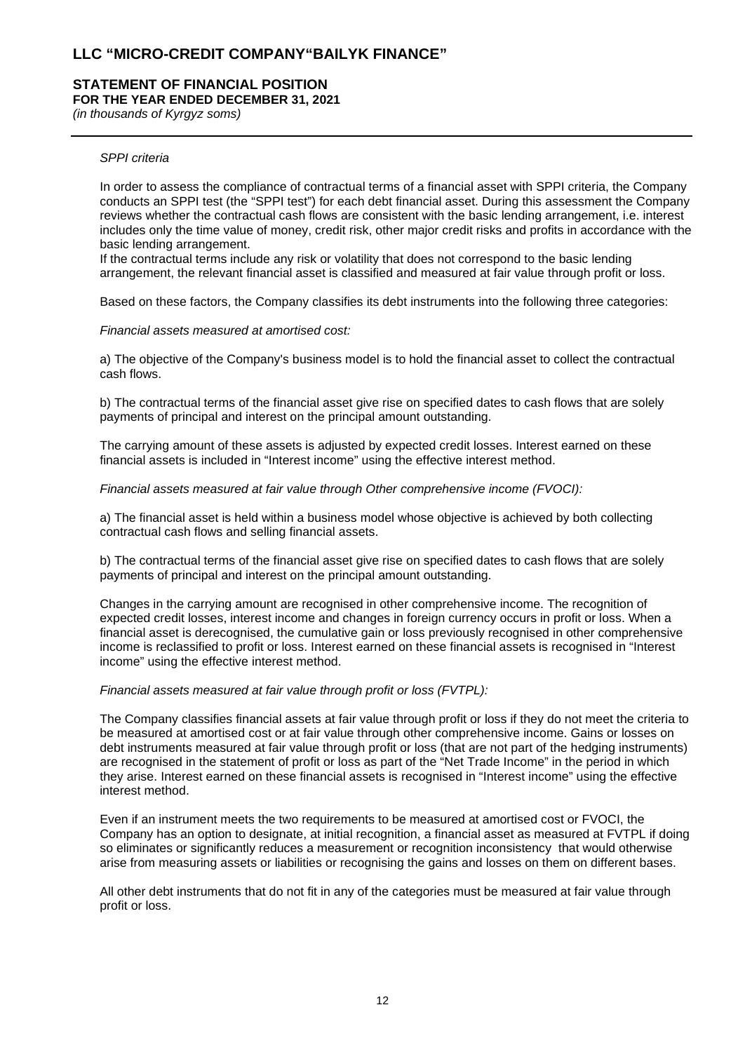*SPPI criteria*

In order to assess the compliance of contractual terms of a financial asset with SPPI criteria, the Company conducts an SPPI test (the "SPPI test") for each debt financial asset. During this assessment the Company reviews whether the contractual cash flows are consistent with the basic lending arrangement, i.e. interest includes only the time value of money, credit risk, other major credit risks and profits in accordance with the basic lending arrangement.
If the contractual terms include any risk or volatility that does not correspond to the basic lending arrangement, the relevant financial asset is classified and measured at fair value through profit or loss.

Based on these factors, the Company classifies its debt instruments into the following three categories:

*Financial assets measured at amortised cost:*

a) The objective of the Company's business model is to hold the financial asset to collect the contractual cash flows.

b) The contractual terms of the financial asset give rise on specified dates to cash flows that are solely payments of principal and interest on the principal amount outstanding.

The carrying amount of these assets is adjusted by expected credit losses. Interest earned on these financial assets is included in "Interest income" using the effective interest method.

*Financial assets measured at fair value through Other comprehensive income (FVOCI):*

a) The financial asset is held within a business model whose objective is achieved by both collecting contractual cash flows and selling financial assets.

b) The contractual terms of the financial asset give rise on specified dates to cash flows that are solely payments of principal and interest on the principal amount outstanding.

Changes in the carrying amount are recognised in other comprehensive income. The recognition of expected credit losses, interest income and changes in foreign currency occurs in profit or loss. When a financial asset is derecognised, the cumulative gain or loss previously recognised in other comprehensive income is reclassified to profit or loss. Interest earned on these financial assets is recognised in "Interest income" using the effective interest method.

*Financial assets measured at fair value through profit or loss (FVTPL):*

The Company classifies financial assets at fair value through profit or loss if they do not meet the criteria to be measured at amortised cost or at fair value through other comprehensive income. Gains or losses on debt instruments measured at fair value through profit or loss (that are not part of the hedging instruments) are recognised in the statement of profit or loss as part of the "Net Trade Income" in the period in which they arise. Interest earned on these financial assets is recognised in "Interest income" using the effective interest method.

Even if an instrument meets the two requirements to be measured at amortised cost or FVOCI, the Company has an option to designate, at initial recognition, a financial asset as measured at FVTPL if doing so eliminates or significantly reduces a measurement or recognition inconsistency that would otherwise arise from measuring assets or liabilities or recognising the gains and losses on them on different bases.

All other debt instruments that do not fit in any of the categories must be measured at fair value through profit or loss.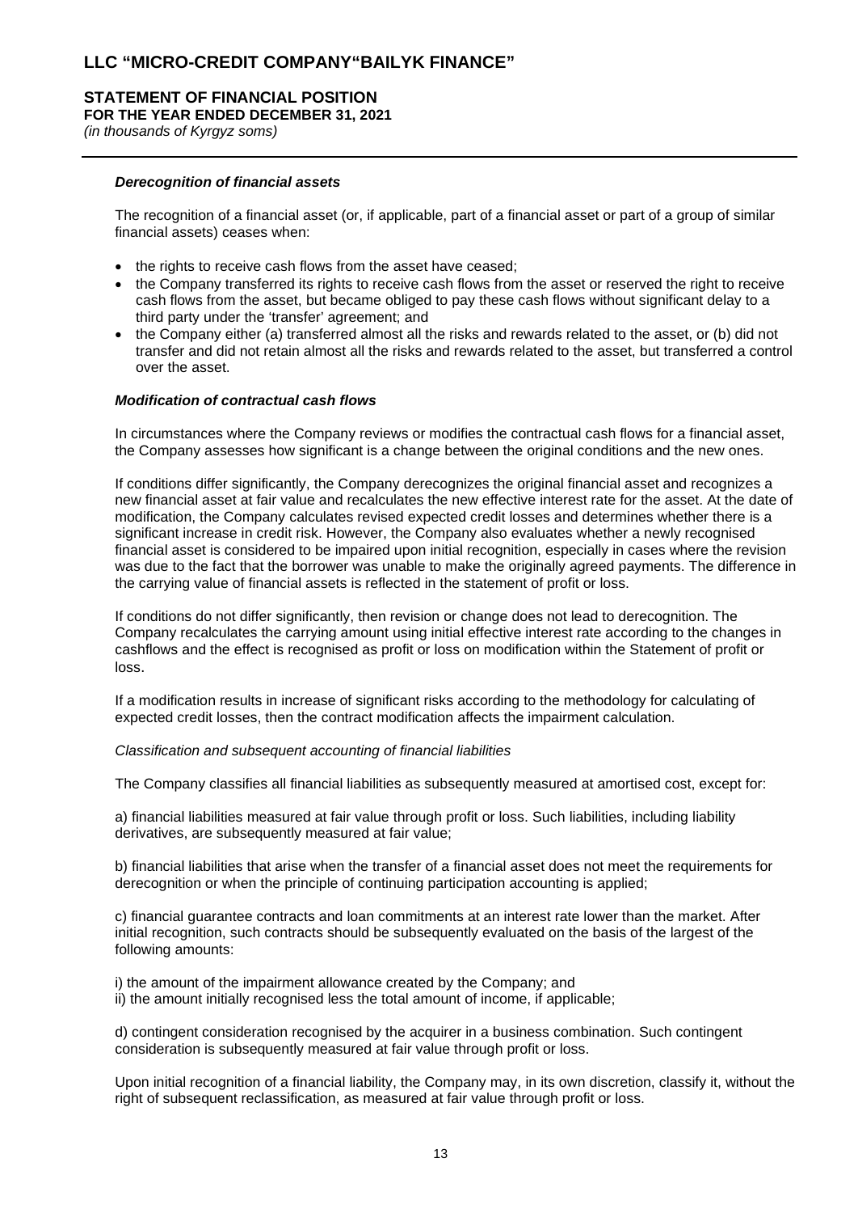### *Derecognition of financial assets*

The recognition of a financial asset (or, if applicable, part of a financial asset or part of a group of similar financial assets) ceases when:

- the rights to receive cash flows from the asset have ceased;
- the Company transferred its rights to receive cash flows from the asset or reserved the right to receive cash flows from the asset, but became obliged to pay these cash flows without significant delay to a third party under the 'transfer' agreement; and
- the Company either (a) transferred almost all the risks and rewards related to the asset, or (b) did not transfer and did not retain almost all the risks and rewards related to the asset, but transferred a control over the asset.

### *Modification of contractual cash flows*

In circumstances where the Company reviews or modifies the contractual cash flows for a financial asset, the Company assesses how significant is a change between the original conditions and the new ones.

If conditions differ significantly, the Company derecognizes the original financial asset and recognizes a new financial asset at fair value and recalculates the new effective interest rate for the asset. At the date of modification, the Company calculates revised expected credit losses and determines whether there is a significant increase in credit risk. However, the Company also evaluates whether a newly recognised financial asset is considered to be impaired upon initial recognition, especially in cases where the revision was due to the fact that the borrower was unable to make the originally agreed payments. The difference in the carrying value of financial assets is reflected in the statement of profit or loss.

If conditions do not differ significantly, then revision or change does not lead to derecognition. The Company recalculates the carrying amount using initial effective interest rate according to the changes in cashflows and the effect is recognised as profit or loss on modification within the Statement of profit or loss.

If a modification results in increase of significant risks according to the methodology for calculating of expected credit losses, then the contract modification affects the impairment calculation.

*Classification and subsequent accounting of financial liabilities*

The Company classifies all financial liabilities as subsequently measured at amortised cost, except for:

a) financial liabilities measured at fair value through profit or loss. Such liabilities, including liability derivatives, are subsequently measured at fair value;

b) financial liabilities that arise when the transfer of a financial asset does not meet the requirements for derecognition or when the principle of continuing participation accounting is applied;

c) financial guarantee contracts and loan commitments at an interest rate lower than the market. After initial recognition, such contracts should be subsequently evaluated on the basis of the largest of the following amounts:

i) the amount of the impairment allowance created by the Company; and
ii) the amount initially recognised less the total amount of income, if applicable;

d) contingent consideration recognised by the acquirer in a business combination. Such contingent consideration is subsequently measured at fair value through profit or loss.

Upon initial recognition of a financial liability, the Company may, in its own discretion, classify it, without the right of subsequent reclassification, as measured at fair value through profit or loss.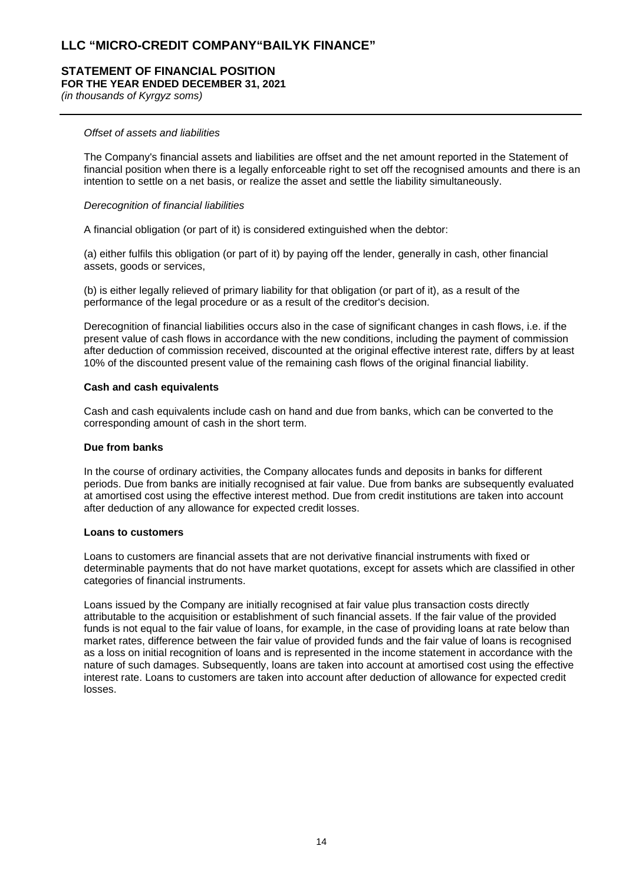*Offset of assets and liabilities*

The Company's financial assets and liabilities are offset and the net amount reported in the Statement of financial position when there is a legally enforceable right to set off the recognised amounts and there is an intention to settle on a net basis, or realize the asset and settle the liability simultaneously.

*Derecognition of financial liabilities*

A financial obligation (or part of it) is considered extinguished when the debtor:

(a) either fulfils this obligation (or part of it) by paying off the lender, generally in cash, other financial assets, goods or services,

(b) is either legally relieved of primary liability for that obligation (or part of it), as a result of the performance of the legal procedure or as a result of the creditor's decision.

Derecognition of financial liabilities occurs also in the case of significant changes in cash flows, i.e. if the present value of cash flows in accordance with the new conditions, including the payment of commission after deduction of commission received, discounted at the original effective interest rate, differs by at least 10% of the discounted present value of the remaining cash flows of the original financial liability.

**Cash and cash equivalents**

Cash and cash equivalents include cash on hand and due from banks, which can be converted to the corresponding amount of cash in the short term.

**Due from banks**

In the course of ordinary activities, the Company allocates funds and deposits in banks for different periods. Due from banks are initially recognised at fair value. Due from banks are subsequently evaluated at amortised cost using the effective interest method. Due from credit institutions are taken into account after deduction of any allowance for expected credit losses.

**Loans to customers**

Loans to customers are financial assets that are not derivative financial instruments with fixed or determinable payments that do not have market quotations, except for assets which are classified in other categories of financial instruments.

Loans issued by the Company are initially recognised at fair value plus transaction costs directly attributable to the acquisition or establishment of such financial assets. If the fair value of the provided funds is not equal to the fair value of loans, for example, in the case of providing loans at rate below than market rates, difference between the fair value of provided funds and the fair value of loans is recognised as a loss on initial recognition of loans and is represented in the income statement in accordance with the nature of such damages. Subsequently, loans are taken into account at amortised cost using the effective interest rate. Loans to customers are taken into account after deduction of allowance for expected credit losses.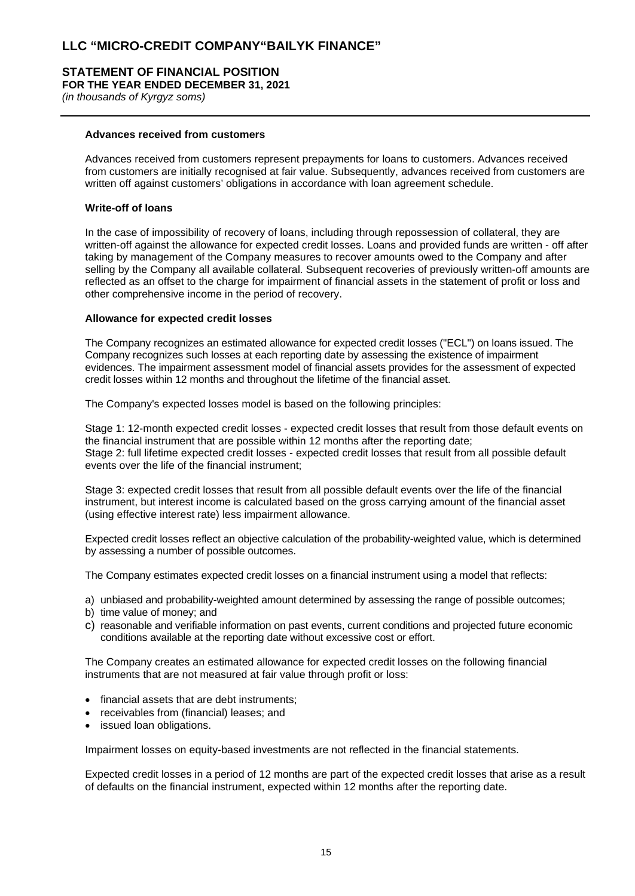### Advances received from customers

Advances received from customers represent prepayments for loans to customers. Advances received from customers are initially recognised at fair value. Subsequently, advances received from customers are written off against customers' obligations in accordance with loan agreement schedule.

### Write-off of loans

In the case of impossibility of recovery of loans, including through repossession of collateral, they are written-off against the allowance for expected credit losses. Loans and provided funds are written - off after taking by management of the Company measures to recover amounts owed to the Company and after selling by the Company all available collateral. Subsequent recoveries of previously written-off amounts are reflected as an offset to the charge for impairment of financial assets in the statement of profit or loss and other comprehensive income in the period of recovery.

### Allowance for expected credit losses

The Company recognizes an estimated allowance for expected credit losses ("ECL") on loans issued. The Company recognizes such losses at each reporting date by assessing the existence of impairment evidences. The impairment assessment model of financial assets provides for the assessment of expected credit losses within 12 months and throughout the lifetime of the financial asset.

The Company's expected losses model is based on the following principles:

Stage 1: 12-month expected credit losses - expected credit losses that result from those default events on the financial instrument that are possible within 12 months after the reporting date;
Stage 2: full lifetime expected credit losses - expected credit losses that result from all possible default events over the life of the financial instrument;

Stage 3: expected credit losses that result from all possible default events over the life of the financial instrument, but interest income is calculated based on the gross carrying amount of the financial asset (using effective interest rate) less impairment allowance.

Expected credit losses reflect an objective calculation of the probability-weighted value, which is determined by assessing a number of possible outcomes.

The Company estimates expected credit losses on a financial instrument using a model that reflects:

a) unbiased and probability-weighted amount determined by assessing the range of possible outcomes;
b) time value of money; and
c) reasonable and verifiable information on past events, current conditions and projected future economic conditions available at the reporting date without excessive cost or effort.

The Company creates an estimated allowance for expected credit losses on the following financial instruments that are not measured at fair value through profit or loss:

- financial assets that are debt instruments;
- receivables from (financial) leases; and
- issued loan obligations.

Impairment losses on equity-based investments are not reflected in the financial statements.

Expected credit losses in a period of 12 months are part of the expected credit losses that arise as a result of defaults on the financial instrument, expected within 12 months after the reporting date.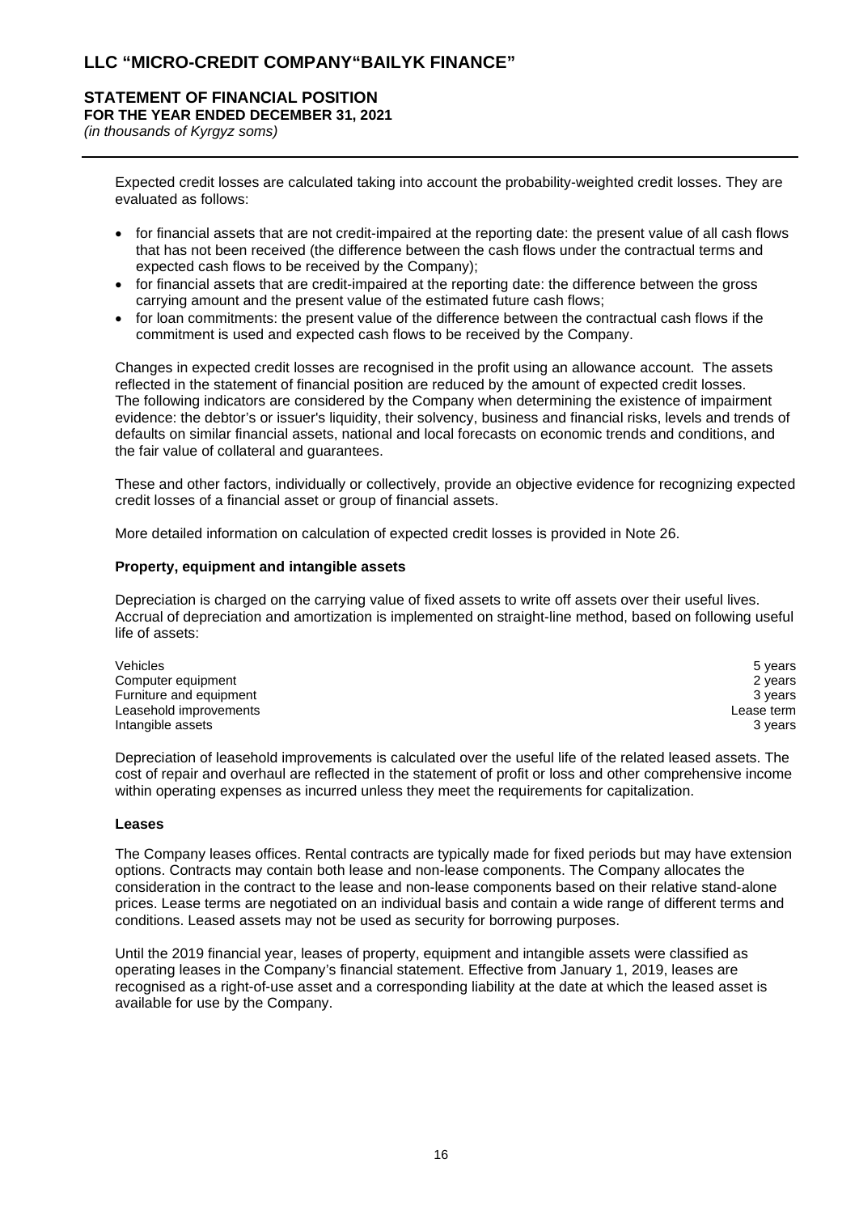Expected credit losses are calculated taking into account the probability-weighted credit losses. They are evaluated as follows:

- for financial assets that are not credit-impaired at the reporting date: the present value of all cash flows that has not been received (the difference between the cash flows under the contractual terms and expected cash flows to be received by the Company);
- for financial assets that are credit-impaired at the reporting date: the difference between the gross carrying amount and the present value of the estimated future cash flows;
- for loan commitments: the present value of the difference between the contractual cash flows if the commitment is used and expected cash flows to be received by the Company.

Changes in expected credit losses are recognised in the profit using an allowance account. The assets reflected in the statement of financial position are reduced by the amount of expected credit losses. The following indicators are considered by the Company when determining the existence of impairment evidence: the debtor's or issuer's liquidity, their solvency, business and financial risks, levels and trends of defaults on similar financial assets, national and local forecasts on economic trends and conditions, and the fair value of collateral and guarantees.

These and other factors, individually or collectively, provide an objective evidence for recognizing expected credit losses of a financial asset or group of financial assets.

More detailed information on calculation of expected credit losses is provided in Note 26.

**Property, equipment and intangible assets**

Depreciation is charged on the carrying value of fixed assets to write off assets over their useful lives. Accrual of depreciation and amortization is implemented on straight-line method, based on following useful life of assets:

| | |
|---|---|
| Vehicles | 5 years |
| Computer equipment | 2 years |
| Furniture and equipment | 3 years |
| Leasehold improvements | Lease term |
| Intangible assets | 3 years |

Depreciation of leasehold improvements is calculated over the useful life of the related leased assets. The cost of repair and overhaul are reflected in the statement of profit or loss and other comprehensive income within operating expenses as incurred unless they meet the requirements for capitalization.

**Leases**

The Company leases offices. Rental contracts are typically made for fixed periods but may have extension options. Contracts may contain both lease and non-lease components. The Company allocates the consideration in the contract to the lease and non-lease components based on their relative stand-alone prices. Lease terms are negotiated on an individual basis and contain a wide range of different terms and conditions. Leased assets may not be used as security for borrowing purposes.

Until the 2019 financial year, leases of property, equipment and intangible assets were classified as operating leases in the Company's financial statement. Effective from January 1, 2019, leases are recognised as a right-of-use asset and a corresponding liability at the date at which the leased asset is available for use by the Company.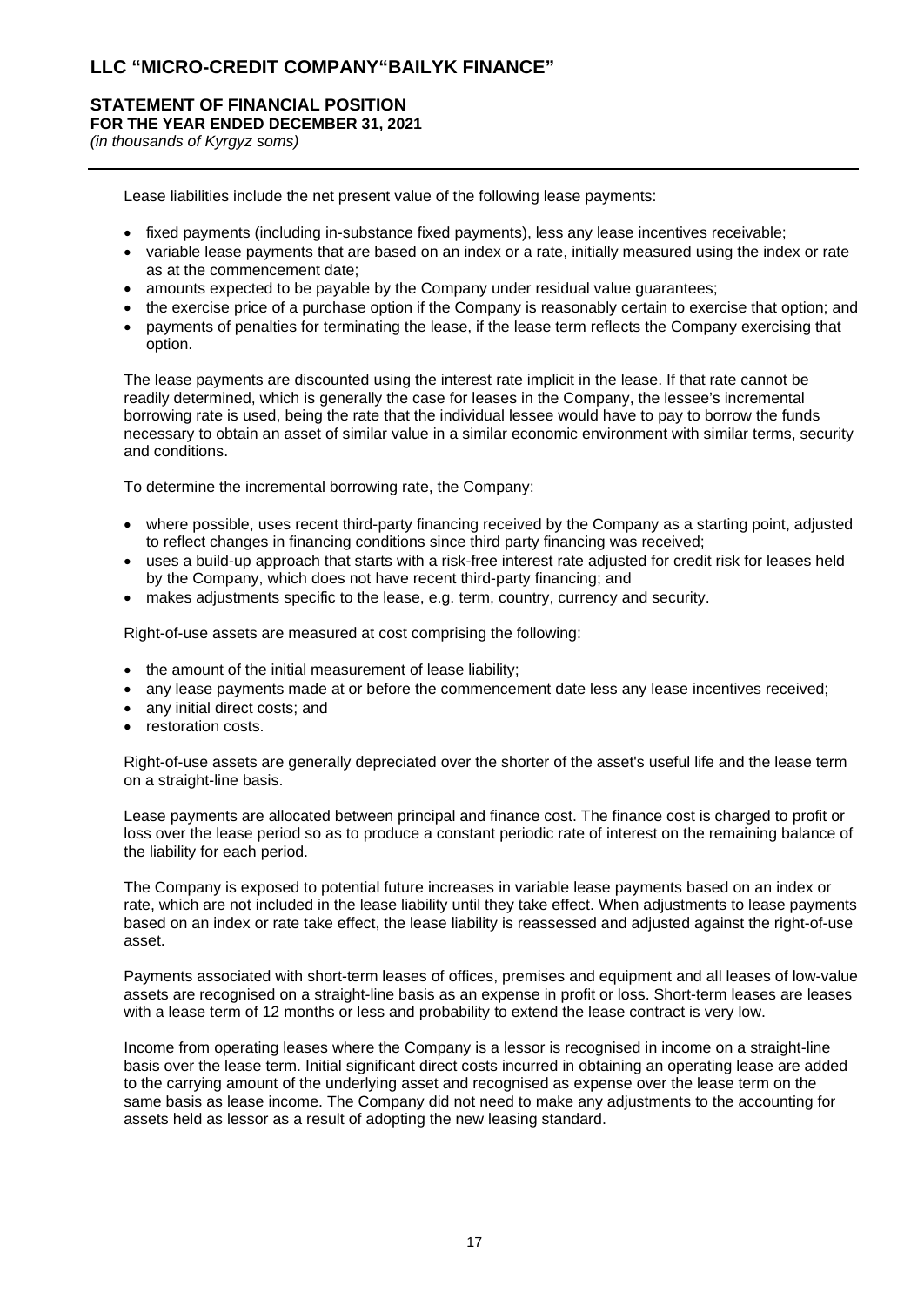Lease liabilities include the net present value of the following lease payments:

- fixed payments (including in-substance fixed payments), less any lease incentives receivable;
- variable lease payments that are based on an index or a rate, initially measured using the index or rate as at the commencement date;
- amounts expected to be payable by the Company under residual value guarantees;
- the exercise price of a purchase option if the Company is reasonably certain to exercise that option; and
- payments of penalties for terminating the lease, if the lease term reflects the Company exercising that option.

The lease payments are discounted using the interest rate implicit in the lease. If that rate cannot be readily determined, which is generally the case for leases in the Company, the lessee's incremental borrowing rate is used, being the rate that the individual lessee would have to pay to borrow the funds necessary to obtain an asset of similar value in a similar economic environment with similar terms, security and conditions.

To determine the incremental borrowing rate, the Company:

- where possible, uses recent third-party financing received by the Company as a starting point, adjusted to reflect changes in financing conditions since third party financing was received;
- uses a build-up approach that starts with a risk-free interest rate adjusted for credit risk for leases held by the Company, which does not have recent third-party financing; and
- makes adjustments specific to the lease, e.g. term, country, currency and security.

Right-of-use assets are measured at cost comprising the following:

- the amount of the initial measurement of lease liability;
- any lease payments made at or before the commencement date less any lease incentives received;
- any initial direct costs; and
- restoration costs.

Right-of-use assets are generally depreciated over the shorter of the asset's useful life and the lease term on a straight-line basis.

Lease payments are allocated between principal and finance cost. The finance cost is charged to profit or loss over the lease period so as to produce a constant periodic rate of interest on the remaining balance of the liability for each period.

The Company is exposed to potential future increases in variable lease payments based on an index or rate, which are not included in the lease liability until they take effect. When adjustments to lease payments based on an index or rate take effect, the lease liability is reassessed and adjusted against the right-of-use asset.

Payments associated with short-term leases of offices, premises and equipment and all leases of low-value assets are recognised on a straight-line basis as an expense in profit or loss. Short-term leases are leases with a lease term of 12 months or less and probability to extend the lease contract is very low.

Income from operating leases where the Company is a lessor is recognised in income on a straight-line basis over the lease term. Initial significant direct costs incurred in obtaining an operating lease are added to the carrying amount of the underlying asset and recognised as expense over the lease term on the same basis as lease income. The Company did not need to make any adjustments to the accounting for assets held as lessor as a result of adopting the new leasing standard.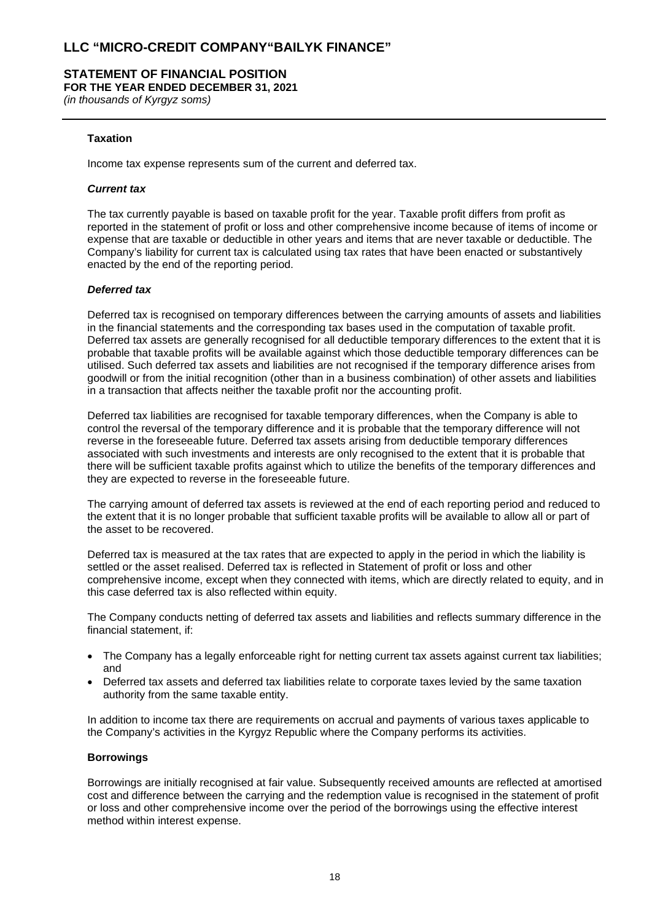**Taxation**

Income tax expense represents sum of the current and deferred tax.

***Current tax***

The tax currently payable is based on taxable profit for the year. Taxable profit differs from profit as reported in the statement of profit or loss and other comprehensive income because of items of income or expense that are taxable or deductible in other years and items that are never taxable or deductible. The Company's liability for current tax is calculated using tax rates that have been enacted or substantively enacted by the end of the reporting period.

***Deferred tax***

Deferred tax is recognised on temporary differences between the carrying amounts of assets and liabilities in the financial statements and the corresponding tax bases used in the computation of taxable profit. Deferred tax assets are generally recognised for all deductible temporary differences to the extent that it is probable that taxable profits will be available against which those deductible temporary differences can be utilised. Such deferred tax assets and liabilities are not recognised if the temporary difference arises from goodwill or from the initial recognition (other than in a business combination) of other assets and liabilities in a transaction that affects neither the taxable profit nor the accounting profit.

Deferred tax liabilities are recognised for taxable temporary differences, when the Company is able to control the reversal of the temporary difference and it is probable that the temporary difference will not reverse in the foreseeable future. Deferred tax assets arising from deductible temporary differences associated with such investments and interests are only recognised to the extent that it is probable that there will be sufficient taxable profits against which to utilize the benefits of the temporary differences and they are expected to reverse in the foreseeable future.

The carrying amount of deferred tax assets is reviewed at the end of each reporting period and reduced to the extent that it is no longer probable that sufficient taxable profits will be available to allow all or part of the asset to be recovered.

Deferred tax is measured at the tax rates that are expected to apply in the period in which the liability is settled or the asset realised. Deferred tax is reflected in Statement of profit or loss and other comprehensive income, except when they connected with items, which are directly related to equity, and in this case deferred tax is also reflected within equity.

The Company conducts netting of deferred tax assets and liabilities and reflects summary difference in the financial statement, if:

- The Company has a legally enforceable right for netting current tax assets against current tax liabilities; and
- Deferred tax assets and deferred tax liabilities relate to corporate taxes levied by the same taxation authority from the same taxable entity.

In addition to income tax there are requirements on accrual and payments of various taxes applicable to the Company's activities in the Kyrgyz Republic where the Company performs its activities.

**Borrowings**

Borrowings are initially recognised at fair value. Subsequently received amounts are reflected at amortised cost and difference between the carrying and the redemption value is recognised in the statement of profit or loss and other comprehensive income over the period of the borrowings using the effective interest method within interest expense.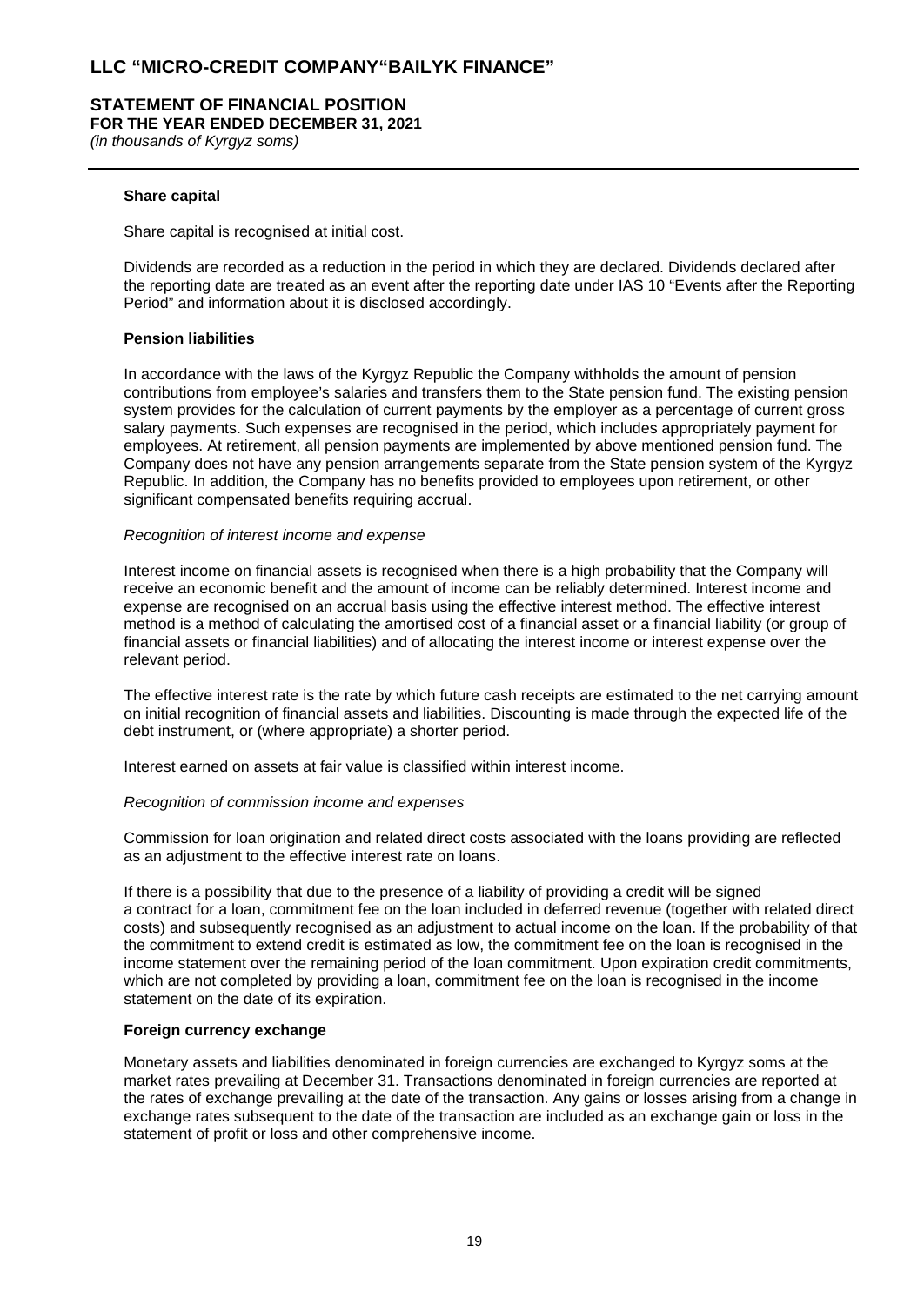### Share capital

Share capital is recognised at initial cost.

Dividends are recorded as a reduction in the period in which they are declared. Dividends declared after the reporting date are treated as an event after the reporting date under IAS 10 "Events after the Reporting Period" and information about it is disclosed accordingly.

### Pension liabilities

In accordance with the laws of the Kyrgyz Republic the Company withholds the amount of pension contributions from employee's salaries and transfers them to the State pension fund. The existing pension system provides for the calculation of current payments by the employer as a percentage of current gross salary payments. Such expenses are recognised in the period, which includes appropriately payment for employees. At retirement, all pension payments are implemented by above mentioned pension fund. The Company does not have any pension arrangements separate from the State pension system of the Kyrgyz Republic. In addition, the Company has no benefits provided to employees upon retirement, or other significant compensated benefits requiring accrual.

*Recognition of interest income and expense*

Interest income on financial assets is recognised when there is a high probability that the Company will receive an economic benefit and the amount of income can be reliably determined. Interest income and expense are recognised on an accrual basis using the effective interest method. The effective interest method is a method of calculating the amortised cost of a financial asset or a financial liability (or group of financial assets or financial liabilities) and of allocating the interest income or interest expense over the relevant period.

The effective interest rate is the rate by which future cash receipts are estimated to the net carrying amount on initial recognition of financial assets and liabilities. Discounting is made through the expected life of the debt instrument, or (where appropriate) a shorter period.

Interest earned on assets at fair value is classified within interest income.

*Recognition of commission income and expenses*

Commission for loan origination and related direct costs associated with the loans providing are reflected as an adjustment to the effective interest rate on loans.

If there is a possibility that due to the presence of a liability of providing a credit will be signed a contract for a loan, commitment fee on the loan included in deferred revenue (together with related direct costs) and subsequently recognised as an adjustment to actual income on the loan. If the probability of that the commitment to extend credit is estimated as low, the commitment fee on the loan is recognised in the income statement over the remaining period of the loan commitment. Upon expiration credit commitments, which are not completed by providing a loan, commitment fee on the loan is recognised in the income statement on the date of its expiration.

### Foreign currency exchange

Monetary assets and liabilities denominated in foreign currencies are exchanged to Kyrgyz soms at the market rates prevailing at December 31. Transactions denominated in foreign currencies are reported at the rates of exchange prevailing at the date of the transaction. Any gains or losses arising from a change in exchange rates subsequent to the date of the transaction are included as an exchange gain or loss in the statement of profit or loss and other comprehensive income.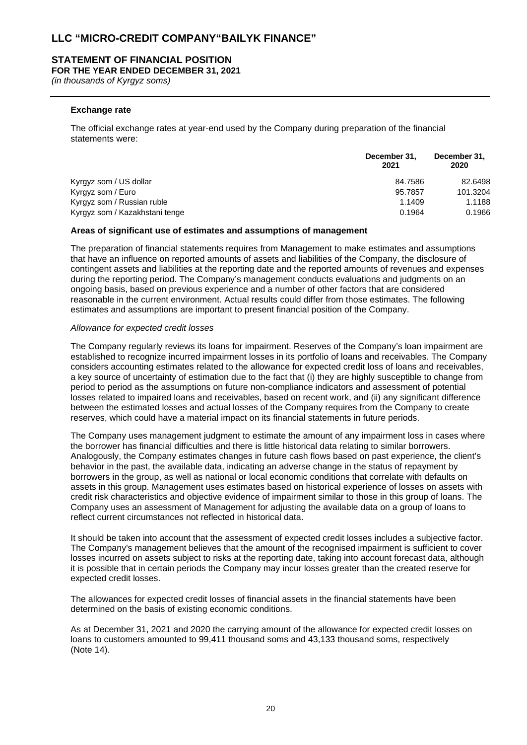# LLC "MICRO-CREDIT COMPANY"BAILYK FINANCE"

## STATEMENT OF FINANCIAL POSITION

**FOR THE YEAR ENDED DECEMBER 31, 2021**

*(in thousands of Kyrgyz soms)*

### Exchange rate

The official exchange rates at year-end used by the Company during preparation of the financial statements were:

| | December 31, 2021 | December 31, 2020 |
|---|---|---|
| Kyrgyz som / US dollar | 84.7586 | 82.6498 |
| Kyrgyz som / Euro | 95.7857 | 101.3204 |
| Kyrgyz som / Russian ruble | 1.1409 | 1.1188 |
| Kyrgyz som / Kazakhstani tenge | 0.1964 | 0.1966 |

### Areas of significant use of estimates and assumptions of management

The preparation of financial statements requires from Management to make estimates and assumptions that have an influence on reported amounts of assets and liabilities of the Company, the disclosure of contingent assets and liabilities at the reporting date and the reported amounts of revenues and expenses during the reporting period. The Company's management conducts evaluations and judgments on an ongoing basis, based on previous experience and a number of other factors that are considered reasonable in the current environment. Actual results could differ from those estimates. The following estimates and assumptions are important to present financial position of the Company.

*Allowance for expected credit losses*

The Company regularly reviews its loans for impairment. Reserves of the Company's loan impairment are established to recognize incurred impairment losses in its portfolio of loans and receivables. The Company considers accounting estimates related to the allowance for expected credit loss of loans and receivables, a key source of uncertainty of estimation due to the fact that (i) they are highly susceptible to change from period to period as the assumptions on future non-compliance indicators and assessment of potential losses related to impaired loans and receivables, based on recent work, and (ii) any significant difference between the estimated losses and actual losses of the Company requires from the Company to create reserves, which could have a material impact on its financial statements in future periods.

The Company uses management judgment to estimate the amount of any impairment loss in cases where the borrower has financial difficulties and there is little historical data relating to similar borrowers. Analogously, the Company estimates changes in future cash flows based on past experience, the client's behavior in the past, the available data, indicating an adverse change in the status of repayment by borrowers in the group, as well as national or local economic conditions that correlate with defaults on assets in this group. Management uses estimates based on historical experience of losses on assets with credit risk characteristics and objective evidence of impairment similar to those in this group of loans. The Company uses an assessment of Management for adjusting the available data on a group of loans to reflect current circumstances not reflected in historical data.

It should be taken into account that the assessment of expected credit losses includes a subjective factor. The Company's management believes that the amount of the recognised impairment is sufficient to cover losses incurred on assets subject to risks at the reporting date, taking into account forecast data, although it is possible that in certain periods the Company may incur losses greater than the created reserve for expected credit losses.

The allowances for expected credit losses of financial assets in the financial statements have been determined on the basis of existing economic conditions.

As at December 31, 2021 and 2020 the carrying amount of the allowance for expected credit losses on loans to customers amounted to 99,411 thousand soms and 43,133 thousand soms, respectively (Note 14).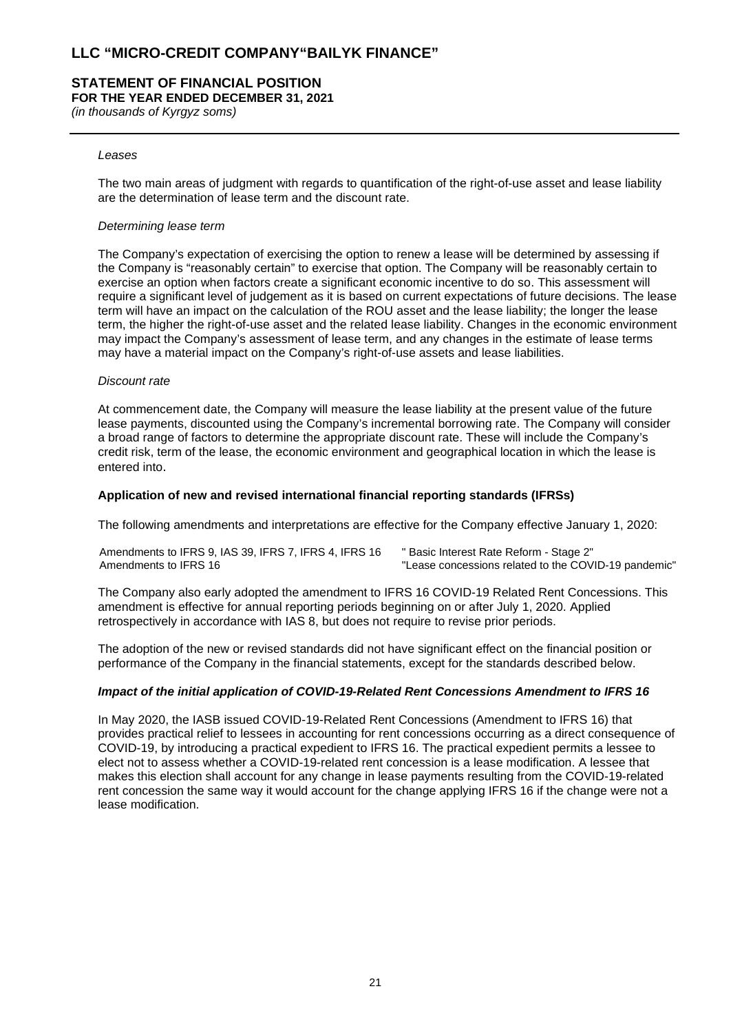*Leases*

The two main areas of judgment with regards to quantification of the right-of-use asset and lease liability are the determination of lease term and the discount rate.

*Determining lease term*

The Company's expectation of exercising the option to renew a lease will be determined by assessing if the Company is "reasonably certain" to exercise that option. The Company will be reasonably certain to exercise an option when factors create a significant economic incentive to do so. This assessment will require a significant level of judgement as it is based on current expectations of future decisions. The lease term will have an impact on the calculation of the ROU asset and the lease liability; the longer the lease term, the higher the right-of-use asset and the related lease liability. Changes in the economic environment may impact the Company's assessment of lease term, and any changes in the estimate of lease terms may have a material impact on the Company's right-of-use assets and lease liabilities.

*Discount rate*

At commencement date, the Company will measure the lease liability at the present value of the future lease payments, discounted using the Company's incremental borrowing rate. The Company will consider a broad range of factors to determine the appropriate discount rate. These will include the Company's credit risk, term of the lease, the economic environment and geographical location in which the lease is entered into.

**Application of new and revised international financial reporting standards (IFRSs)**

The following amendments and interpretations are effective for the Company effective January 1, 2020:

| | |
|---|---|
| Amendments to IFRS 9, IAS 39, IFRS 7, IFRS 4, IFRS 16 | " Basic Interest Rate Reform - Stage 2" |
| Amendments to IFRS 16 | "Lease concessions related to the COVID-19 pandemic" |

The Company also early adopted the amendment to IFRS 16 COVID-19 Related Rent Concessions. This amendment is effective for annual reporting periods beginning on or after July 1, 2020. Applied retrospectively in accordance with IAS 8, but does not require to revise prior periods.

The adoption of the new or revised standards did not have significant effect on the financial position or performance of the Company in the financial statements, except for the standards described below.

***Impact of the initial application of COVID-19-Related Rent Concessions Amendment to IFRS 16***

In May 2020, the IASB issued COVID-19-Related Rent Concessions (Amendment to IFRS 16) that provides practical relief to lessees in accounting for rent concessions occurring as a direct consequence of COVID-19, by introducing a practical expedient to IFRS 16. The practical expedient permits a lessee to elect not to assess whether a COVID-19-related rent concession is a lease modification. A lessee that makes this election shall account for any change in lease payments resulting from the COVID-19-related rent concession the same way it would account for the change applying IFRS 16 if the change were not a lease modification.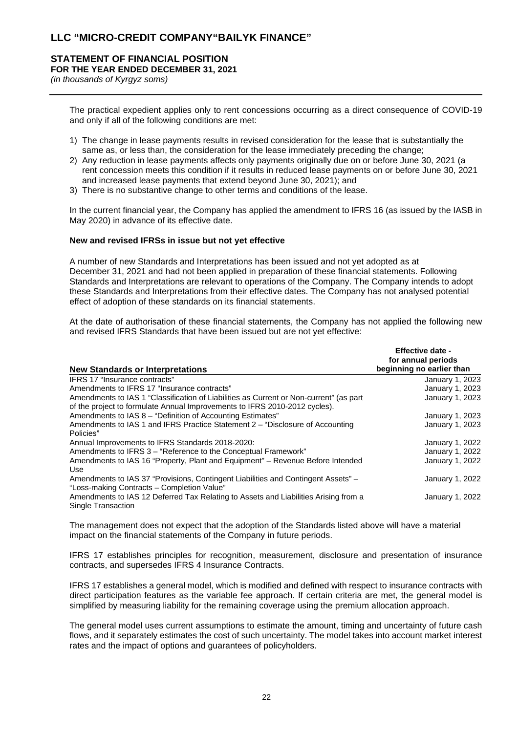The practical expedient applies only to rent concessions occurring as a direct consequence of COVID-19 and only if all of the following conditions are met:

1) The change in lease payments results in revised consideration for the lease that is substantially the same as, or less than, the consideration for the lease immediately preceding the change;
2) Any reduction in lease payments affects only payments originally due on or before June 30, 2021 (a rent concession meets this condition if it results in reduced lease payments on or before June 30, 2021 and increased lease payments that extend beyond June 30, 2021); and
3) There is no substantive change to other terms and conditions of the lease.

In the current financial year, the Company has applied the amendment to IFRS 16 (as issued by the IASB in May 2020) in advance of its effective date.

**New and revised IFRSs in issue but not yet effective**

A number of new Standards and Interpretations has been issued and not yet adopted as at December 31, 2021 and had not been applied in preparation of these financial statements. Following Standards and Interpretations are relevant to operations of the Company. The Company intends to adopt these Standards and Interpretations from their effective dates. The Company has not analysed potential effect of adoption of these standards on its financial statements.

At the date of authorisation of these financial statements, the Company has not applied the following new and revised IFRS Standards that have been issued but are not yet effective:

| New Standards or Interpretations | Effective date - for annual periods beginning no earlier than |
|---|---|
| IFRS 17 "Insurance contracts" | January 1, 2023 |
| Amendments to IFRS 17 "Insurance contracts" | January 1, 2023 |
| Amendments to IAS 1 "Classification of Liabilities as Current or Non-current" (as part of the project to formulate Annual Improvements to IFRS 2010-2012 cycles). | January 1, 2023 |
| Amendments to IAS 8 – "Definition of Accounting Estimates" | January 1, 2023 |
| Amendments to IAS 1 and IFRS Practice Statement 2 – "Disclosure of Accounting Policies" | January 1, 2023 |
| Annual Improvements to IFRS Standards 2018-2020: | January 1, 2022 |
| Amendments to IFRS 3 – "Reference to the Conceptual Framework" | January 1, 2022 |
| Amendments to IAS 16 "Property, Plant and Equipment" – Revenue Before Intended Use | January 1, 2022 |
| Amendments to IAS 37 "Provisions, Contingent Liabilities and Contingent Assets" – "Loss-making Contracts – Completion Value" | January 1, 2022 |
| Amendments to IAS 12 Deferred Tax Relating to Assets and Liabilities Arising from a Single Transaction | January 1, 2022 |

The management does not expect that the adoption of the Standards listed above will have a material impact on the financial statements of the Company in future periods.

IFRS 17 establishes principles for recognition, measurement, disclosure and presentation of insurance contracts, and supersedes IFRS 4 Insurance Contracts.

IFRS 17 establishes a general model, which is modified and defined with respect to insurance contracts with direct participation features as the variable fee approach. If certain criteria are met, the general model is simplified by measuring liability for the remaining coverage using the premium allocation approach.

The general model uses current assumptions to estimate the amount, timing and uncertainty of future cash flows, and it separately estimates the cost of such uncertainty. The model takes into account market interest rates and the impact of options and guarantees of policyholders.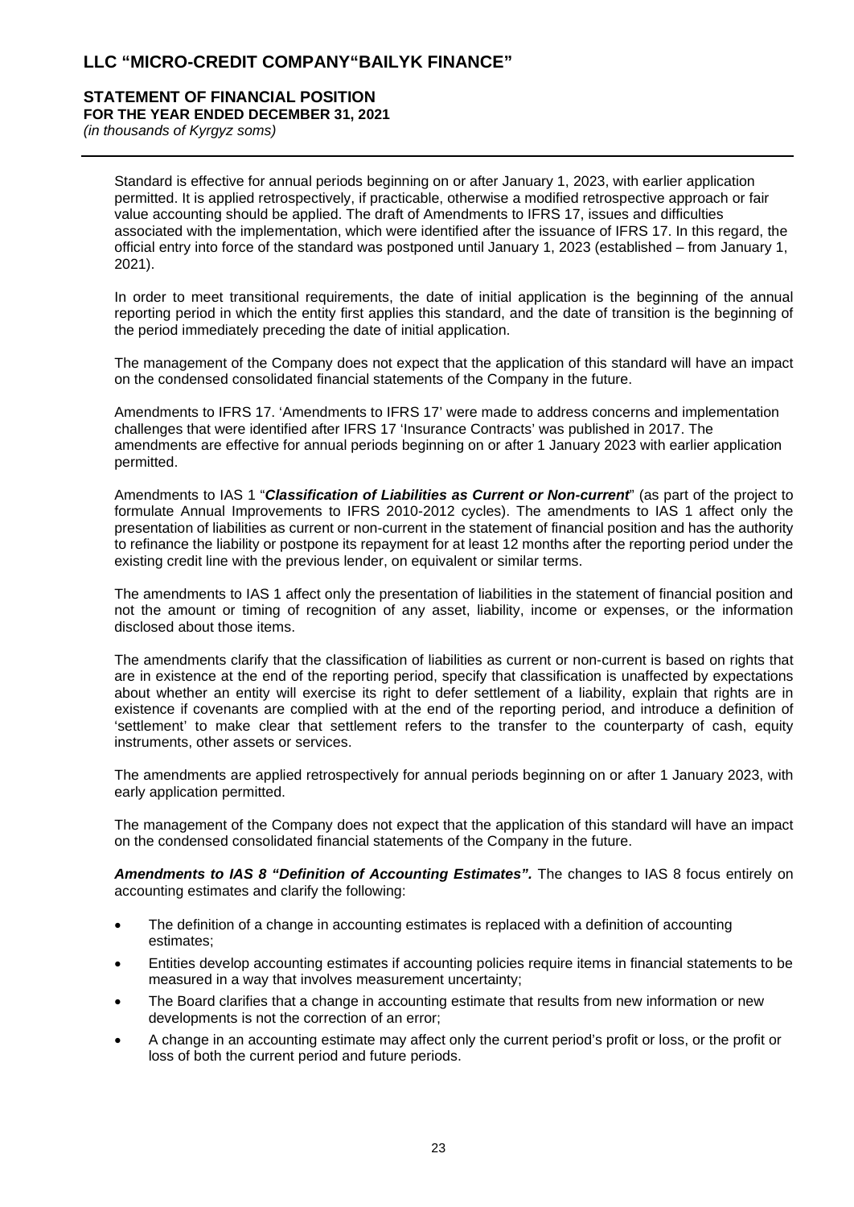Standard is effective for annual periods beginning on or after January 1, 2023, with earlier application permitted. It is applied retrospectively, if practicable, otherwise a modified retrospective approach or fair value accounting should be applied. The draft of Amendments to IFRS 17, issues and difficulties associated with the implementation, which were identified after the issuance of IFRS 17. In this regard, the official entry into force of the standard was postponed until January 1, 2023 (established – from January 1, 2021).

In order to meet transitional requirements, the date of initial application is the beginning of the annual reporting period in which the entity first applies this standard, and the date of transition is the beginning of the period immediately preceding the date of initial application.

The management of the Company does not expect that the application of this standard will have an impact on the condensed consolidated financial statements of the Company in the future.

Amendments to IFRS 17. 'Amendments to IFRS 17' were made to address concerns and implementation challenges that were identified after IFRS 17 'Insurance Contracts' was published in 2017. The amendments are effective for annual periods beginning on or after 1 January 2023 with earlier application permitted.

Amendments to IAS 1 "***Classification of Liabilities as Current or Non-current***" (as part of the project to formulate Annual Improvements to IFRS 2010-2012 cycles). The amendments to IAS 1 affect only the presentation of liabilities as current or non-current in the statement of financial position and has the authority to refinance the liability or postpone its repayment for at least 12 months after the reporting period under the existing credit line with the previous lender, on equivalent or similar terms.

The amendments to IAS 1 affect only the presentation of liabilities in the statement of financial position and not the amount or timing of recognition of any asset, liability, income or expenses, or the information disclosed about those items.

The amendments clarify that the classification of liabilities as current or non-current is based on rights that are in existence at the end of the reporting period, specify that classification is unaffected by expectations about whether an entity will exercise its right to defer settlement of a liability, explain that rights are in existence if covenants are complied with at the end of the reporting period, and introduce a definition of 'settlement' to make clear that settlement refers to the transfer to the counterparty of cash, equity instruments, other assets or services.

The amendments are applied retrospectively for annual periods beginning on or after 1 January 2023, with early application permitted.

The management of the Company does not expect that the application of this standard will have an impact on the condensed consolidated financial statements of the Company in the future.

***Amendments to IAS 8 "Definition of Accounting Estimates".*** The changes to IAS 8 focus entirely on accounting estimates and clarify the following:

- The definition of a change in accounting estimates is replaced with a definition of accounting estimates;
- Entities develop accounting estimates if accounting policies require items in financial statements to be measured in a way that involves measurement uncertainty;
- The Board clarifies that a change in accounting estimate that results from new information or new developments is not the correction of an error;
- A change in an accounting estimate may affect only the current period's profit or loss, or the profit or loss of both the current period and future periods.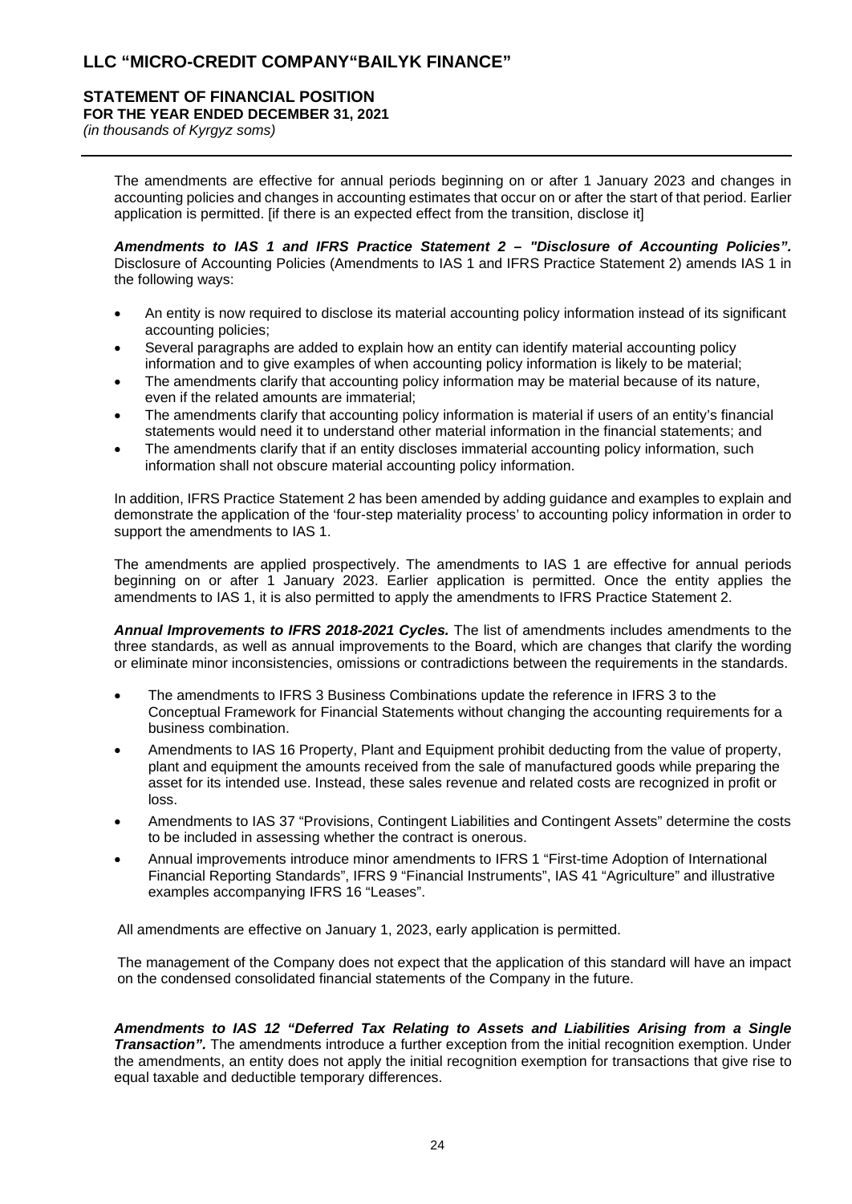The amendments are effective for annual periods beginning on or after 1 January 2023 and changes in accounting policies and changes in accounting estimates that occur on or after the start of that period. Earlier application is permitted. [if there is an expected effect from the transition, disclose it]

***Amendments to IAS 1 and IFRS Practice Statement 2 – "Disclosure of Accounting Policies".*** Disclosure of Accounting Policies (Amendments to IAS 1 and IFRS Practice Statement 2) amends IAS 1 in the following ways:

- An entity is now required to disclose its material accounting policy information instead of its significant accounting policies;
- Several paragraphs are added to explain how an entity can identify material accounting policy information and to give examples of when accounting policy information is likely to be material;
- The amendments clarify that accounting policy information may be material because of its nature, even if the related amounts are immaterial;
- The amendments clarify that accounting policy information is material if users of an entity's financial statements would need it to understand other material information in the financial statements; and
- The amendments clarify that if an entity discloses immaterial accounting policy information, such information shall not obscure material accounting policy information.

In addition, IFRS Practice Statement 2 has been amended by adding guidance and examples to explain and demonstrate the application of the 'four-step materiality process' to accounting policy information in order to support the amendments to IAS 1.

The amendments are applied prospectively. The amendments to IAS 1 are effective for annual periods beginning on or after 1 January 2023. Earlier application is permitted. Once the entity applies the amendments to IAS 1, it is also permitted to apply the amendments to IFRS Practice Statement 2.

***Annual Improvements to IFRS 2018-2021 Cycles.*** The list of amendments includes amendments to the three standards, as well as annual improvements to the Board, which are changes that clarify the wording or eliminate minor inconsistencies, omissions or contradictions between the requirements in the standards.

- The amendments to IFRS 3 Business Combinations update the reference in IFRS 3 to the Conceptual Framework for Financial Statements without changing the accounting requirements for a business combination.
- Amendments to IAS 16 Property, Plant and Equipment prohibit deducting from the value of property, plant and equipment the amounts received from the sale of manufactured goods while preparing the asset for its intended use. Instead, these sales revenue and related costs are recognized in profit or loss.
- Amendments to IAS 37 "Provisions, Contingent Liabilities and Contingent Assets" determine the costs to be included in assessing whether the contract is onerous.
- Annual improvements introduce minor amendments to IFRS 1 "First-time Adoption of International Financial Reporting Standards", IFRS 9 "Financial Instruments", IAS 41 "Agriculture" and illustrative examples accompanying IFRS 16 "Leases".

All amendments are effective on January 1, 2023, early application is permitted.

The management of the Company does not expect that the application of this standard will have an impact on the condensed consolidated financial statements of the Company in the future.

***Amendments to IAS 12 "Deferred Tax Relating to Assets and Liabilities Arising from a Single Transaction".*** The amendments introduce a further exception from the initial recognition exemption. Under the amendments, an entity does not apply the initial recognition exemption for transactions that give rise to equal taxable and deductible temporary differences.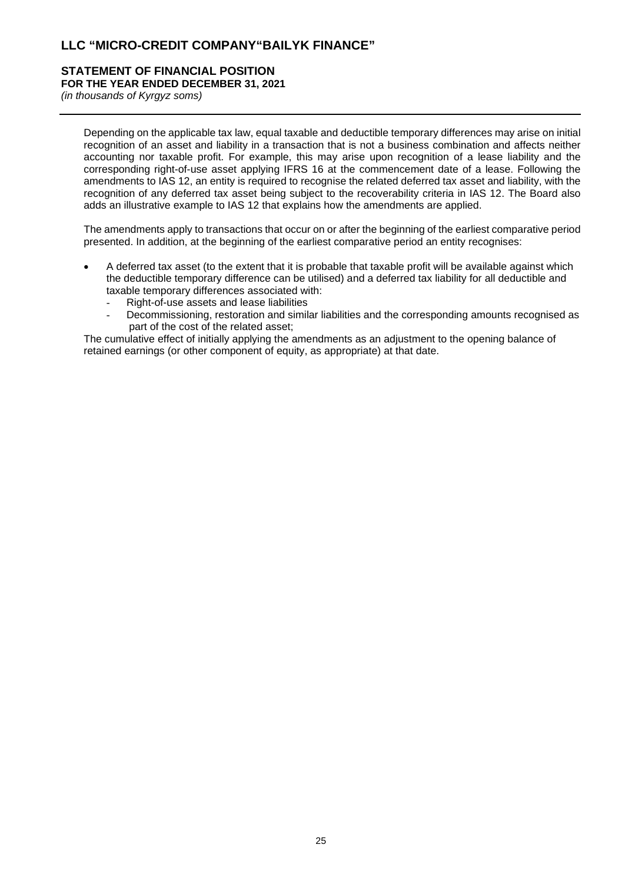Depending on the applicable tax law, equal taxable and deductible temporary differences may arise on initial recognition of an asset and liability in a transaction that is not a business combination and affects neither accounting nor taxable profit. For example, this may arise upon recognition of a lease liability and the corresponding right-of-use asset applying IFRS 16 at the commencement date of a lease. Following the amendments to IAS 12, an entity is required to recognise the related deferred tax asset and liability, with the recognition of any deferred tax asset being subject to the recoverability criteria in IAS 12. The Board also adds an illustrative example to IAS 12 that explains how the amendments are applied.

The amendments apply to transactions that occur on or after the beginning of the earliest comparative period presented. In addition, at the beginning of the earliest comparative period an entity recognises:

- A deferred tax asset (to the extent that it is probable that taxable profit will be available against which the deductible temporary difference can be utilised) and a deferred tax liability for all deductible and taxable temporary differences associated with:
  - Right-of-use assets and lease liabilities
  - Decommissioning, restoration and similar liabilities and the corresponding amounts recognised as part of the cost of the related asset;

The cumulative effect of initially applying the amendments as an adjustment to the opening balance of retained earnings (or other component of equity, as appropriate) at that date.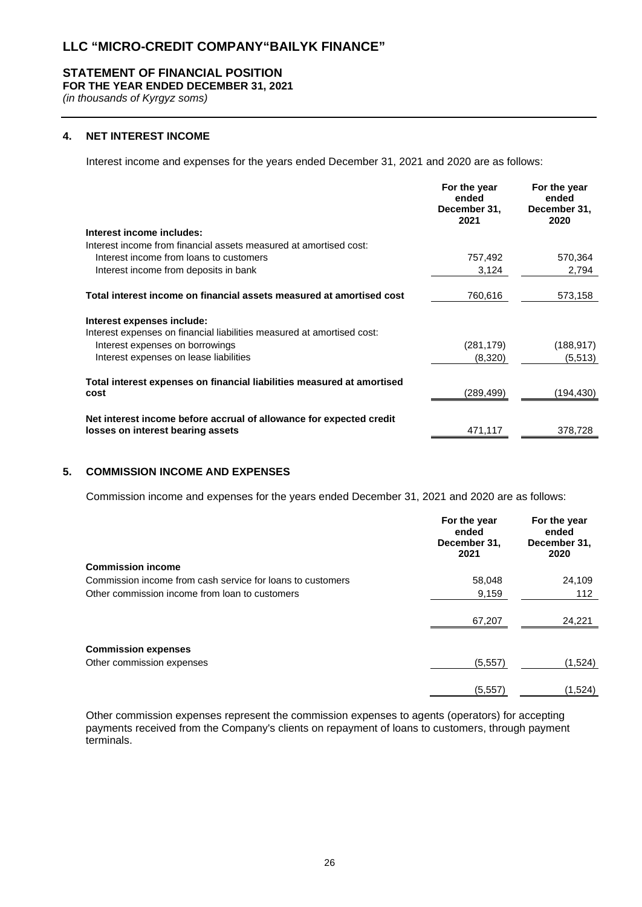# LLC "MICRO-CREDIT COMPANY"BAILYK FINANCE"

## STATEMENT OF FINANCIAL POSITION
**FOR THE YEAR ENDED DECEMBER 31, 2021**
*(in thousands of Kyrgyz soms)*

### 4. NET INTEREST INCOME

Interest income and expenses for the years ended December 31, 2021 and 2020 are as follows:

| | For the year ended December 31, 2021 | For the year ended December 31, 2020 |
|---|---|---|
| **Interest income includes:** | | |
| Interest income from financial assets measured at amortised cost: | | |
| Interest income from loans to customers | 757,492 | 570,364 |
| Interest income from deposits in bank | 3,124 | 2,794 |
| **Total interest income on financial assets measured at amortised cost** | 760,616 | 573,158 |
| **Interest expenses include:** | | |
| Interest expenses on financial liabilities measured at amortised cost: | | |
| Interest expenses on borrowings | (281,179) | (188,917) |
| Interest expenses on lease liabilities | (8,320) | (5,513) |
| **Total interest expenses on financial liabilities measured at amortised cost** | (289,499) | (194,430) |
| **Net interest income before accrual of allowance for expected credit losses on interest bearing assets** | 471,117 | 378,728 |

### 5. COMMISSION INCOME AND EXPENSES

Commission income and expenses for the years ended December 31, 2021 and 2020 are as follows:

| | For the year ended December 31, 2021 | For the year ended December 31, 2020 |
|---|---|---|
| **Commission income** | | |
| Commission income from cash service for loans to customers | 58,048 | 24,109 |
| Other commission income from loan to customers | 9,159 | 112 |
| | 67,207 | 24,221 |
| **Commission expenses** | | |
| Other commission expenses | (5,557) | (1,524) |
| | (5,557) | (1,524) |

Other commission expenses represent the commission expenses to agents (operators) for accepting payments received from the Company's clients on repayment of loans to customers, through payment terminals.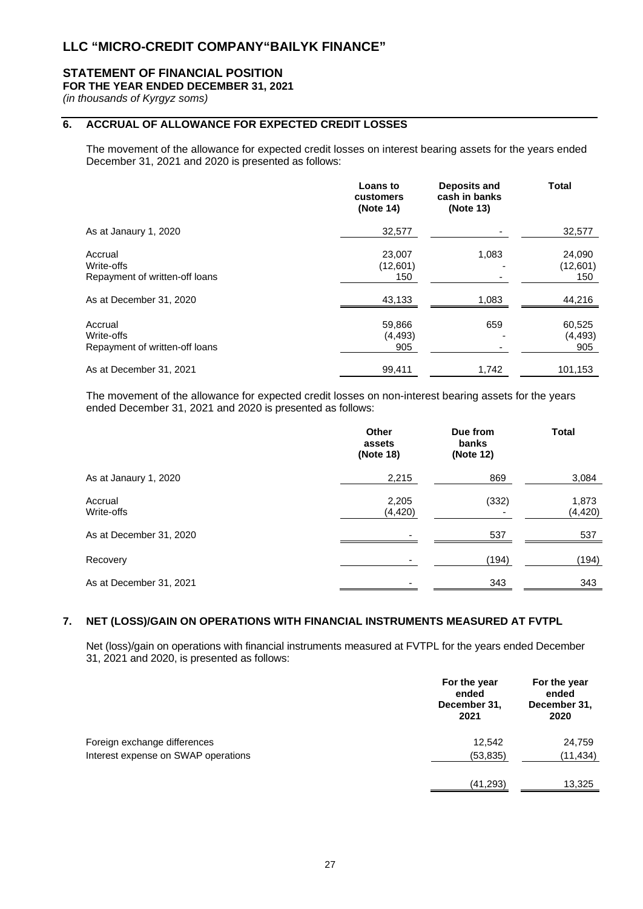# LLC "MICRO-CREDIT COMPANY"BAILYK FINANCE"

## STATEMENT OF FINANCIAL POSITION

**FOR THE YEAR ENDED DECEMBER 31, 2021**

*(in thousands of Kyrgyz soms)*

## 6. ACCRUAL OF ALLOWANCE FOR EXPECTED CREDIT LOSSES

The movement of the allowance for expected credit losses on interest bearing assets for the years ended December 31, 2021 and 2020 is presented as follows:

| | Loans to customers (Note 14) | Deposits and cash in banks (Note 13) | Total |
|---|---|---|---|
| As at Janaury 1, 2020 | 32,577 | - | 32,577 |
| Accrual | 23,007 | 1,083 | 24,090 |
| Write-offs | (12,601) | - | (12,601) |
| Repayment of written-off loans | 150 | - | 150 |
| As at December 31, 2020 | 43,133 | 1,083 | 44,216 |
| Accrual | 59,866 | 659 | 60,525 |
| Write-offs | (4,493) | - | (4,493) |
| Repayment of written-off loans | 905 | - | 905 |
| As at December 31, 2021 | 99,411 | 1,742 | 101,153 |

The movement of the allowance for expected credit losses on non-interest bearing assets for the years ended December 31, 2021 and 2020 is presented as follows:

| | Other assets (Note 18) | Due from banks (Note 12) | Total |
|---|---|---|---|
| As at Janaury 1, 2020 | 2,215 | 869 | 3,084 |
| Accrual | 2,205 | (332) | 1,873 |
| Write-offs | (4,420) | - | (4,420) |
| As at December 31, 2020 | - | 537 | 537 |
| Recovery | - | (194) | (194) |
| As at December 31, 2021 | - | 343 | 343 |

## 7. NET (LOSS)/GAIN ON OPERATIONS WITH FINANCIAL INSTRUMENTS MEASURED AT FVTPL

Net (loss)/gain on operations with financial instruments measured at FVTPL for the years ended December 31, 2021 and 2020, is presented as follows:

| | For the year ended December 31, 2021 | For the year ended December 31, 2020 |
|---|---|---|
| Foreign exchange differences | 12,542 | 24,759 |
| Interest expense on SWAP operations | (53,835) | (11,434) |
| | (41,293) | 13,325 |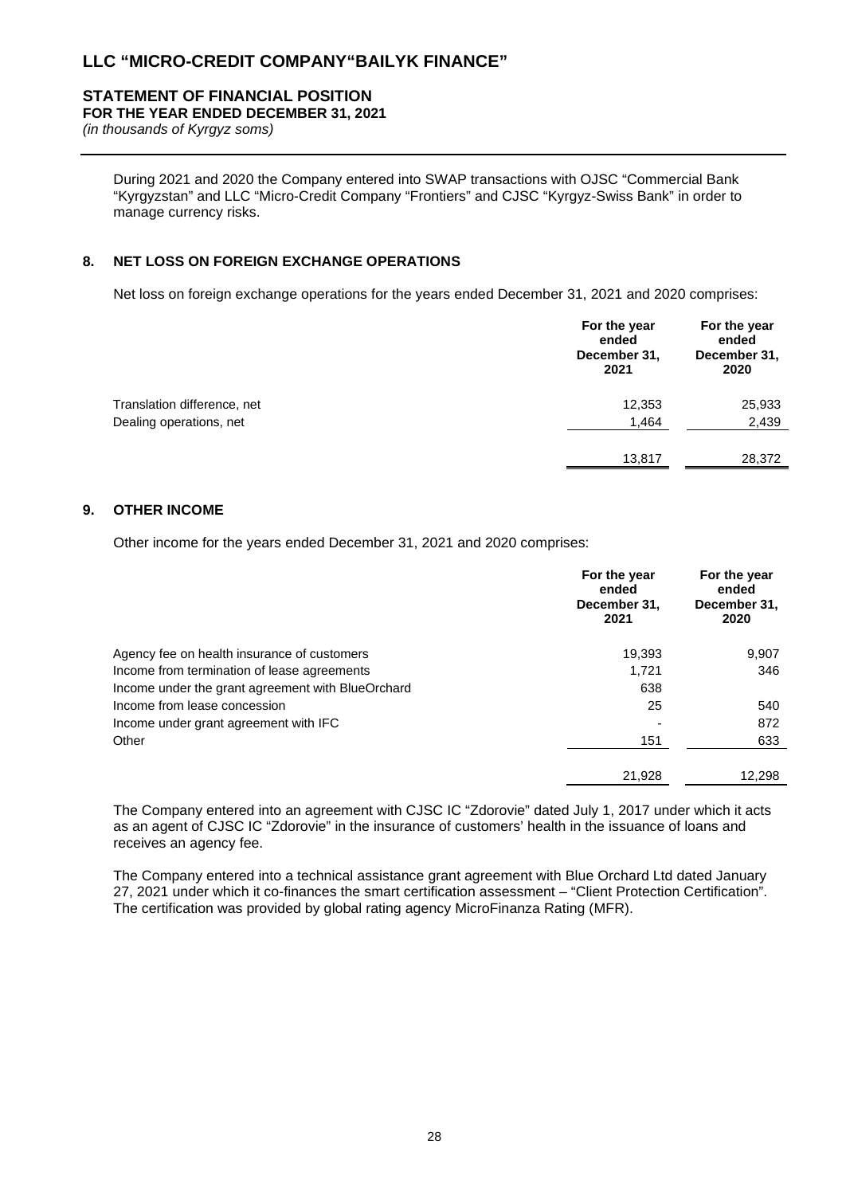During 2021 and 2020 the Company entered into SWAP transactions with OJSC "Commercial Bank "Kyrgyzstan" and LLC "Micro-Credit Company "Frontiers" and CJSC "Kyrgyz-Swiss Bank" in order to manage currency risks.

## 8. NET LOSS ON FOREIGN EXCHANGE OPERATIONS

Net loss on foreign exchange operations for the years ended December 31, 2021 and 2020 comprises:

| | For the year ended December 31, 2021 | For the year ended December 31, 2020 |
|---|---|---|
| Translation difference, net | 12,353 | 25,933 |
| Dealing operations, net | 1,464 | 2,439 |
| | 13,817 | 28,372 |

## 9. OTHER INCOME

Other income for the years ended December 31, 2021 and 2020 comprises:

| | For the year ended December 31, 2021 | For the year ended December 31, 2020 |
|---|---|---|
| Agency fee on health insurance of customers | 19,393 | 9,907 |
| Income from termination of lease agreements | 1,721 | 346 |
| Income under the grant agreement with BlueOrchard | 638 | |
| Income from lease concession | 25 | 540 |
| Income under grant agreement with IFC | - | 872 |
| Other | 151 | 633 |
| | 21,928 | 12,298 |

The Company entered into an agreement with CJSC IC "Zdorovie" dated July 1, 2017 under which it acts as an agent of CJSC IC "Zdorovie" in the insurance of customers' health in the issuance of loans and receives an agency fee.

The Company entered into a technical assistance grant agreement with Blue Orchard Ltd dated January 27, 2021 under which it co-finances the smart certification assessment – "Client Protection Certification". The certification was provided by global rating agency MicroFinanza Rating (MFR).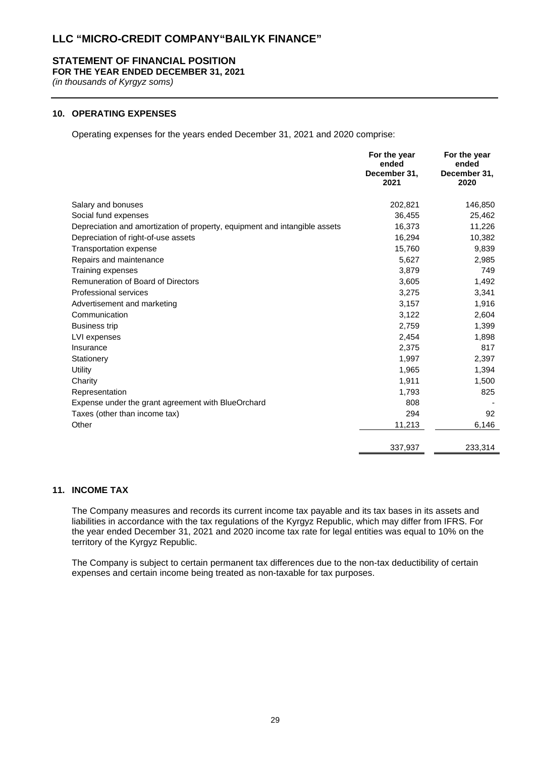# LLC "MICRO-CREDIT COMPANY"BAILYK FINANCE"

## STATEMENT OF FINANCIAL POSITION

**FOR THE YEAR ENDED DECEMBER 31, 2021**

*(in thousands of Kyrgyz soms)*

### 10. OPERATING EXPENSES

Operating expenses for the years ended December 31, 2021 and 2020 comprise:

| | For the year ended December 31, 2021 | For the year ended December 31, 2020 |
|---|---|---|
| Salary and bonuses | 202,821 | 146,850 |
| Social fund expenses | 36,455 | 25,462 |
| Depreciation and amortization of property, equipment and intangible assets | 16,373 | 11,226 |
| Depreciation of right-of-use assets | 16,294 | 10,382 |
| Transportation expense | 15,760 | 9,839 |
| Repairs and maintenance | 5,627 | 2,985 |
| Training expenses | 3,879 | 749 |
| Remuneration of Board of Directors | 3,605 | 1,492 |
| Professional services | 3,275 | 3,341 |
| Advertisement and marketing | 3,157 | 1,916 |
| Communication | 3,122 | 2,604 |
| Business trip | 2,759 | 1,399 |
| LVI expenses | 2,454 | 1,898 |
| Insurance | 2,375 | 817 |
| Stationery | 1,997 | 2,397 |
| Utility | 1,965 | 1,394 |
| Charity | 1,911 | 1,500 |
| Representation | 1,793 | 825 |
| Expense under the grant agreement with BlueOrchard | 808 | - |
| Taxes (other than income tax) | 294 | 92 |
| Other | 11,213 | 6,146 |
| | 337,937 | 233,314 |

### 11. INCOME TAX

The Company measures and records its current income tax payable and its tax bases in its assets and liabilities in accordance with the tax regulations of the Kyrgyz Republic, which may differ from IFRS. For the year ended December 31, 2021 and 2020 income tax rate for legal entities was equal to 10% on the territory of the Kyrgyz Republic.

The Company is subject to certain permanent tax differences due to the non-tax deductibility of certain expenses and certain income being treated as non-taxable for tax purposes.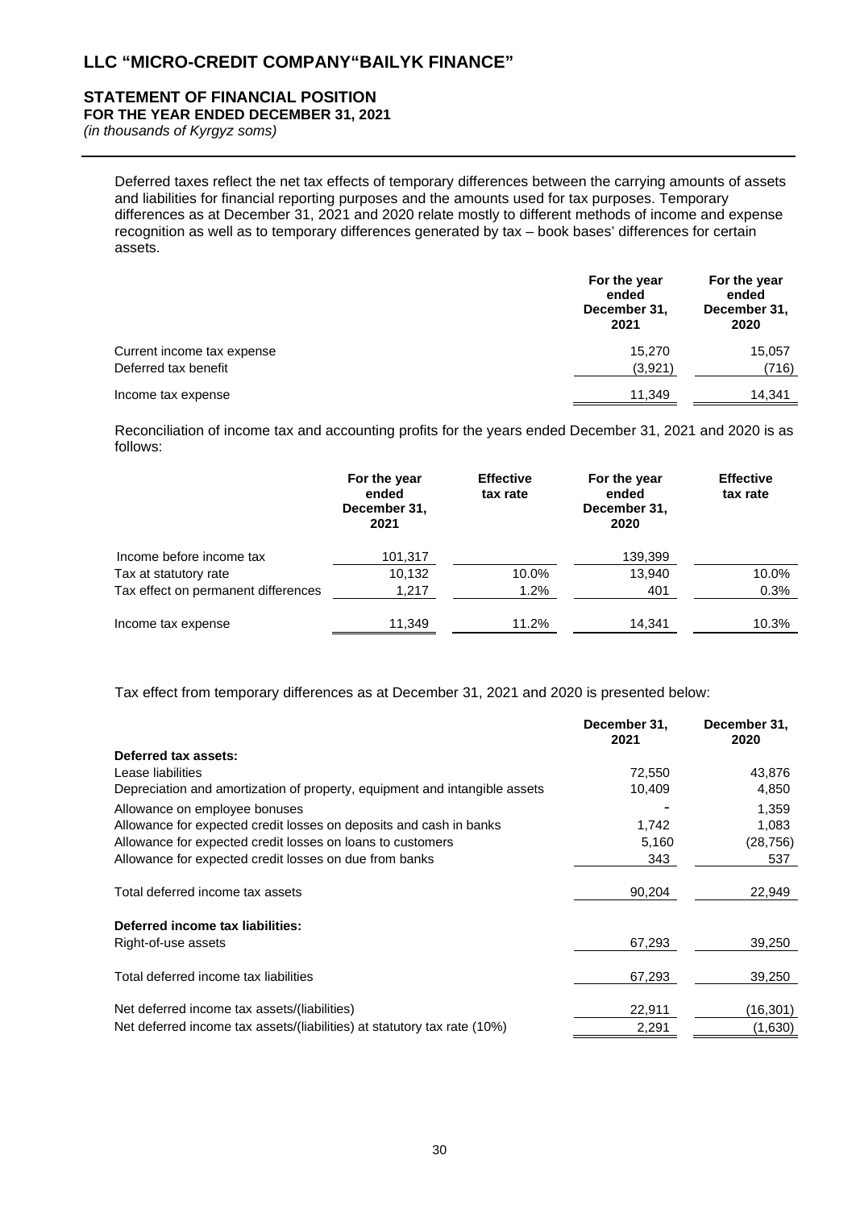# LLC "MICRO-CREDIT COMPANY"BAILYK FINANCE"

## STATEMENT OF FINANCIAL POSITION

**FOR THE YEAR ENDED DECEMBER 31, 2021**

*(in thousands of Kyrgyz soms)*

Deferred taxes reflect the net tax effects of temporary differences between the carrying amounts of assets and liabilities for financial reporting purposes and the amounts used for tax purposes. Temporary differences as at December 31, 2021 and 2020 relate mostly to different methods of income and expense recognition as well as to temporary differences generated by tax – book bases' differences for certain assets.

| | For the year ended December 31, 2021 | For the year ended December 31, 2020 |
|---|---|---|
| Current income tax expense | 15,270 | 15,057 |
| Deferred tax benefit | (3,921) | (716) |
| Income tax expense | 11,349 | 14,341 |

Reconciliation of income tax and accounting profits for the years ended December 31, 2021 and 2020 is as follows:

| | For the year ended December 31, 2021 | Effective tax rate | For the year ended December 31, 2020 | Effective tax rate |
|---|---|---|---|---|
| Income before income tax | 101,317 | | 139,399 | |
| Tax at statutory rate | 10,132 | 10.0% | 13,940 | 10.0% |
| Tax effect on permanent differences | 1,217 | 1.2% | 401 | 0.3% |
| Income tax expense | 11,349 | 11.2% | 14,341 | 10.3% |

Tax effect from temporary differences as at December 31, 2021 and 2020 is presented below:

| | December 31, 2021 | December 31, 2020 |
|---|---|---|
| **Deferred tax assets:** | | |
| Lease liabilities | 72,550 | 43,876 |
| Depreciation and amortization of property, equipment and intangible assets | 10,409 | 4,850 |
| Allowance on employee bonuses | - | 1,359 |
| Allowance for expected credit losses on deposits and cash in banks | 1,742 | 1,083 |
| Allowance for expected credit losses on loans to customers | 5,160 | (28,756) |
| Allowance for expected credit losses on due from banks | 343 | 537 |
| Total deferred income tax assets | 90,204 | 22,949 |
| **Deferred income tax liabilities:** | | |
| Right-of-use assets | 67,293 | 39,250 |
| Total deferred income tax liabilities | 67,293 | 39,250 |
| Net deferred income tax assets/(liabilities) | 22,911 | (16,301) |
| Net deferred income tax assets/(liabilities) at statutory tax rate (10%) | 2,291 | (1,630) |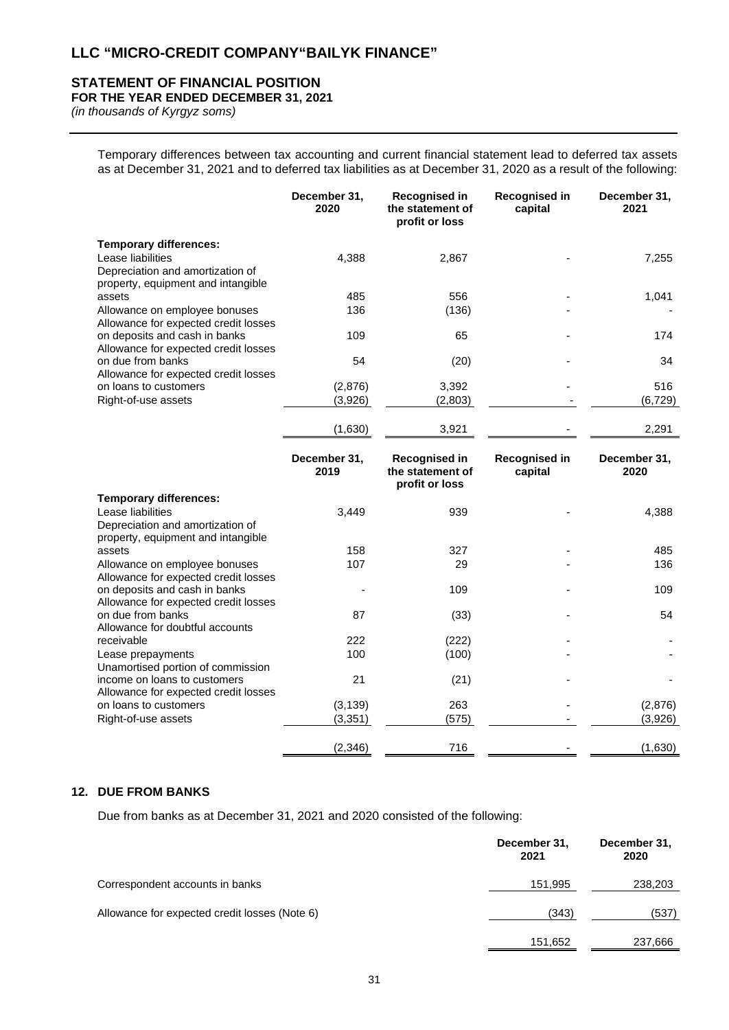# LLC "MICRO-CREDIT COMPANY"BAILYK FINANCE"

## STATEMENT OF FINANCIAL POSITION

**FOR THE YEAR ENDED DECEMBER 31, 2021**

*(in thousands of Kyrgyz soms)*

Temporary differences between tax accounting and current financial statement lead to deferred tax assets as at December 31, 2021 and to deferred tax liabilities as at December 31, 2020 as a result of the following:

| | December 31, 2020 | Recognised in the statement of profit or loss | Recognised in capital | December 31, 2021 |
|---|---|---|---|---|
| **Temporary differences:** | | | | |
| Lease liabilities | 4,388 | 2,867 | - | 7,255 |
| Depreciation and amortization of property, equipment and intangible assets | 485 | 556 | - | 1,041 |
| Allowance on employee bonuses | 136 | (136) | - | - |
| Allowance for expected credit losses on deposits and cash in banks | 109 | 65 | - | 174 |
| Allowance for expected credit losses on due from banks | 54 | (20) | - | 34 |
| Allowance for expected credit losses on loans to customers | (2,876) | 3,392 | - | 516 |
| Right-of-use assets | (3,926) | (2,803) | - | (6,729) |
| | (1,630) | 3,921 | - | 2,291 |

| | December 31, 2019 | Recognised in the statement of profit or loss | Recognised in capital | December 31, 2020 |
|---|---|---|---|---|
| **Temporary differences:** | | | | |
| Lease liabilities | 3,449 | 939 | - | 4,388 |
| Depreciation and amortization of property, equipment and intangible assets | 158 | 327 | - | 485 |
| Allowance on employee bonuses | 107 | 29 | - | 136 |
| Allowance for expected credit losses on deposits and cash in banks | - | 109 | - | 109 |
| Allowance for expected credit losses on due from banks | 87 | (33) | - | 54 |
| Allowance for doubtful accounts receivable | 222 | (222) | - | - |
| Lease prepayments | 100 | (100) | - | - |
| Unamortised portion of commission income on loans to customers | 21 | (21) | - | - |
| Allowance for expected credit losses on loans to customers | (3,139) | 263 | - | (2,876) |
| Right-of-use assets | (3,351) | (575) | - | (3,926) |
| | (2,346) | 716 | - | (1,630) |

## 12. DUE FROM BANKS

Due from banks as at December 31, 2021 and 2020 consisted of the following:

| | December 31, 2021 | December 31, 2020 |
|---|---|---|
| Correspondent accounts in banks | 151,995 | 238,203 |
| Allowance for expected credit losses (Note 6) | (343) | (537) |
| | 151,652 | 237,666 |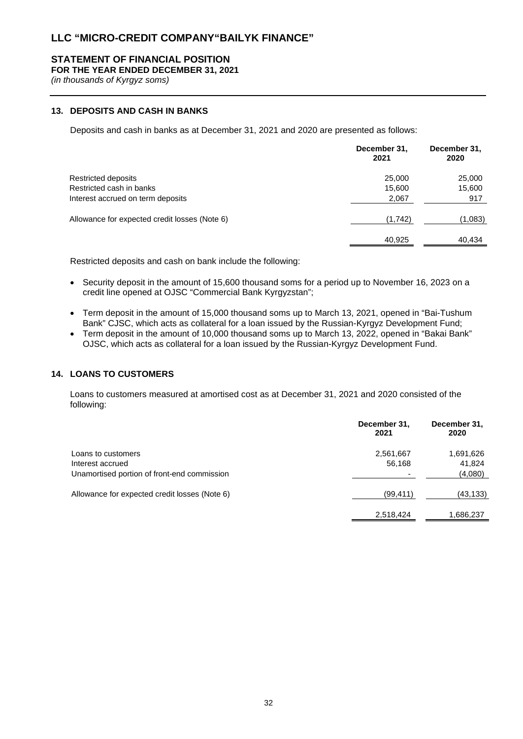## 13. DEPOSITS AND CASH IN BANKS

Deposits and cash in banks as at December 31, 2021 and 2020 are presented as follows:

| | December 31, 2021 | December 31, 2020 |
|---|---|---|
| Restricted deposits | 25,000 | 25,000 |
| Restricted cash in banks | 15,600 | 15,600 |
| Interest accrued on term deposits | 2,067 | 917 |
| Allowance for expected credit losses (Note 6) | (1,742) | (1,083) |
| | 40,925 | 40,434 |

Restricted deposits and cash on bank include the following:

- Security deposit in the amount of 15,600 thousand soms for a period up to November 16, 2023 on a credit line opened at OJSC "Commercial Bank Kyrgyzstan";
- Term deposit in the amount of 15,000 thousand soms up to March 13, 2021, opened in "Bai-Tushum Bank" CJSC, which acts as collateral for a loan issued by the Russian-Kyrgyz Development Fund;
- Term deposit in the amount of 10,000 thousand soms up to March 13, 2022, opened in "Bakai Bank" OJSC, which acts as collateral for a loan issued by the Russian-Kyrgyz Development Fund.

## 14. LOANS TO CUSTOMERS

Loans to customers measured at amortised cost as at December 31, 2021 and 2020 consisted of the following:

| | December 31, 2021 | December 31, 2020 |
|---|---|---|
| Loans to customers | 2,561,667 | 1,691,626 |
| Interest accrued | 56,168 | 41,824 |
| Unamortised portion of front-end commission | - | (4,080) |
| Allowance for expected credit losses (Note 6) | (99,411) | (43,133) |
| | 2,518,424 | 1,686,237 |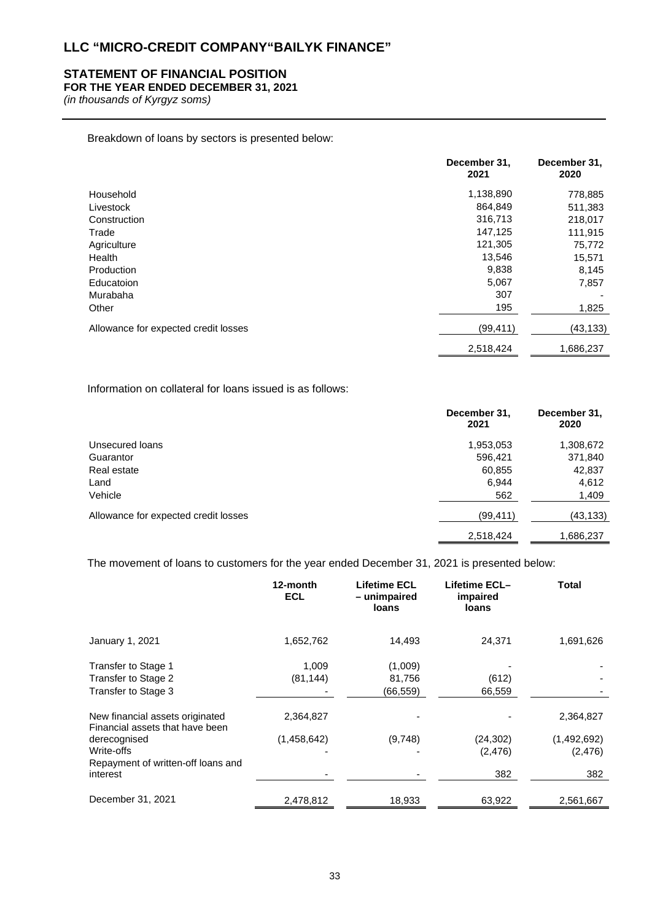# LLC "MICRO-CREDIT COMPANY"BAILYK FINANCE"

## STATEMENT OF FINANCIAL POSITION

**FOR THE YEAR ENDED DECEMBER 31, 2021**

*(in thousands of Kyrgyz soms)*

Breakdown of loans by sectors is presented below:

| | December 31, 2021 | December 31, 2020 |
|---|---|---|
| Household | 1,138,890 | 778,885 |
| Livestock | 864,849 | 511,383 |
| Construction | 316,713 | 218,017 |
| Trade | 147,125 | 111,915 |
| Agriculture | 121,305 | 75,772 |
| Health | 13,546 | 15,571 |
| Production | 9,838 | 8,145 |
| Educatoion | 5,067 | 7,857 |
| Murabaha | 307 | - |
| Other | 195 | 1,825 |
| Allowance for expected credit losses | (99,411) | (43,133) |
| | 2,518,424 | 1,686,237 |

Information on collateral for loans issued is as follows:

| | December 31, 2021 | December 31, 2020 |
|---|---|---|
| Unsecured loans | 1,953,053 | 1,308,672 |
| Guarantor | 596,421 | 371,840 |
| Real estate | 60,855 | 42,837 |
| Land | 6,944 | 4,612 |
| Vehicle | 562 | 1,409 |
| Allowance for expected credit losses | (99,411) | (43,133) |
| | 2,518,424 | 1,686,237 |

The movement of loans to customers for the year ended December 31, 2021 is presented below:

| | 12-month ECL | Lifetime ECL – unimpaired loans | Lifetime ECL– impaired loans | Total |
|---|---|---|---|---|
| January 1, 2021 | 1,652,762 | 14,493 | 24,371 | 1,691,626 |
| Transfer to Stage 1 | 1,009 | (1,009) | - | - |
| Transfer to Stage 2 | (81,144) | 81,756 | (612) | - |
| Transfer to Stage 3 | - | (66,559) | 66,559 | - |
| New financial assets originated | 2,364,827 | - | - | 2,364,827 |
| Financial assets that have been derecognised | (1,458,642) | (9,748) | (24,302) | (1,492,692) |
| Write-offs | - | - | (2,476) | (2,476) |
| Repayment of written-off loans and interest | - | - | 382 | 382 |
| December 31, 2021 | 2,478,812 | 18,933 | 63,922 | 2,561,667 |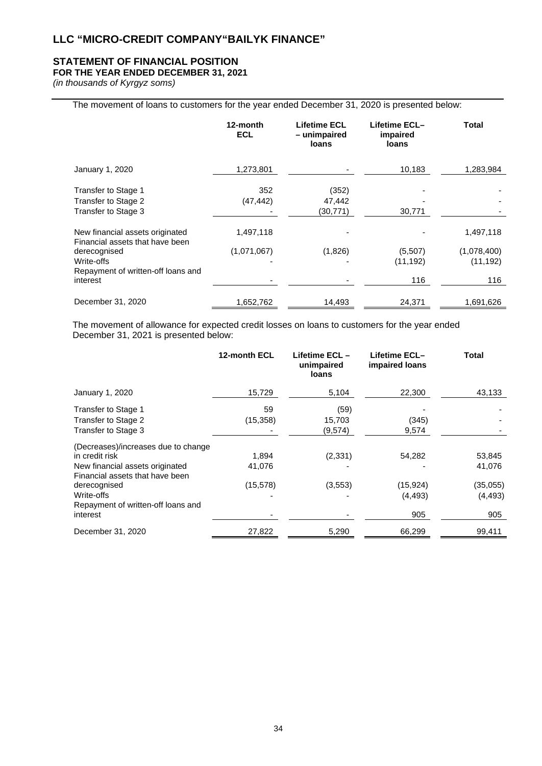# LLC "MICRO-CREDIT COMPANY"BAILYK FINANCE"

## STATEMENT OF FINANCIAL POSITION

### FOR THE YEAR ENDED DECEMBER 31, 2021

*(in thousands of Kyrgyz soms)*

The movement of loans to customers for the year ended December 31, 2020 is presented below:

| | 12-month ECL | Lifetime ECL – unimpaired loans | Lifetime ECL– impaired loans | Total |
|---|---|---|---|---|
| January 1, 2020 | 1,273,801 | - | 10,183 | 1,283,984 |
| Transfer to Stage 1 | 352 | (352) | - | - |
| Transfer to Stage 2 | (47,442) | 47,442 | - | - |
| Transfer to Stage 3 | - | (30,771) | 30,771 | - |
| New financial assets originated | 1,497,118 | - | - | 1,497,118 |
| Financial assets that have been derecognised | (1,071,067) | (1,826) | (5,507) | (1,078,400) |
| Write-offs | - | - | (11,192) | (11,192) |
| Repayment of written-off loans and interest | - | - | 116 | 116 |
| December 31, 2020 | 1,652,762 | 14,493 | 24,371 | 1,691,626 |

The movement of allowance for expected credit losses on loans to customers for the year ended December 31, 2021 is presented below:

| | 12-month ECL | Lifetime ECL – unimpaired loans | Lifetime ECL– impaired loans | Total |
|---|---|---|---|---|
| January 1, 2020 | 15,729 | 5,104 | 22,300 | 43,133 |
| Transfer to Stage 1 | 59 | (59) | - | - |
| Transfer to Stage 2 | (15,358) | 15,703 | (345) | - |
| Transfer to Stage 3 | - | (9,574) | 9,574 | - |
| (Decreases)/increases due to change in credit risk | 1,894 | (2,331) | 54,282 | 53,845 |
| New financial assets originated | 41,076 | - | - | 41,076 |
| Financial assets that have been derecognised | (15,578) | (3,553) | (15,924) | (35,055) |
| Write-offs | - | - | (4,493) | (4,493) |
| Repayment of written-off loans and interest | - | - | 905 | 905 |
| December 31, 2020 | 27,822 | 5,290 | 66,299 | 99,411 |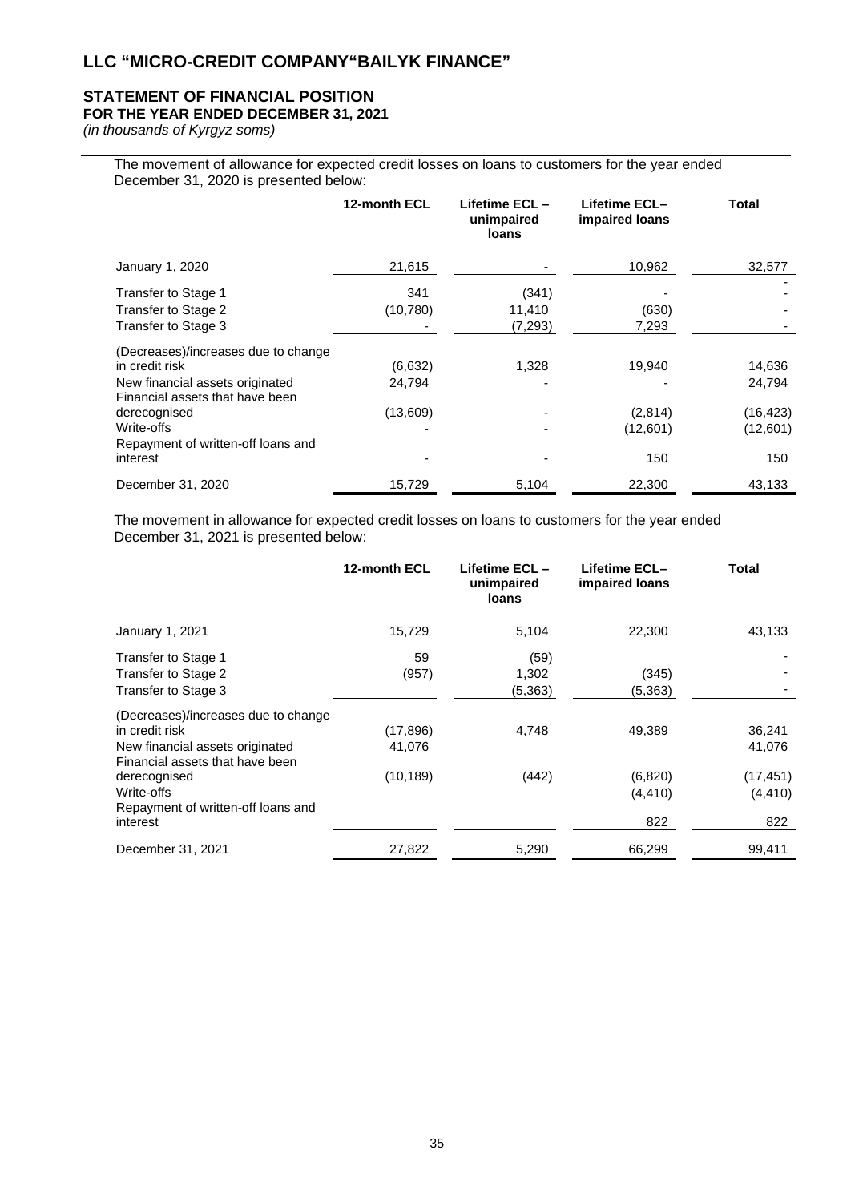# LLC "MICRO-CREDIT COMPANY"BAILYK FINANCE"

## STATEMENT OF FINANCIAL POSITION

### FOR THE YEAR ENDED DECEMBER 31, 2021

*(in thousands of Kyrgyz soms)*

The movement of allowance for expected credit losses on loans to customers for the year ended December 31, 2020 is presented below:

| | 12-month ECL | Lifetime ECL – unimpaired loans | Lifetime ECL– impaired loans | Total |
|---|---|---|---|---|
| January 1, 2020 | 21,615 | - | 10,962 | 32,577 |
| Transfer to Stage 1 | 341 | (341) | - | - |
| Transfer to Stage 2 | (10,780) | 11,410 | (630) | - |
| Transfer to Stage 3 | - | (7,293) | 7,293 | - |
| (Decreases)/increases due to change in credit risk | (6,632) | 1,328 | 19,940 | 14,636 |
| New financial assets originated | 24,794 | - | - | 24,794 |
| Financial assets that have been derecognised | (13,609) | - | (2,814) | (16,423) |
| Write-offs | - | - | (12,601) | (12,601) |
| Repayment of written-off loans and interest | - | - | 150 | 150 |
| December 31, 2020 | 15,729 | 5,104 | 22,300 | 43,133 |

The movement in allowance for expected credit losses on loans to customers for the year ended December 31, 2021 is presented below:

| | 12-month ECL | Lifetime ECL – unimpaired loans | Lifetime ECL– impaired loans | Total |
|---|---|---|---|---|
| January 1, 2021 | 15,729 | 5,104 | 22,300 | 43,133 |
| Transfer to Stage 1 | 59 | (59) | | - |
| Transfer to Stage 2 | (957) | 1,302 | (345) | - |
| Transfer to Stage 3 | | (5,363) | (5,363) | - |
| (Decreases)/increases due to change in credit risk | (17,896) | 4,748 | 49,389 | 36,241 |
| New financial assets originated | 41,076 | | | 41,076 |
| Financial assets that have been derecognised | (10,189) | (442) | (6,820) | (17,451) |
| Write-offs | | | (4,410) | (4,410) |
| Repayment of written-off loans and interest | | | 822 | 822 |
| December 31, 2021 | 27,822 | 5,290 | 66,299 | 99,411 |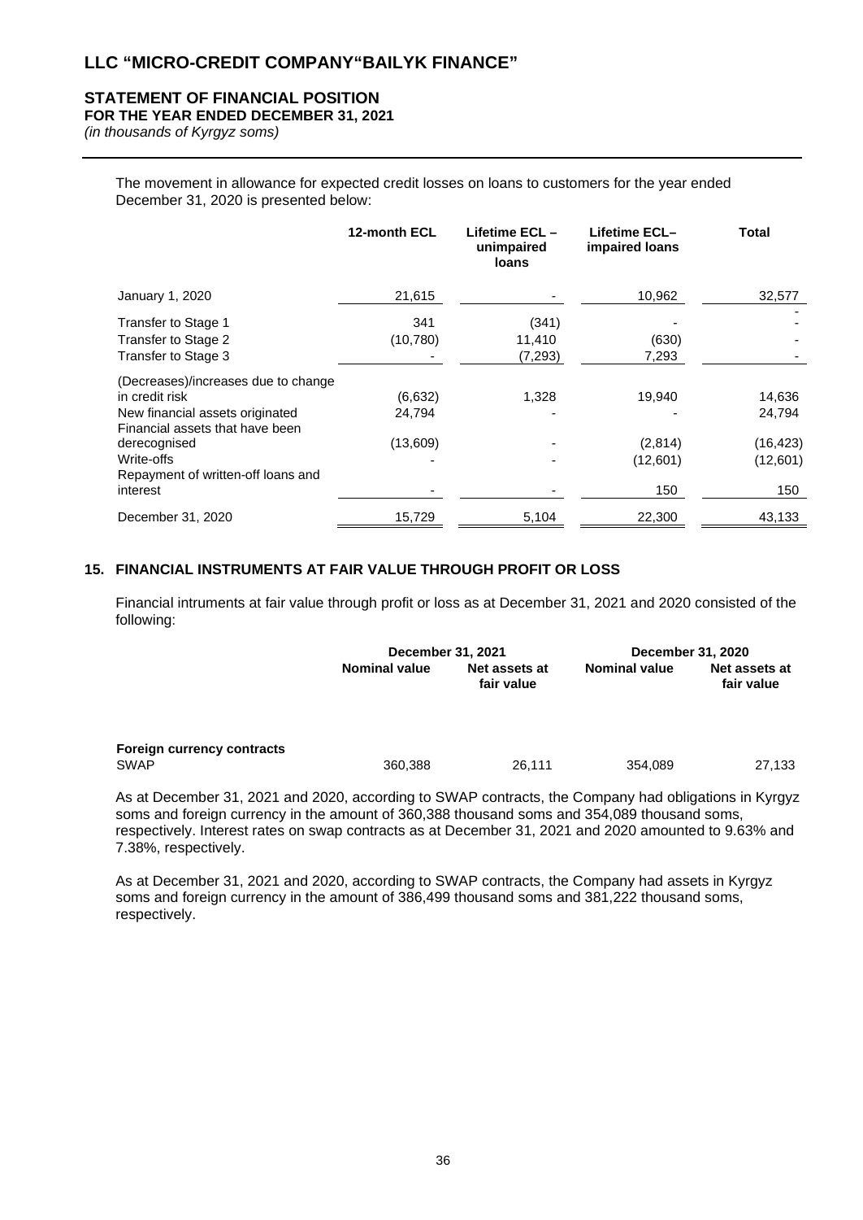The movement in allowance for expected credit losses on loans to customers for the year ended December 31, 2020 is presented below:

| | 12-month ECL | Lifetime ECL – unimpaired loans | Lifetime ECL– impaired loans | Total |
|---|---|---|---|---|
| January 1, 2020 | 21,615 | - | 10,962 | 32,577 |
| Transfer to Stage 1 | 341 | (341) | - | - |
| Transfer to Stage 2 | (10,780) | 11,410 | (630) | - |
| Transfer to Stage 3 | - | (7,293) | 7,293 | - |
| (Decreases)/increases due to change in credit risk | (6,632) | 1,328 | 19,940 | 14,636 |
| New financial assets originated | 24,794 | - | - | 24,794 |
| Financial assets that have been derecognised | (13,609) | - | (2,814) | (16,423) |
| Write-offs | - | - | (12,601) | (12,601) |
| Repayment of written-off loans and interest | - | - | 150 | 150 |
| December 31, 2020 | 15,729 | 5,104 | 22,300 | 43,133 |

## 15. FINANCIAL INSTRUMENTS AT FAIR VALUE THROUGH PROFIT OR LOSS

Financial intruments at fair value through profit or loss as at December 31, 2021 and 2020 consisted of the following:

| | December 31, 2021 | | December 31, 2020 | |
|---|---|---|---|---|
| | Nominal value | Net assets at fair value | Nominal value | Net assets at fair value |
| **Foreign currency contracts** | | | | |
| SWAP | 360,388 | 26,111 | 354,089 | 27,133 |

As at December 31, 2021 and 2020, according to SWAP contracts, the Company had obligations in Kyrgyz soms and foreign currency in the amount of 360,388 thousand soms and 354,089 thousand soms, respectively. Interest rates on swap contracts as at December 31, 2021 and 2020 amounted to 9.63% and 7.38%, respectively.

As at December 31, 2021 and 2020, according to SWAP contracts, the Company had assets in Kyrgyz soms and foreign currency in the amount of 386,499 thousand soms and 381,222 thousand soms, respectively.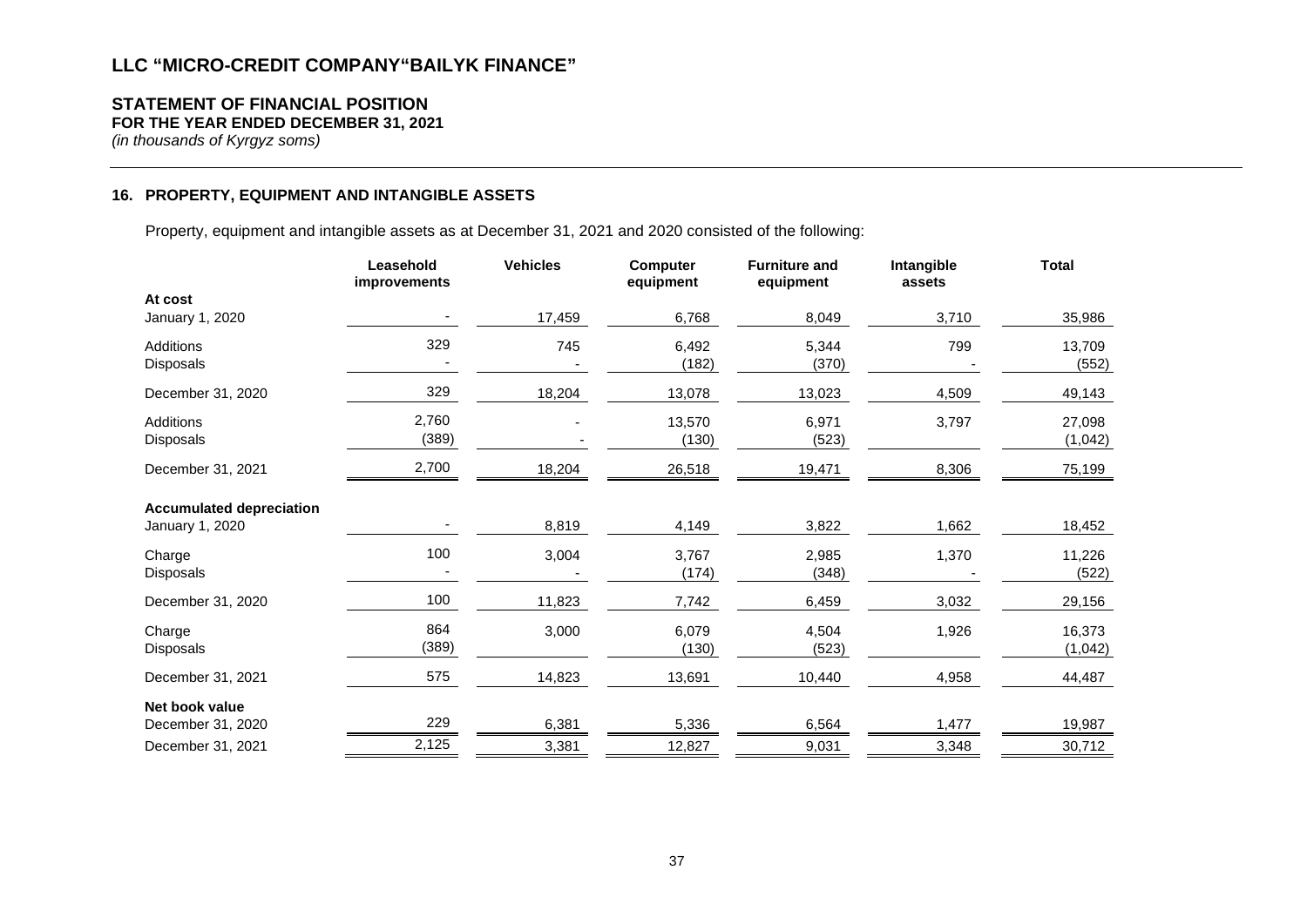# LLC "MICRO-CREDIT COMPANY"BAILYK FINANCE"

## STATEMENT OF FINANCIAL POSITION

**FOR THE YEAR ENDED DECEMBER 31, 2021**

*(in thousands of Kyrgyz soms)*

### 16. PROPERTY, EQUIPMENT AND INTANGIBLE ASSETS

Property, equipment and intangible assets as at December 31, 2021 and 2020 consisted of the following:

| | Leasehold improvements | Vehicles | Computer equipment | Furniture and equipment | Intangible assets | Total |
|---|---|---|---|---|---|---|
| **At cost** | | | | | | |
| January 1, 2020 | - | 17,459 | 6,768 | 8,049 | 3,710 | 35,986 |
| Additions | 329 | 745 | 6,492 | 5,344 | 799 | 13,709 |
| Disposals | - | - | (182) | (370) | - | (552) |
| December 31, 2020 | 329 | 18,204 | 13,078 | 13,023 | 4,509 | 49,143 |
| Additions | 2,760 | - | 13,570 | 6,971 | 3,797 | 27,098 |
| Disposals | (389) | - | (130) | (523) | | (1,042) |
| December 31, 2021 | 2,700 | 18,204 | 26,518 | 19,471 | 8,306 | 75,199 |
| **Accumulated depreciation** | | | | | | |
| January 1, 2020 | - | 8,819 | 4,149 | 3,822 | 1,662 | 18,452 |
| Charge | 100 | 3,004 | 3,767 | 2,985 | 1,370 | 11,226 |
| Disposals | - | - | (174) | (348) | - | (522) |
| December 31, 2020 | 100 | 11,823 | 7,742 | 6,459 | 3,032 | 29,156 |
| Charge | 864 | 3,000 | 6,079 | 4,504 | 1,926 | 16,373 |
| Disposals | (389) | | (130) | (523) | | (1,042) |
| December 31, 2021 | 575 | 14,823 | 13,691 | 10,440 | 4,958 | 44,487 |
| **Net book value** | | | | | | |
| December 31, 2020 | 229 | 6,381 | 5,336 | 6,564 | 1,477 | 19,987 |
| December 31, 2021 | 2,125 | 3,381 | 12,827 | 9,031 | 3,348 | 30,712 |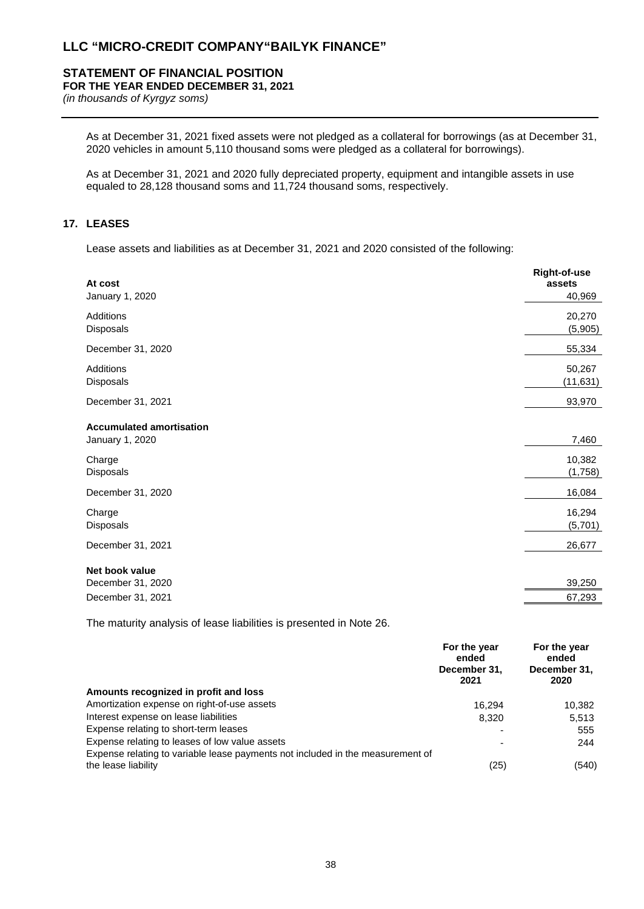As at December 31, 2021 fixed assets were not pledged as a collateral for borrowings (as at December 31, 2020 vehicles in amount 5,110 thousand soms were pledged as a collateral for borrowings).

As at December 31, 2021 and 2020 fully depreciated property, equipment and intangible assets in use equaled to 28,128 thousand soms and 11,724 thousand soms, respectively.

## 17. LEASES

Lease assets and liabilities as at December 31, 2021 and 2020 consisted of the following:

| | Right-of-use assets |
|---|---|
| **At cost** | |
| January 1, 2020 | 40,969 |
| Additions | 20,270 |
| Disposals | (5,905) |
| December 31, 2020 | 55,334 |
| Additions | 50,267 |
| Disposals | (11,631) |
| December 31, 2021 | 93,970 |
| **Accumulated amortisation** | |
| January 1, 2020 | 7,460 |
| Charge | 10,382 |
| Disposals | (1,758) |
| December 31, 2020 | 16,084 |
| Charge | 16,294 |
| Disposals | (5,701) |
| December 31, 2021 | 26,677 |
| **Net book value** | |
| December 31, 2020 | 39,250 |
| December 31, 2021 | 67,293 |

The maturity analysis of lease liabilities is presented in Note 26.

| | For the year ended December 31, 2021 | For the year ended December 31, 2020 |
|---|---|---|
| **Amounts recognized in profit and loss** | | |
| Amortization expense on right-of-use assets | 16,294 | 10,382 |
| Interest expense on lease liabilities | 8,320 | 5,513 |
| Expense relating to short-term leases | - | 555 |
| Expense relating to leases of low value assets | - | 244 |
| Expense relating to variable lease payments not included in the measurement of the lease liability | (25) | (540) |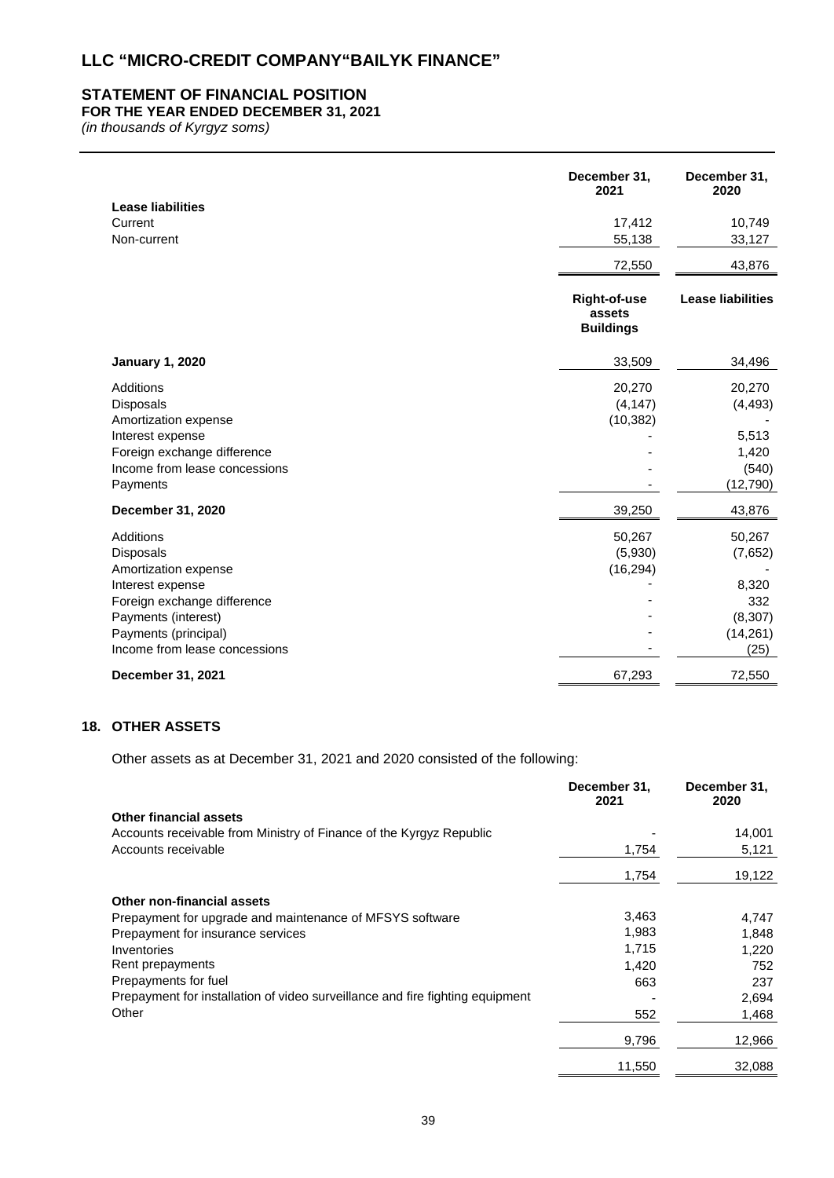# LLC "MICRO-CREDIT COMPANY"BAILYK FINANCE"

## STATEMENT OF FINANCIAL POSITION
### FOR THE YEAR ENDED DECEMBER 31, 2021
*(in thousands of Kyrgyz soms)*

| | December 31, 2021 | December 31, 2020 |
|---|---|---|
| **Lease liabilities** | | |
| Current | 17,412 | 10,749 |
| Non-current | 55,138 | 33,127 |
| | 72,550 | 43,876 |

| | Right-of-use assets Buildings | Lease liabilities |
|---|---|---|
| **January 1, 2020** | 33,509 | 34,496 |
| Additions | 20,270 | 20,270 |
| Disposals | (4,147) | (4,493) |
| Amortization expense | (10,382) | - |
| Interest expense | - | 5,513 |
| Foreign exchange difference | - | 1,420 |
| Income from lease concessions | - | (540) |
| Payments | - | (12,790) |
| **December 31, 2020** | 39,250 | 43,876 |
| Additions | 50,267 | 50,267 |
| Disposals | (5,930) | (7,652) |
| Amortization expense | (16,294) | - |
| Interest expense | - | 8,320 |
| Foreign exchange difference | - | 332 |
| Payments (interest) | - | (8,307) |
| Payments (principal) | - | (14,261) |
| Income from lease concessions | - | (25) |
| **December 31, 2021** | 67,293 | 72,550 |

## 18. OTHER ASSETS

Other assets as at December 31, 2021 and 2020 consisted of the following:

| | December 31, 2021 | December 31, 2020 |
|---|---|---|
| **Other financial assets** | | |
| Accounts receivable from Ministry of Finance of the Kyrgyz Republic | - | 14,001 |
| Accounts receivable | 1,754 | 5,121 |
| | 1,754 | 19,122 |
| **Other non-financial assets** | | |
| Prepayment for upgrade and maintenance of MFSYS software | 3,463 | 4,747 |
| Prepayment for insurance services | 1,983 | 1,848 |
| Inventories | 1,715 | 1,220 |
| Rent prepayments | 1,420 | 752 |
| Prepayments for fuel | 663 | 237 |
| Prepayment for installation of video surveillance and fire fighting equipment | - | 2,694 |
| Other | 552 | 1,468 |
| | 9,796 | 12,966 |
| | 11,550 | 32,088 |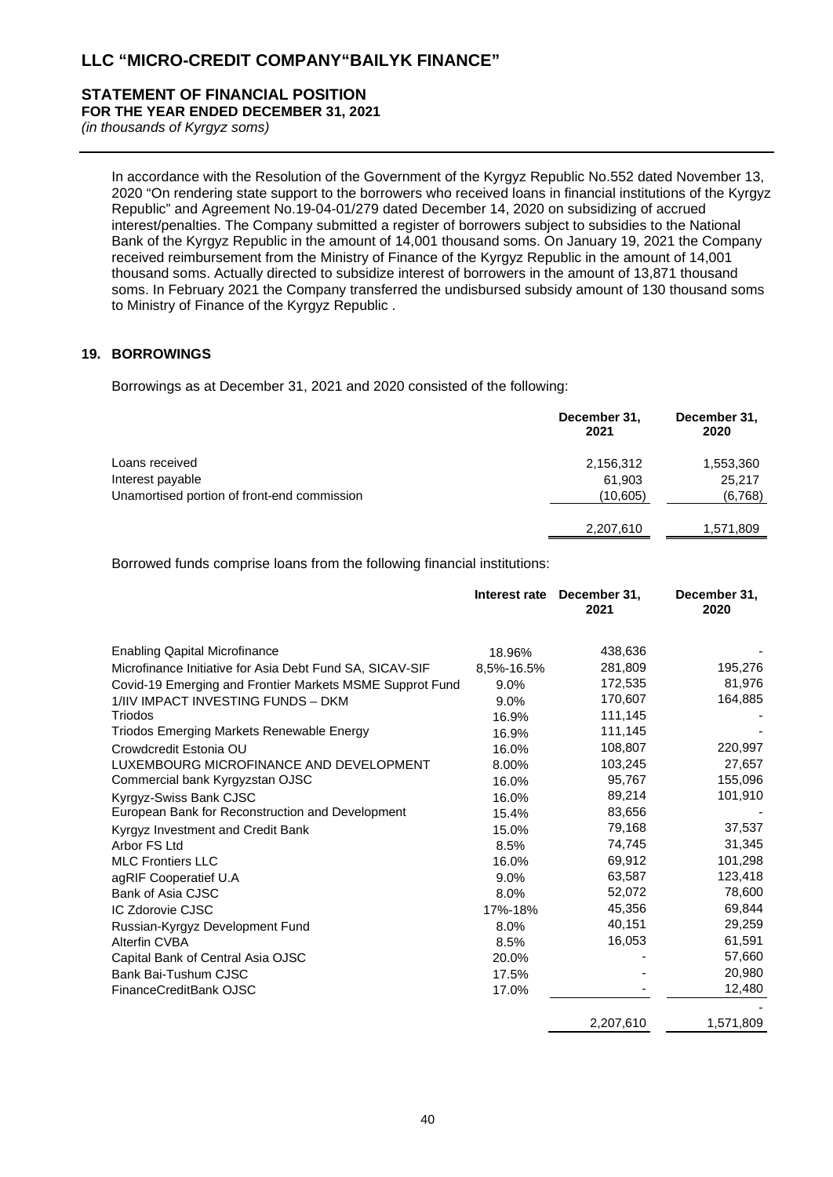In accordance with the Resolution of the Government of the Kyrgyz Republic No.552 dated November 13, 2020 "On rendering state support to the borrowers who received loans in financial institutions of the Kyrgyz Republic" and Agreement No.19-04-01/279 dated December 14, 2020 on subsidizing of accrued interest/penalties. The Company submitted a register of borrowers subject to subsidies to the National Bank of the Kyrgyz Republic in the amount of 14,001 thousand soms. On January 19, 2021 the Company received reimbursement from the Ministry of Finance of the Kyrgyz Republic in the amount of 14,001 thousand soms. Actually directed to subsidize interest of borrowers in the amount of 13,871 thousand soms. In February 2021 the Company transferred the undisbursed subsidy amount of 130 thousand soms to Ministry of Finance of the Kyrgyz Republic .

## 19. BORROWINGS

Borrowings as at December 31, 2021 and 2020 consisted of the following:

| | December 31, 2021 | December 31, 2020 |
|---|---|---|
| Loans received | 2,156,312 | 1,553,360 |
| Interest payable | 61,903 | 25,217 |
| Unamortised portion of front-end commission | (10,605) | (6,768) |
| | 2,207,610 | 1,571,809 |

Borrowed funds comprise loans from the following financial institutions:

| | Interest rate | December 31, 2021 | December 31, 2020 |
|---|---|---|---|
| Enabling Qapital Microfinance | 18.96% | 438,636 | - |
| Microfinance Initiative for Asia Debt Fund SA, SICAV-SIF | 8,5%-16.5% | 281,809 | 195,276 |
| Covid-19 Emerging and Frontier Markets MSME Supprot Fund | 9.0% | 172,535 | 81,976 |
| 1/IIV IMPACT INVESTING FUNDS – DKM | 9.0% | 170,607 | 164,885 |
| Triodos | 16.9% | 111,145 | - |
| Triodos Emerging Markets Renewable Energy | 16.9% | 111,145 | - |
| Crowdcredit Estonia OU | 16.0% | 108,807 | 220,997 |
| LUXEMBOURG MICROFINANCE AND DEVELOPMENT | 8.00% | 103,245 | 27,657 |
| Commercial bank Kyrgyzstan OJSC | 16.0% | 95,767 | 155,096 |
| Kyrgyz-Swiss Bank CJSC | 16.0% | 89,214 | 101,910 |
| European Bank for Reconstruction and Development | 15.4% | 83,656 | - |
| Kyrgyz Investment and Credit Bank | 15.0% | 79,168 | 37,537 |
| Arbor FS Ltd | 8.5% | 74,745 | 31,345 |
| MLC Frontiers LLC | 16.0% | 69,912 | 101,298 |
| agRIF Cooperatief U.A | 9.0% | 63,587 | 123,418 |
| Bank of Asia CJSC | 8.0% | 52,072 | 78,600 |
| IC Zdorovie CJSC | 17%-18% | 45,356 | 69,844 |
| Russian-Kyrgyz Development Fund | 8.0% | 40,151 | 29,259 |
| Alterfin CVBA | 8.5% | 16,053 | 61,591 |
| Capital Bank of Central Asia OJSC | 20.0% | - | 57,660 |
| Bank Bai-Tushum CJSC | 17.5% | - | 20,980 |
| FinanceCreditBank OJSC | 17.0% | - | 12,480 |
| | | | - |
| | | 2,207,610 | 1,571,809 |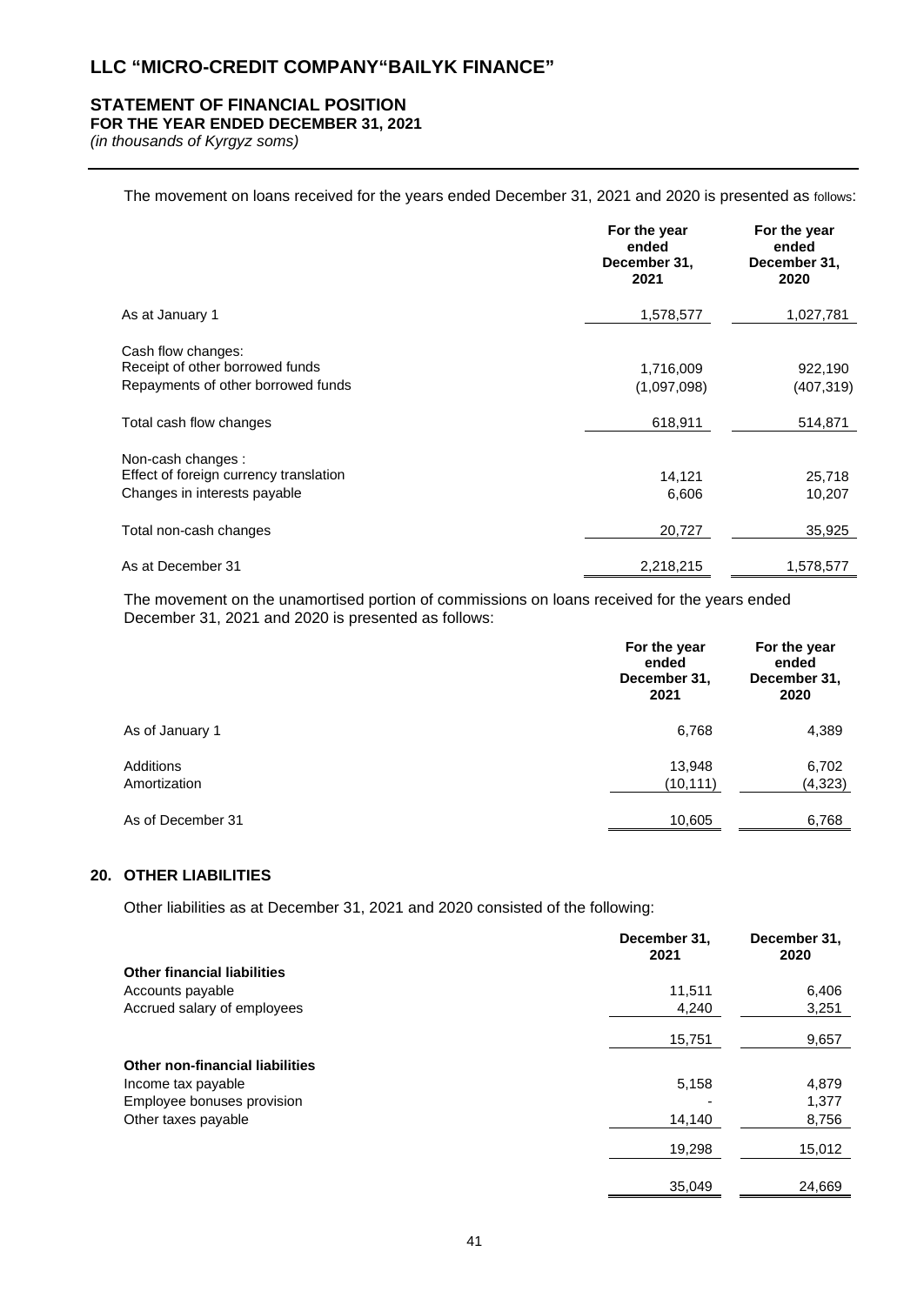# LLC "MICRO-CREDIT COMPANY"BAILYK FINANCE"

## STATEMENT OF FINANCIAL POSITION

**FOR THE YEAR ENDED DECEMBER 31, 2021**

*(in thousands of Kyrgyz soms)*

The movement on loans received for the years ended December 31, 2021 and 2020 is presented as follows:

| | For the year ended December 31, 2021 | For the year ended December 31, 2020 |
|---|---|---|
| As at January 1 | 1,578,577 | 1,027,781 |
| Cash flow changes: | | |
| Receipt of other borrowed funds | 1,716,009 | 922,190 |
| Repayments of other borrowed funds | (1,097,098) | (407,319) |
| Total cash flow changes | 618,911 | 514,871 |
| Non-cash changes : | | |
| Effect of foreign currency translation | 14,121 | 25,718 |
| Changes in interests payable | 6,606 | 10,207 |
| Total non-cash changes | 20,727 | 35,925 |
| As at December 31 | 2,218,215 | 1,578,577 |

The movement on the unamortised portion of commissions on loans received for the years ended December 31, 2021 and 2020 is presented as follows:

| | For the year ended December 31, 2021 | For the year ended December 31, 2020 |
|---|---|---|
| As of January 1 | 6,768 | 4,389 |
| Additions | 13,948 | 6,702 |
| Amortization | (10,111) | (4,323) |
| As of December 31 | 10,605 | 6,768 |

## 20. OTHER LIABILITIES

Other liabilities as at December 31, 2021 and 2020 consisted of the following:

| | December 31, 2021 | December 31, 2020 |
|---|---|---|
| **Other financial liabilities** | | |
| Accounts payable | 11,511 | 6,406 |
| Accrued salary of employees | 4,240 | 3,251 |
| | 15,751 | 9,657 |
| **Other non-financial liabilities** | | |
| Income tax payable | 5,158 | 4,879 |
| Employee bonuses provision | - | 1,377 |
| Other taxes payable | 14,140 | 8,756 |
| | 19,298 | 15,012 |
| | 35,049 | 24,669 |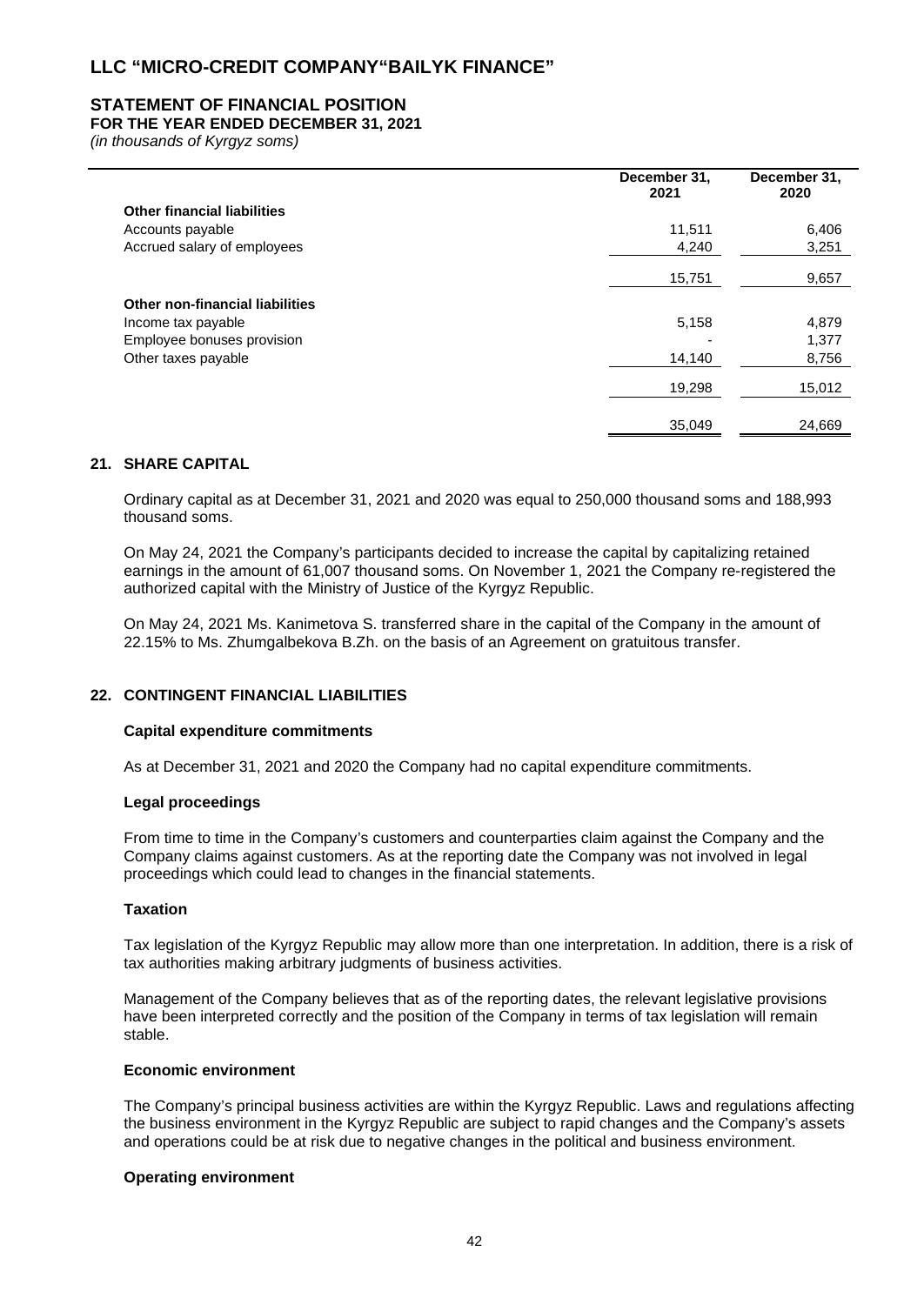# LLC "MICRO-CREDIT COMPANY"BAILYK FINANCE"

## STATEMENT OF FINANCIAL POSITION

**FOR THE YEAR ENDED DECEMBER 31, 2021**

*(in thousands of Kyrgyz soms)*

| | December 31, 2021 | December 31, 2020 |
|---|---|---|
| **Other financial liabilities** | | |
| Accounts payable | 11,511 | 6,406 |
| Accrued salary of employees | 4,240 | 3,251 |
| | 15,751 | 9,657 |
| **Other non-financial liabilities** | | |
| Income tax payable | 5,158 | 4,879 |
| Employee bonuses provision | - | 1,377 |
| Other taxes payable | 14,140 | 8,756 |
| | 19,298 | 15,012 |
| | 35,049 | 24,669 |

### 21. SHARE CAPITAL

Ordinary capital as at December 31, 2021 and 2020 was equal to 250,000 thousand soms and 188,993 thousand soms.

On May 24, 2021 the Company's participants decided to increase the capital by capitalizing retained earnings in the amount of 61,007 thousand soms. On November 1, 2021 the Company re-registered the authorized capital with the Ministry of Justice of the Kyrgyz Republic.

On May 24, 2021 Ms. Kanimetova S. transferred share in the capital of the Company in the amount of 22.15% to Ms. Zhumgalbekova B.Zh. on the basis of an Agreement on gratuitous transfer.

### 22. CONTINGENT FINANCIAL LIABILITIES

**Capital expenditure commitments**

As at December 31, 2021 and 2020 the Company had no capital expenditure commitments.

**Legal proceedings**

From time to time in the Company's customers and counterparties claim against the Company and the Company claims against customers. As at the reporting date the Company was not involved in legal proceedings which could lead to changes in the financial statements.

**Taxation**

Tax legislation of the Kyrgyz Republic may allow more than one interpretation. In addition, there is a risk of tax authorities making arbitrary judgments of business activities.

Management of the Company believes that as of the reporting dates, the relevant legislative provisions have been interpreted correctly and the position of the Company in terms of tax legislation will remain stable.

**Economic environment**

The Company's principal business activities are within the Kyrgyz Republic. Laws and regulations affecting the business environment in the Kyrgyz Republic are subject to rapid changes and the Company's assets and operations could be at risk due to negative changes in the political and business environment.

**Operating environment**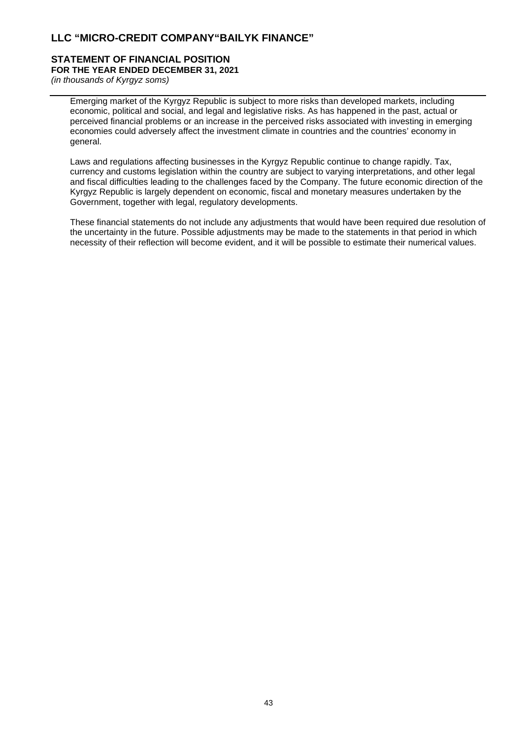Emerging market of the Kyrgyz Republic is subject to more risks than developed markets, including economic, political and social, and legal and legislative risks. As has happened in the past, actual or perceived financial problems or an increase in the perceived risks associated with investing in emerging economies could adversely affect the investment climate in countries and the countries' economy in general.

Laws and regulations affecting businesses in the Kyrgyz Republic continue to change rapidly. Tax, currency and customs legislation within the country are subject to varying interpretations, and other legal and fiscal difficulties leading to the challenges faced by the Company. The future economic direction of the Kyrgyz Republic is largely dependent on economic, fiscal and monetary measures undertaken by the Government, together with legal, regulatory developments.

These financial statements do not include any adjustments that would have been required due resolution of the uncertainty in the future. Possible adjustments may be made to the statements in that period in which necessity of their reflection will become evident, and it will be possible to estimate their numerical values.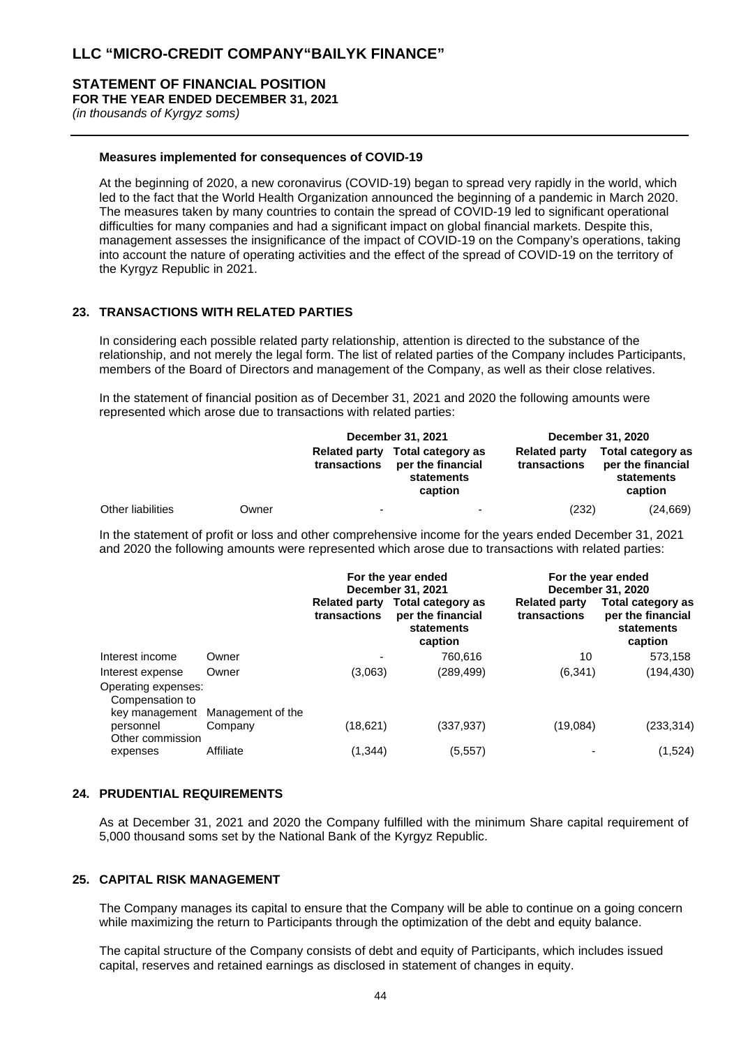### Measures implemented for consequences of COVID-19

At the beginning of 2020, a new coronavirus (COVID-19) began to spread very rapidly in the world, which led to the fact that the World Health Organization announced the beginning of a pandemic in March 2020. The measures taken by many countries to contain the spread of COVID-19 led to significant operational difficulties for many companies and had a significant impact on global financial markets. Despite this, management assesses the insignificance of the impact of COVID-19 on the Company's operations, taking into account the nature of operating activities and the effect of the spread of COVID-19 on the territory of the Kyrgyz Republic in 2021.

## 23. TRANSACTIONS WITH RELATED PARTIES

In considering each possible related party relationship, attention is directed to the substance of the relationship, and not merely the legal form. The list of related parties of the Company includes Participants, members of the Board of Directors and management of the Company, as well as their close relatives.

In the statement of financial position as of December 31, 2021 and 2020 the following amounts were represented which arose due to transactions with related parties:

| | | December 31, 2021 | | December 31, 2020 | |
|---|---|---|---|---|---|
| | | Related party transactions | Total category as per the financial statements caption | Related party transactions | Total category as per the financial statements caption |
| Other liabilities | Owner | - | - | (232) | (24,669) |

In the statement of profit or loss and other comprehensive income for the years ended December 31, 2021 and 2020 the following amounts were represented which arose due to transactions with related parties:

| | | For the year ended December 31, 2021 | | For the year ended December 31, 2020 | |
|---|---|---|---|---|---|
| | | Related party transactions | Total category as per the financial statements caption | Related party transactions | Total category as per the financial statements caption |
| Interest income | Owner | - | 760,616 | 10 | 573,158 |
| Interest expense | Owner | (3,063) | (289,499) | (6,341) | (194,430) |
| Operating expenses: | | | | | |
| Compensation to key management personnel | Management of the Company | (18,621) | (337,937) | (19,084) | (233,314) |
| Other commission expenses | Affiliate | (1,344) | (5,557) | - | (1,524) |

## 24. PRUDENTIAL REQUIREMENTS

As at December 31, 2021 and 2020 the Company fulfilled with the minimum Share capital requirement of 5,000 thousand soms set by the National Bank of the Kyrgyz Republic.

## 25. CAPITAL RISK MANAGEMENT

The Company manages its capital to ensure that the Company will be able to continue on a going concern while maximizing the return to Participants through the optimization of the debt and equity balance.

The capital structure of the Company consists of debt and equity of Participants, which includes issued capital, reserves and retained earnings as disclosed in statement of changes in equity.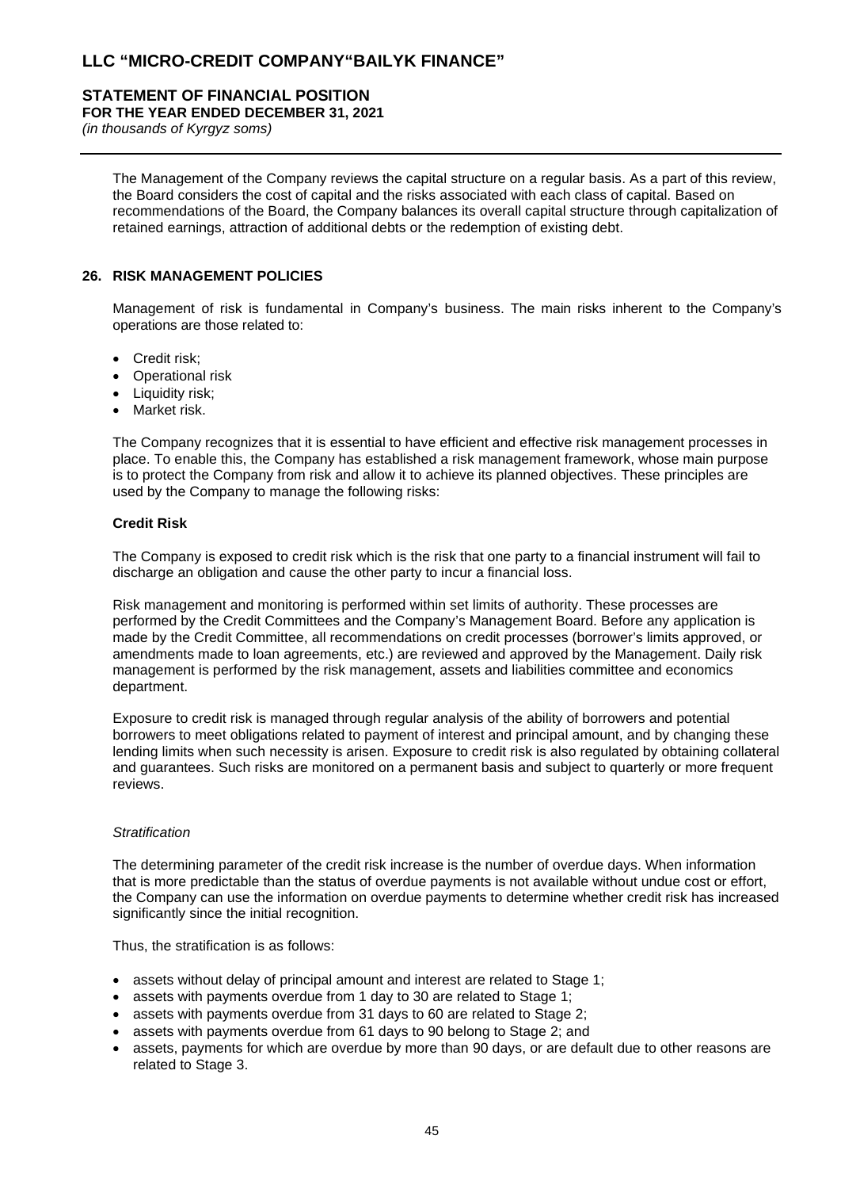The Management of the Company reviews the capital structure on a regular basis. As a part of this review, the Board considers the cost of capital and the risks associated with each class of capital. Based on recommendations of the Board, the Company balances its overall capital structure through capitalization of retained earnings, attraction of additional debts or the redemption of existing debt.

## 26. RISK MANAGEMENT POLICIES

Management of risk is fundamental in Company's business. The main risks inherent to the Company's operations are those related to:

- Credit risk;
- Operational risk
- Liquidity risk;
- Market risk.

The Company recognizes that it is essential to have efficient and effective risk management processes in place. To enable this, the Company has established a risk management framework, whose main purpose is to protect the Company from risk and allow it to achieve its planned objectives. These principles are used by the Company to manage the following risks:

### Credit Risk

The Company is exposed to credit risk which is the risk that one party to a financial instrument will fail to discharge an obligation and cause the other party to incur a financial loss.

Risk management and monitoring is performed within set limits of authority. These processes are performed by the Credit Committees and the Company's Management Board. Before any application is made by the Credit Committee, all recommendations on credit processes (borrower's limits approved, or amendments made to loan agreements, etc.) are reviewed and approved by the Management. Daily risk management is performed by the risk management, assets and liabilities committee and economics department.

Exposure to credit risk is managed through regular analysis of the ability of borrowers and potential borrowers to meet obligations related to payment of interest and principal amount, and by changing these lending limits when such necessity is arisen. Exposure to credit risk is also regulated by obtaining collateral and guarantees. Such risks are monitored on a permanent basis and subject to quarterly or more frequent reviews.

*Stratification*

The determining parameter of the credit risk increase is the number of overdue days. When information that is more predictable than the status of overdue payments is not available without undue cost or effort, the Company can use the information on overdue payments to determine whether credit risk has increased significantly since the initial recognition.

Thus, the stratification is as follows:

- assets without delay of principal amount and interest are related to Stage 1;
- assets with payments overdue from 1 day to 30 are related to Stage 1;
- assets with payments overdue from 31 days to 60 are related to Stage 2;
- assets with payments overdue from 61 days to 90 belong to Stage 2; and
- assets, payments for which are overdue by more than 90 days, or are default due to other reasons are related to Stage 3.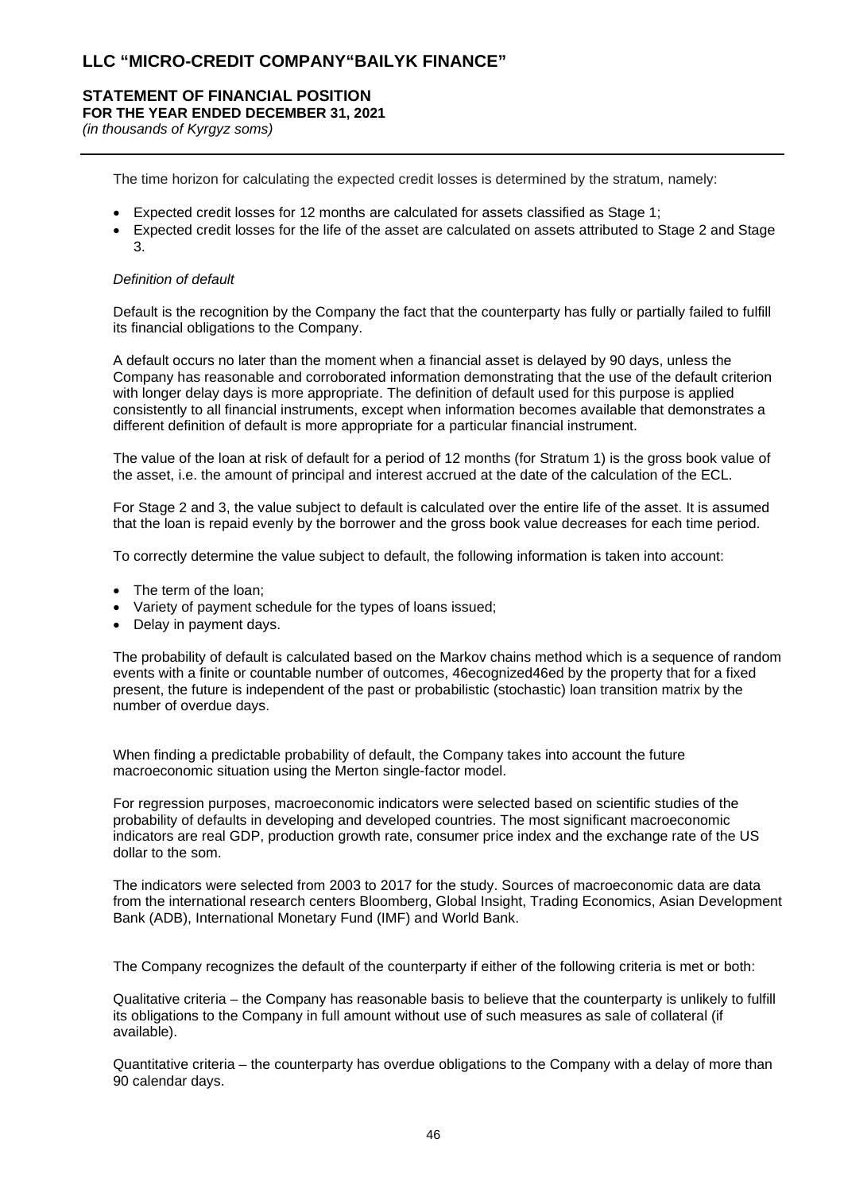The time horizon for calculating the expected credit losses is determined by the stratum, namely:

- Expected credit losses for 12 months are calculated for assets classified as Stage 1;
- Expected credit losses for the life of the asset are calculated on assets attributed to Stage 2 and Stage 3.

*Definition of default*

Default is the recognition by the Company the fact that the counterparty has fully or partially failed to fulfill its financial obligations to the Company.

A default occurs no later than the moment when a financial asset is delayed by 90 days, unless the Company has reasonable and corroborated information demonstrating that the use of the default criterion with longer delay days is more appropriate. The definition of default used for this purpose is applied consistently to all financial instruments, except when information becomes available that demonstrates a different definition of default is more appropriate for a particular financial instrument.

The value of the loan at risk of default for a period of 12 months (for Stratum 1) is the gross book value of the asset, i.e. the amount of principal and interest accrued at the date of the calculation of the ECL.

For Stage 2 and 3, the value subject to default is calculated over the entire life of the asset. It is assumed that the loan is repaid evenly by the borrower and the gross book value decreases for each time period.

To correctly determine the value subject to default, the following information is taken into account:

- The term of the loan;
- Variety of payment schedule for the types of loans issued;
- Delay in payment days.

The probability of default is calculated based on the Markov chains method which is a sequence of random events with a finite or countable number of outcomes, 46ecognized46ed by the property that for a fixed present, the future is independent of the past or probabilistic (stochastic) loan transition matrix by the number of overdue days.

When finding a predictable probability of default, the Company takes into account the future macroeconomic situation using the Merton single-factor model.

For regression purposes, macroeconomic indicators were selected based on scientific studies of the probability of defaults in developing and developed countries. The most significant macroeconomic indicators are real GDP, production growth rate, consumer price index and the exchange rate of the US dollar to the som.

The indicators were selected from 2003 to 2017 for the study. Sources of macroeconomic data are data from the international research centers Bloomberg, Global Insight, Trading Economics, Asian Development Bank (ADB), International Monetary Fund (IMF) and World Bank.

The Company recognizes the default of the counterparty if either of the following criteria is met or both:

Qualitative criteria – the Company has reasonable basis to believe that the counterparty is unlikely to fulfill its obligations to the Company in full amount without use of such measures as sale of collateral (if available).

Quantitative criteria – the counterparty has overdue obligations to the Company with a delay of more than 90 calendar days.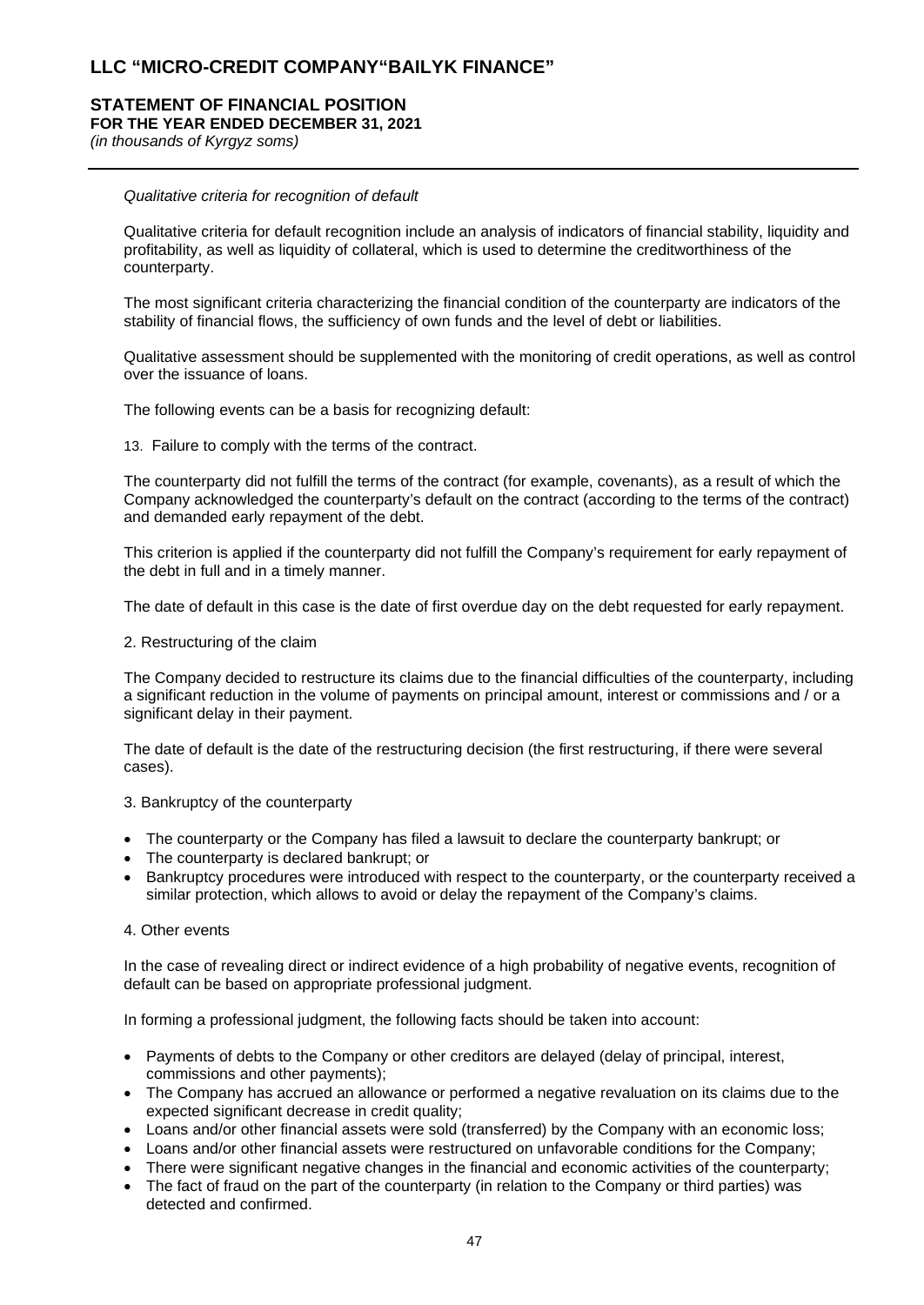*Qualitative criteria for recognition of default*

Qualitative criteria for default recognition include an analysis of indicators of financial stability, liquidity and profitability, as well as liquidity of collateral, which is used to determine the creditworthiness of the counterparty.

The most significant criteria characterizing the financial condition of the counterparty are indicators of the stability of financial flows, the sufficiency of own funds and the level of debt or liabilities.

Qualitative assessment should be supplemented with the monitoring of credit operations, as well as control over the issuance of loans.

The following events can be a basis for recognizing default:

13. Failure to comply with the terms of the contract.

The counterparty did not fulfill the terms of the contract (for example, covenants), as a result of which the Company acknowledged the counterparty's default on the contract (according to the terms of the contract) and demanded early repayment of the debt.

This criterion is applied if the counterparty did not fulfill the Company's requirement for early repayment of the debt in full and in a timely manner.

The date of default in this case is the date of first overdue day on the debt requested for early repayment.

2. Restructuring of the claim

The Company decided to restructure its claims due to the financial difficulties of the counterparty, including a significant reduction in the volume of payments on principal amount, interest or commissions and / or a significant delay in their payment.

The date of default is the date of the restructuring decision (the first restructuring, if there were several cases).

3. Bankruptcy of the counterparty

- The counterparty or the Company has filed a lawsuit to declare the counterparty bankrupt; or
- The counterparty is declared bankrupt; or
- Bankruptcy procedures were introduced with respect to the counterparty, or the counterparty received a similar protection, which allows to avoid or delay the repayment of the Company's claims.

4. Other events

In the case of revealing direct or indirect evidence of a high probability of negative events, recognition of default can be based on appropriate professional judgment.

In forming a professional judgment, the following facts should be taken into account:

- Payments of debts to the Company or other creditors are delayed (delay of principal, interest, commissions and other payments);
- The Company has accrued an allowance or performed a negative revaluation on its claims due to the expected significant decrease in credit quality;
- Loans and/or other financial assets were sold (transferred) by the Company with an economic loss;
- Loans and/or other financial assets were restructured on unfavorable conditions for the Company;
- There were significant negative changes in the financial and economic activities of the counterparty;
- The fact of fraud on the part of the counterparty (in relation to the Company or third parties) was detected and confirmed.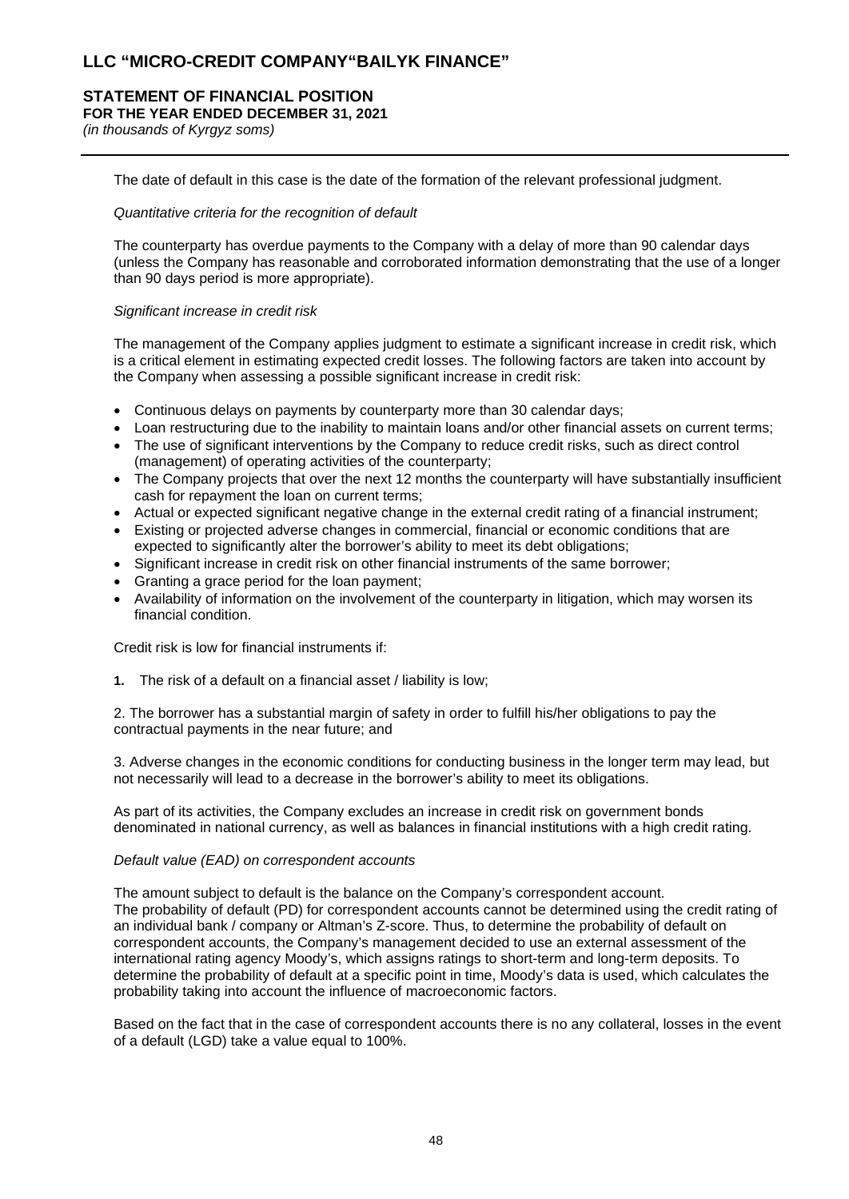The date of default in this case is the date of the formation of the relevant professional judgment.

*Quantitative criteria for the recognition of default*

The counterparty has overdue payments to the Company with a delay of more than 90 calendar days (unless the Company has reasonable and corroborated information demonstrating that the use of a longer than 90 days period is more appropriate).

*Significant increase in credit risk*

The management of the Company applies judgment to estimate a significant increase in credit risk, which is a critical element in estimating expected credit losses. The following factors are taken into account by the Company when assessing a possible significant increase in credit risk:

- Continuous delays on payments by counterparty more than 30 calendar days;
- Loan restructuring due to the inability to maintain loans and/or other financial assets on current terms;
- The use of significant interventions by the Company to reduce credit risks, such as direct control (management) of operating activities of the counterparty;
- The Company projects that over the next 12 months the counterparty will have substantially insufficient cash for repayment the loan on current terms;
- Actual or expected significant negative change in the external credit rating of a financial instrument;
- Existing or projected adverse changes in commercial, financial or economic conditions that are expected to significantly alter the borrower's ability to meet its debt obligations;
- Significant increase in credit risk on other financial instruments of the same borrower;
- Granting a grace period for the loan payment;
- Availability of information on the involvement of the counterparty in litigation, which may worsen its financial condition.

Credit risk is low for financial instruments if:

1. The risk of a default on a financial asset / liability is low;

2. The borrower has a substantial margin of safety in order to fulfill his/her obligations to pay the contractual payments in the near future; and

3. Adverse changes in the economic conditions for conducting business in the longer term may lead, but not necessarily will lead to a decrease in the borrower's ability to meet its obligations.

As part of its activities, the Company excludes an increase in credit risk on government bonds denominated in national currency, as well as balances in financial institutions with a high credit rating.

*Default value (EAD) on correspondent accounts*

The amount subject to default is the balance on the Company's correspondent account.
The probability of default (PD) for correspondent accounts cannot be determined using the credit rating of an individual bank / company or Altman's Z-score. Thus, to determine the probability of default on correspondent accounts, the Company's management decided to use an external assessment of the international rating agency Moody's, which assigns ratings to short-term and long-term deposits. To determine the probability of default at a specific point in time, Moody's data is used, which calculates the probability taking into account the influence of macroeconomic factors.

Based on the fact that in the case of correspondent accounts there is no any collateral, losses in the event of a default (LGD) take a value equal to 100%.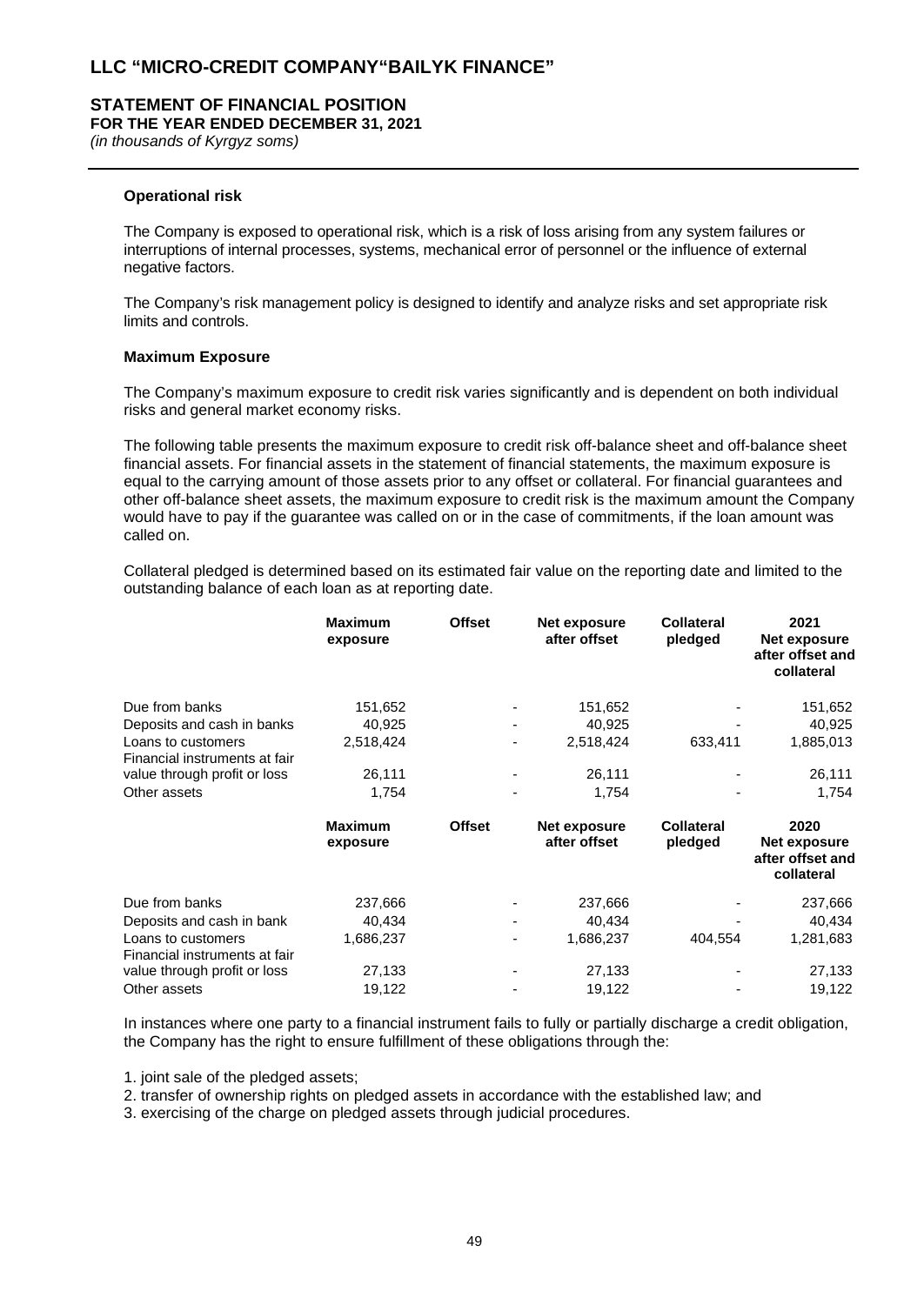**Operational risk**

The Company is exposed to operational risk, which is a risk of loss arising from any system failures or interruptions of internal processes, systems, mechanical error of personnel or the influence of external negative factors.

The Company's risk management policy is designed to identify and analyze risks and set appropriate risk limits and controls.

**Maximum Exposure**

The Company's maximum exposure to credit risk varies significantly and is dependent on both individual risks and general market economy risks.

The following table presents the maximum exposure to credit risk off-balance sheet and off-balance sheet financial assets. For financial assets in the statement of financial statements, the maximum exposure is equal to the carrying amount of those assets prior to any offset or collateral. For financial guarantees and other off-balance sheet assets, the maximum exposure to credit risk is the maximum amount the Company would have to pay if the guarantee was called on or in the case of commitments, if the loan amount was called on.

Collateral pledged is determined based on its estimated fair value on the reporting date and limited to the outstanding balance of each loan as at reporting date.

| | Maximum exposure | Offset | Net exposure after offset | Collateral pledged | 2021 Net exposure after offset and collateral |
|---|---|---|---|---|---|
| Due from banks | 151,652 | - | 151,652 | - | 151,652 |
| Deposits and cash in banks | 40,925 | - | 40,925 | - | 40,925 |
| Loans to customers | 2,518,424 | - | 2,518,424 | 633,411 | 1,885,013 |
| Financial instruments at fair value through profit or loss | 26,111 | - | 26,111 | - | 26,111 |
| Other assets | 1,754 | - | 1,754 | - | 1,754 |

| | Maximum exposure | Offset | Net exposure after offset | Collateral pledged | 2020 Net exposure after offset and collateral |
|---|---|---|---|---|---|
| Due from banks | 237,666 | - | 237,666 | - | 237,666 |
| Deposits and cash in bank | 40,434 | - | 40,434 | - | 40,434 |
| Loans to customers | 1,686,237 | - | 1,686,237 | 404,554 | 1,281,683 |
| Financial instruments at fair value through profit or loss | 27,133 | - | 27,133 | - | 27,133 |
| Other assets | 19,122 | - | 19,122 | - | 19,122 |

In instances where one party to a financial instrument fails to fully or partially discharge a credit obligation, the Company has the right to ensure fulfillment of these obligations through the:

1. joint sale of the pledged assets;
2. transfer of ownership rights on pledged assets in accordance with the established law; and
3. exercising of the charge on pledged assets through judicial procedures.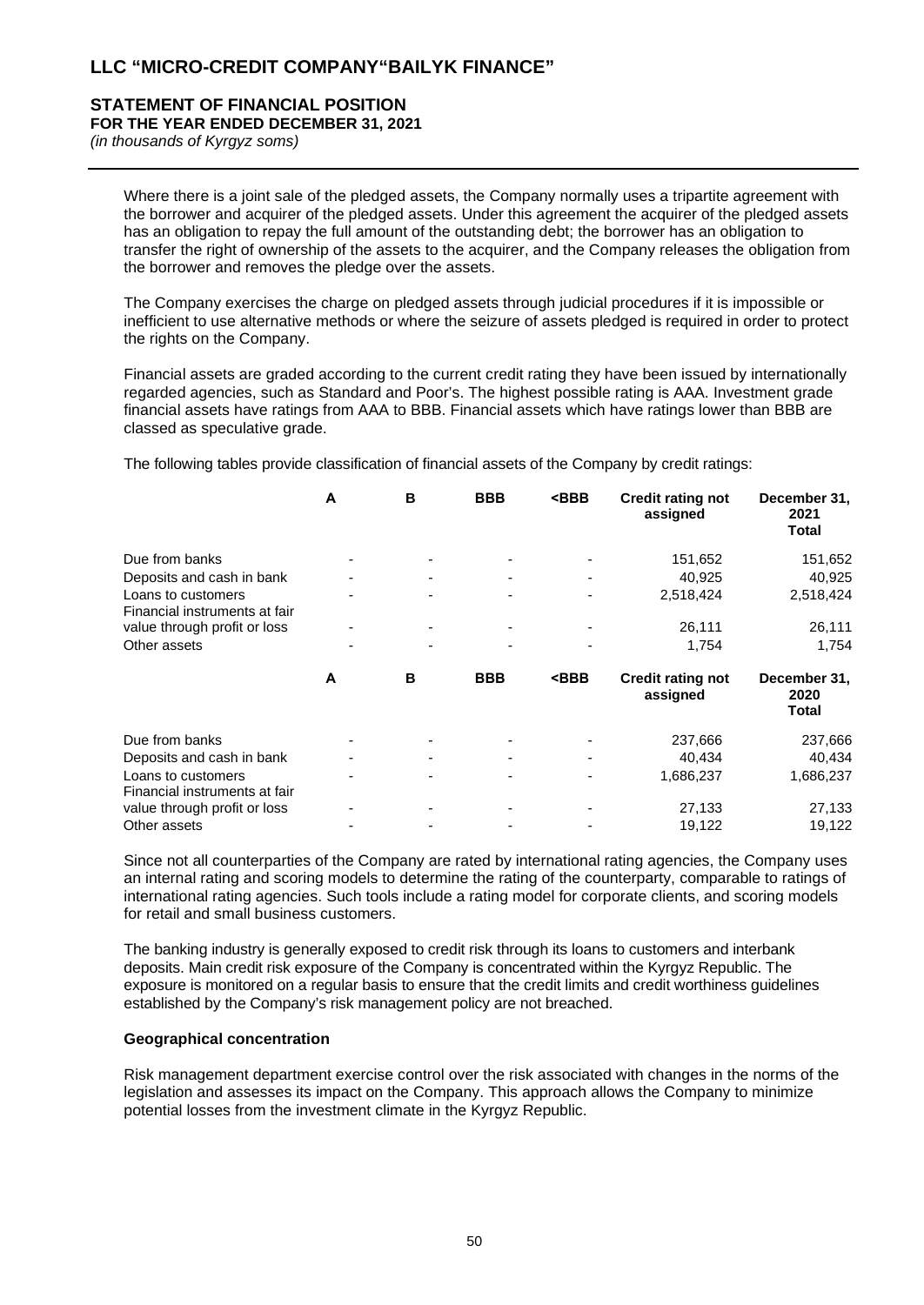# LLC "MICRO-CREDIT COMPANY"BAILYK FINANCE"

## STATEMENT OF FINANCIAL POSITION
**FOR THE YEAR ENDED DECEMBER 31, 2021**
*(in thousands of Kyrgyz soms)*

Where there is a joint sale of the pledged assets, the Company normally uses a tripartite agreement with the borrower and acquirer of the pledged assets. Under this agreement the acquirer of the pledged assets has an obligation to repay the full amount of the outstanding debt; the borrower has an obligation to transfer the right of ownership of the assets to the acquirer, and the Company releases the obligation from the borrower and removes the pledge over the assets.

The Company exercises the charge on pledged assets through judicial procedures if it is impossible or inefficient to use alternative methods or where the seizure of assets pledged is required in order to protect the rights on the Company.

Financial assets are graded according to the current credit rating they have been issued by internationally regarded agencies, such as Standard and Poor's. The highest possible rating is AAA. Investment grade financial assets have ratings from AAA to BBB. Financial assets which have ratings lower than BBB are classed as speculative grade.

The following tables provide classification of financial assets of the Company by credit ratings:

| | A | B | BBB | <BBB | Credit rating not assigned | December 31, 2021 Total |
|---|---|---|---|---|---|---|
| Due from banks | - | - | - | - | 151,652 | 151,652 |
| Deposits and cash in bank | - | - | - | - | 40,925 | 40,925 |
| Loans to customers | - | - | - | - | 2,518,424 | 2,518,424 |
| Financial instruments at fair value through profit or loss | - | - | - | - | 26,111 | 26,111 |
| Other assets | - | - | - | - | 1,754 | 1,754 |

| | A | B | BBB | <BBB | Credit rating not assigned | December 31, 2020 Total |
|---|---|---|---|---|---|---|
| Due from banks | - | - | - | - | 237,666 | 237,666 |
| Deposits and cash in bank | - | - | - | - | 40,434 | 40,434 |
| Loans to customers | - | - | - | - | 1,686,237 | 1,686,237 |
| Financial instruments at fair value through profit or loss | - | - | - | - | 27,133 | 27,133 |
| Other assets | - | - | - | - | 19,122 | 19,122 |

Since not all counterparties of the Company are rated by international rating agencies, the Company uses an internal rating and scoring models to determine the rating of the counterparty, comparable to ratings of international rating agencies. Such tools include a rating model for corporate clients, and scoring models for retail and small business customers.

The banking industry is generally exposed to credit risk through its loans to customers and interbank deposits. Main credit risk exposure of the Company is concentrated within the Kyrgyz Republic. The exposure is monitored on a regular basis to ensure that the credit limits and credit worthiness guidelines established by the Company's risk management policy are not breached.

**Geographical concentration**

Risk management department exercise control over the risk associated with changes in the norms of the legislation and assesses its impact on the Company. This approach allows the Company to minimize potential losses from the investment climate in the Kyrgyz Republic.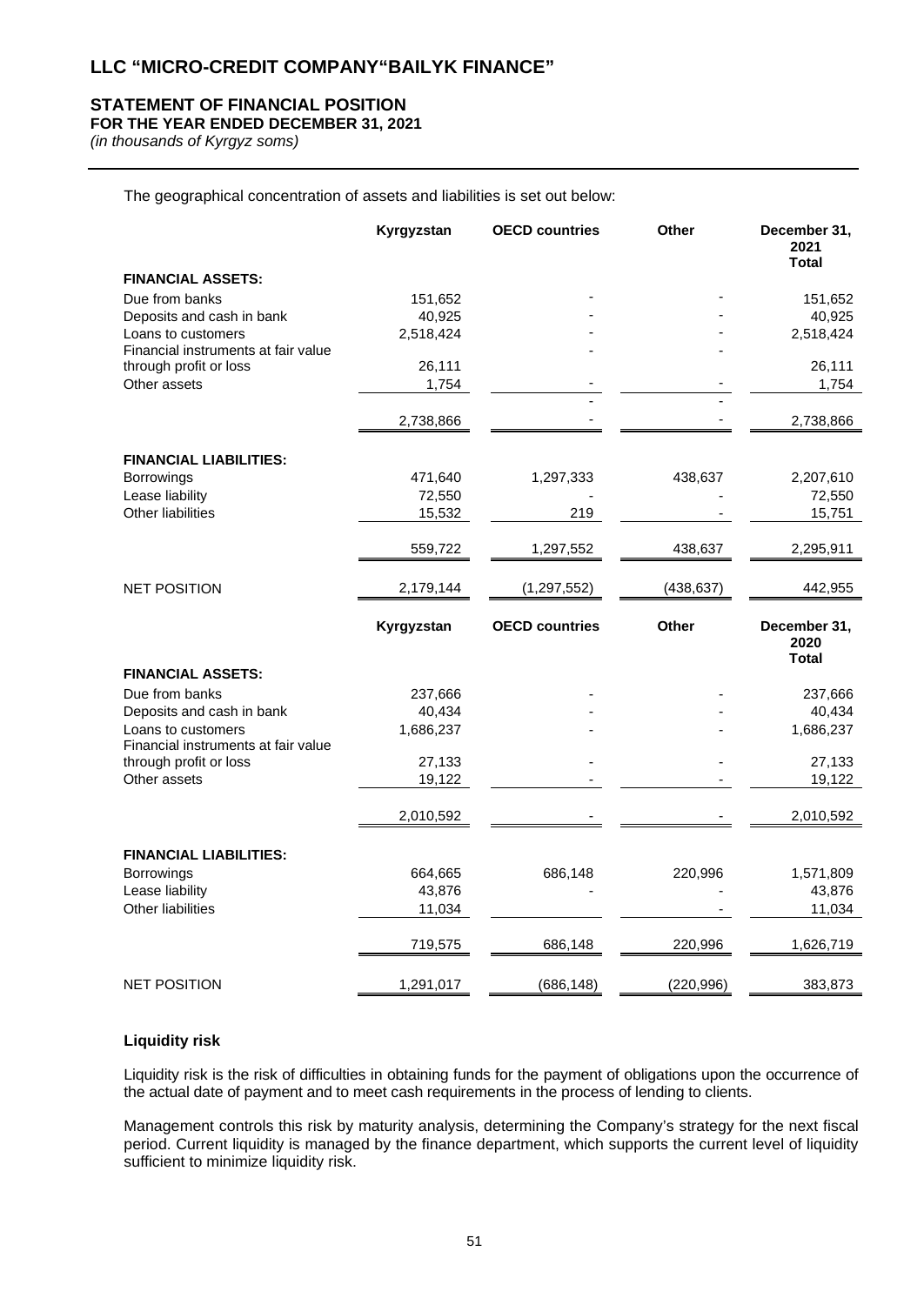# LLC "MICRO-CREDIT COMPANY"BAILYK FINANCE"

## STATEMENT OF FINANCIAL POSITION
### FOR THE YEAR ENDED DECEMBER 31, 2021
*(in thousands of Kyrgyz soms)*

The geographical concentration of assets and liabilities is set out below:

| | Kyrgyzstan | OECD countries | Other | December 31, 2021 Total |
|---|---|---|---|---|
| **FINANCIAL ASSETS:** | | | | |
| Due from banks | 151,652 | - | - | 151,652 |
| Deposits and cash in bank | 40,925 | - | - | 40,925 |
| Loans to customers | 2,518,424 | - | - | 2,518,424 |
| Financial instruments at fair value through profit or loss | 26,111 | - | - | 26,111 |
| Other assets | 1,754 | - | - | 1,754 |
| | 2,738,866 | - | - | 2,738,866 |
| **FINANCIAL LIABILITIES:** | | | | |
| Borrowings | 471,640 | 1,297,333 | 438,637 | 2,207,610 |
| Lease liability | 72,550 | - | - | 72,550 |
| Other liabilities | 15,532 | 219 | - | 15,751 |
| | 559,722 | 1,297,552 | 438,637 | 2,295,911 |
| NET POSITION | 2,179,144 | (1,297,552) | (438,637) | 442,955 |

| | Kyrgyzstan | OECD countries | Other | December 31, 2020 Total |
|---|---|---|---|---|
| **FINANCIAL ASSETS:** | | | | |
| Due from banks | 237,666 | - | - | 237,666 |
| Deposits and cash in bank | 40,434 | - | - | 40,434 |
| Loans to customers | 1,686,237 | - | - | 1,686,237 |
| Financial instruments at fair value through profit or loss | 27,133 | - | - | 27,133 |
| Other assets | 19,122 | - | - | 19,122 |
| | 2,010,592 | - | - | 2,010,592 |
| **FINANCIAL LIABILITIES:** | | | | |
| Borrowings | 664,665 | 686,148 | 220,996 | 1,571,809 |
| Lease liability | 43,876 | - | - | 43,876 |
| Other liabilities | 11,034 | | - | 11,034 |
| | 719,575 | 686,148 | 220,996 | 1,626,719 |
| NET POSITION | 1,291,017 | (686,148) | (220,996) | 383,873 |

**Liquidity risk**

Liquidity risk is the risk of difficulties in obtaining funds for the payment of obligations upon the occurrence of the actual date of payment and to meet cash requirements in the process of lending to clients.

Management controls this risk by maturity analysis, determining the Company's strategy for the next fiscal period. Current liquidity is managed by the finance department, which supports the current level of liquidity sufficient to minimize liquidity risk.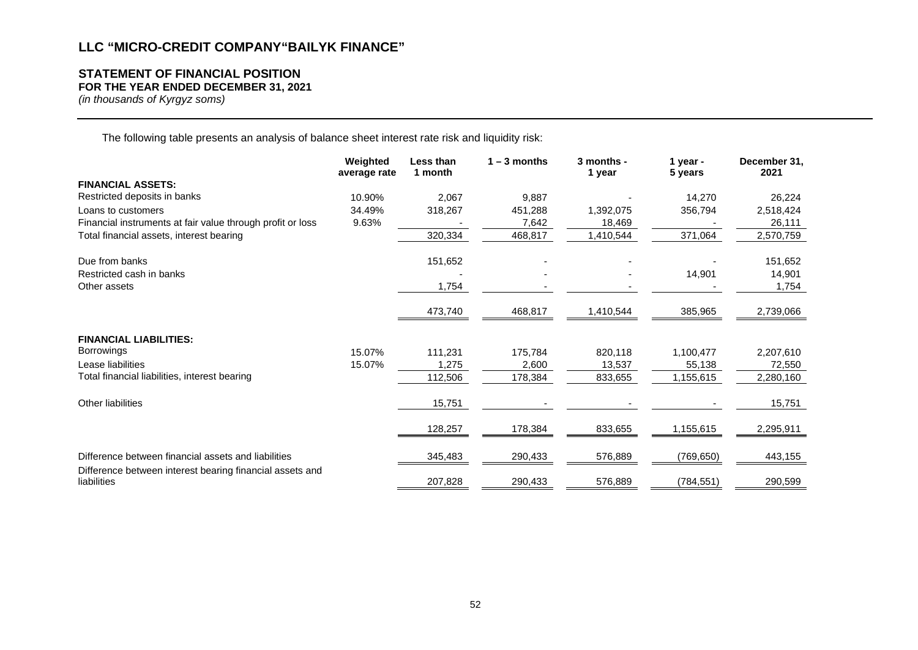## LLC "MICRO-CREDIT COMPANY"BAILYK FINANCE"

### STATEMENT OF FINANCIAL POSITION
**FOR THE YEAR ENDED DECEMBER 31, 2021**
*(in thousands of Kyrgyz soms)*

The following table presents an analysis of balance sheet interest rate risk and liquidity risk:

| | Weighted average rate | Less than 1 month | 1 – 3 months | 3 months - 1 year | 1 year - 5 years | December 31, 2021 |
|---|---|---|---|---|---|---|
| **FINANCIAL ASSETS:** | | | | | | |
| Restricted deposits in banks | 10.90% | 2,067 | 9,887 | - | 14,270 | 26,224 |
| Loans to customers | 34.49% | 318,267 | 451,288 | 1,392,075 | 356,794 | 2,518,424 |
| Financial instruments at fair value through profit or loss | 9.63% | - | 7,642 | 18,469 | - | 26,111 |
| Total financial assets, interest bearing | | 320,334 | 468,817 | 1,410,544 | 371,064 | 2,570,759 |
| Due from banks | | 151,652 | - | - | - | 151,652 |
| Restricted cash in banks | | - | - | - | 14,901 | 14,901 |
| Other assets | | 1,754 | - | - | - | 1,754 |
| | | 473,740 | 468,817 | 1,410,544 | 385,965 | 2,739,066 |
| **FINANCIAL LIABILITIES:** | | | | | | |
| Borrowings | 15.07% | 111,231 | 175,784 | 820,118 | 1,100,477 | 2,207,610 |
| Lease liabilities | 15.07% | 1,275 | 2,600 | 13,537 | 55,138 | 72,550 |
| Total financial liabilities, interest bearing | | 112,506 | 178,384 | 833,655 | 1,155,615 | 2,280,160 |
| Other liabilities | | 15,751 | - | - | - | 15,751 |
| | | 128,257 | 178,384 | 833,655 | 1,155,615 | 2,295,911 |
| Difference between financial assets and liabilities | | 345,483 | 290,433 | 576,889 | (769,650) | 443,155 |
| Difference between interest bearing financial assets and liabilities | | 207,828 | 290,433 | 576,889 | (784,551) | 290,599 |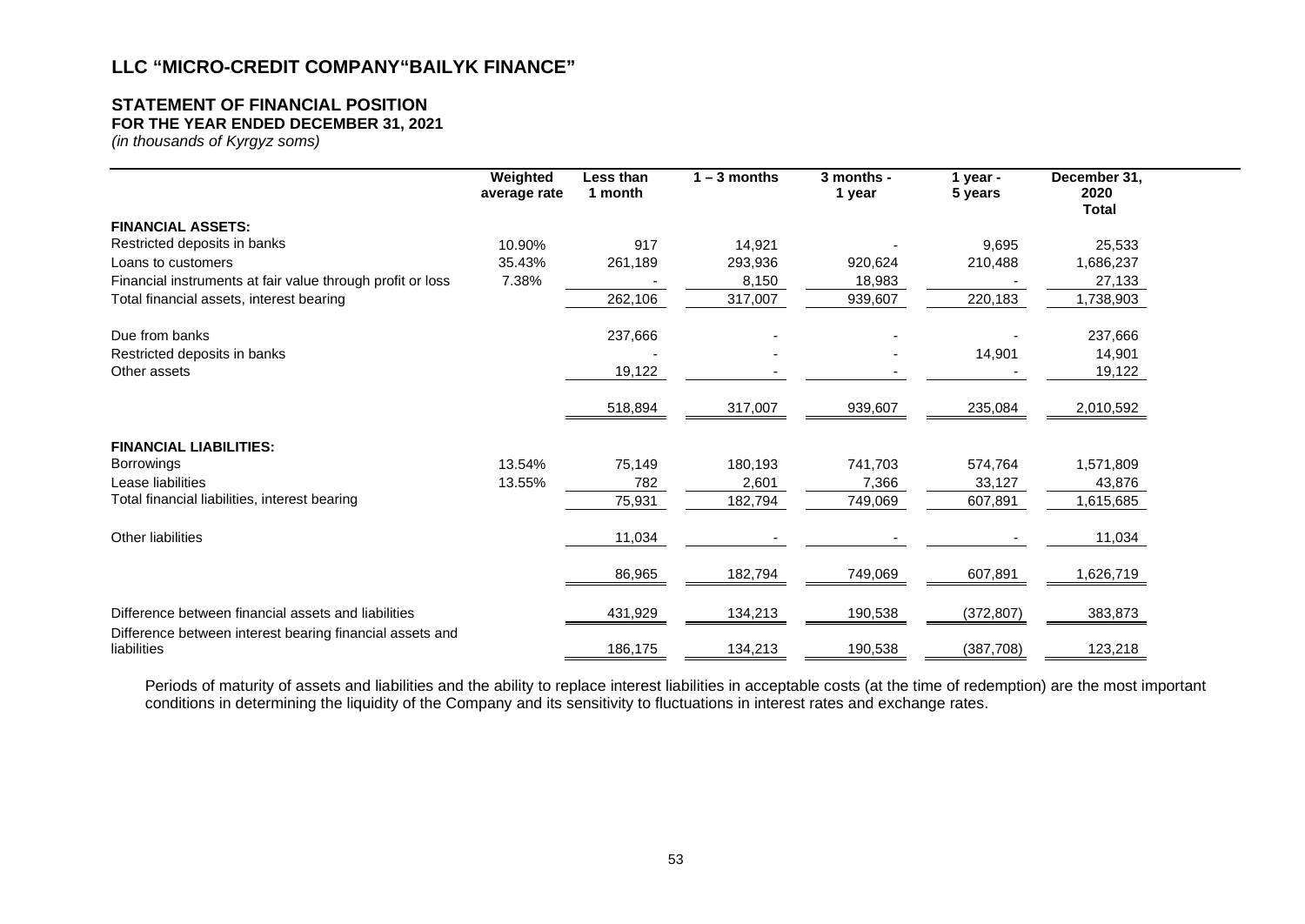## LLC "MICRO-CREDIT COMPANY"BAILYK FINANCE"

### STATEMENT OF FINANCIAL POSITION
**FOR THE YEAR ENDED DECEMBER 31, 2021**
*(in thousands of Kyrgyz soms)*

| | Weighted average rate | Less than 1 month | 1 – 3 months | 3 months - 1 year | 1 year - 5 years | December 31, 2020 Total |
|---|---|---|---|---|---|---|
| **FINANCIAL ASSETS:** | | | | | | |
| Restricted deposits in banks | 10.90% | 917 | 14,921 | - | 9,695 | 25,533 |
| Loans to customers | 35.43% | 261,189 | 293,936 | 920,624 | 210,488 | 1,686,237 |
| Financial instruments at fair value through profit or loss | 7.38% | - | 8,150 | 18,983 | - | 27,133 |
| Total financial assets, interest bearing | | 262,106 | 317,007 | 939,607 | 220,183 | 1,738,903 |
| Due from banks | | 237,666 | - | - | - | 237,666 |
| Restricted deposits in banks | | - | - | - | 14,901 | 14,901 |
| Other assets | | 19,122 | - | - | - | 19,122 |
| | | 518,894 | 317,007 | 939,607 | 235,084 | 2,010,592 |
| **FINANCIAL LIABILITIES:** | | | | | | |
| Borrowings | 13.54% | 75,149 | 180,193 | 741,703 | 574,764 | 1,571,809 |
| Lease liabilities | 13.55% | 782 | 2,601 | 7,366 | 33,127 | 43,876 |
| Total financial liabilities, interest bearing | | 75,931 | 182,794 | 749,069 | 607,891 | 1,615,685 |
| Other liabilities | | 11,034 | - | - | - | 11,034 |
| | | 86,965 | 182,794 | 749,069 | 607,891 | 1,626,719 |
| Difference between financial assets and liabilities | | 431,929 | 134,213 | 190,538 | (372,807) | 383,873 |
| Difference between interest bearing financial assets and liabilities | | 186,175 | 134,213 | 190,538 | (387,708) | 123,218 |

Periods of maturity of assets and liabilities and the ability to replace interest liabilities in acceptable costs (at the time of redemption) are the most important conditions in determining the liquidity of the Company and its sensitivity to fluctuations in interest rates and exchange rates.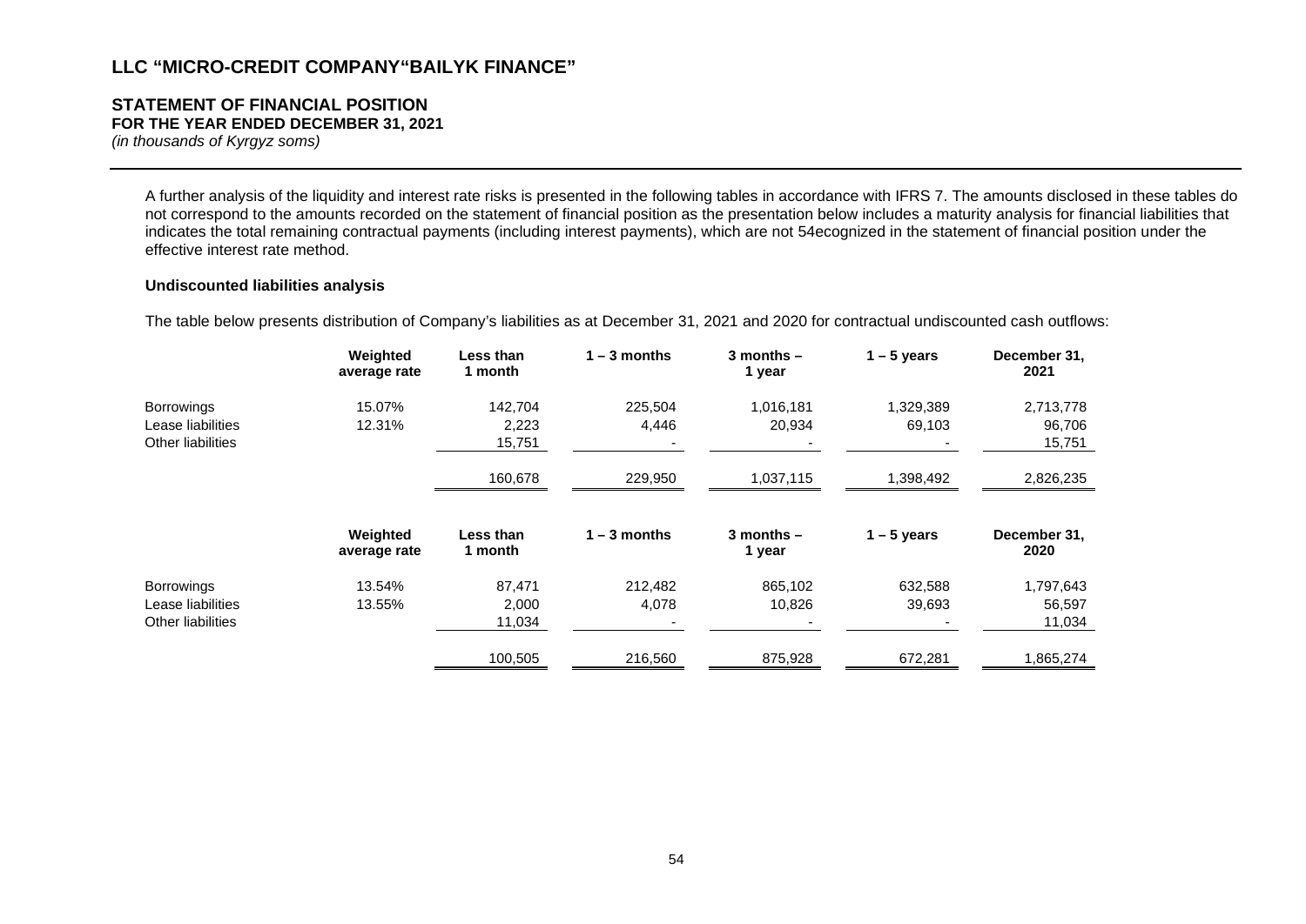# LLC "MICRO-CREDIT COMPANY"BAILYK FINANCE"

## STATEMENT OF FINANCIAL POSITION
**FOR THE YEAR ENDED DECEMBER 31, 2021**
*(in thousands of Kyrgyz soms)*

A further analysis of the liquidity and interest rate risks is presented in the following tables in accordance with IFRS 7. The amounts disclosed in these tables do not correspond to the amounts recorded on the statement of financial position as the presentation below includes a maturity analysis for financial liabilities that indicates the total remaining contractual payments (including interest payments), which are not 54ecognized in the statement of financial position under the effective interest rate method.

**Undiscounted liabilities analysis**

The table below presents distribution of Company's liabilities as at December 31, 2021 and 2020 for contractual undiscounted cash outflows:

| | Weighted average rate | Less than 1 month | 1 – 3 months | 3 months – 1 year | 1 – 5 years | December 31, 2021 |
|---|---|---|---|---|---|---|
| Borrowings | 15.07% | 142,704 | 225,504 | 1,016,181 | 1,329,389 | 2,713,778 |
| Lease liabilities | 12.31% | 2,223 | 4,446 | 20,934 | 69,103 | 96,706 |
| Other liabilities | | 15,751 | - | - | - | 15,751 |
| | | 160,678 | 229,950 | 1,037,115 | 1,398,492 | 2,826,235 |

| | Weighted average rate | Less than 1 month | 1 – 3 months | 3 months – 1 year | 1 – 5 years | December 31, 2020 |
|---|---|---|---|---|---|---|
| Borrowings | 13.54% | 87,471 | 212,482 | 865,102 | 632,588 | 1,797,643 |
| Lease liabilities | 13.55% | 2,000 | 4,078 | 10,826 | 39,693 | 56,597 |
| Other liabilities | | 11,034 | - | - | - | 11,034 |
| | | 100,505 | 216,560 | 875,928 | 672,281 | 1,865,274 |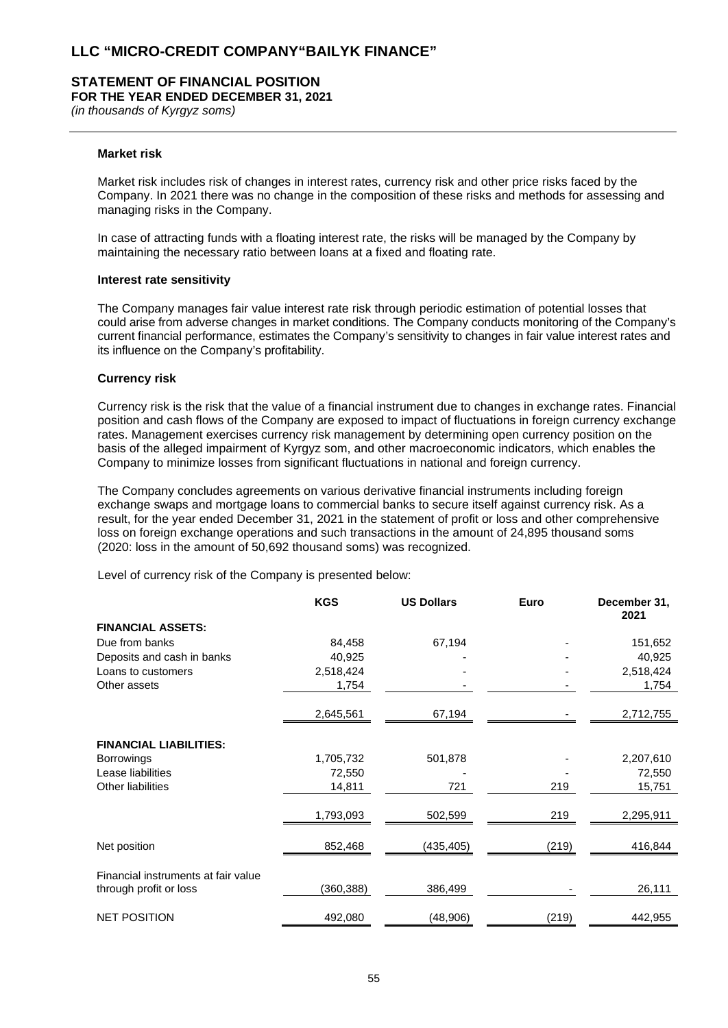# LLC "MICRO-CREDIT COMPANY"BAILYK FINANCE"

## STATEMENT OF FINANCIAL POSITION

**FOR THE YEAR ENDED DECEMBER 31, 2021**

*(in thousands of Kyrgyz soms)*

### Market risk

Market risk includes risk of changes in interest rates, currency risk and other price risks faced by the Company. In 2021 there was no change in the composition of these risks and methods for assessing and managing risks in the Company.

In case of attracting funds with a floating interest rate, the risks will be managed by the Company by maintaining the necessary ratio between loans at a fixed and floating rate.

### Interest rate sensitivity

The Company manages fair value interest rate risk through periodic estimation of potential losses that could arise from adverse changes in market conditions. The Company conducts monitoring of the Company's current financial performance, estimates the Company's sensitivity to changes in fair value interest rates and its influence on the Company's profitability.

### Currency risk

Currency risk is the risk that the value of a financial instrument due to changes in exchange rates. Financial position and cash flows of the Company are exposed to impact of fluctuations in foreign currency exchange rates. Management exercises currency risk management by determining open currency position on the basis of the alleged impairment of Kyrgyz som, and other macroeconomic indicators, which enables the Company to minimize losses from significant fluctuations in national and foreign currency.

The Company concludes agreements on various derivative financial instruments including foreign exchange swaps and mortgage loans to commercial banks to secure itself against currency risk. As a result, for the year ended December 31, 2021 in the statement of profit or loss and other comprehensive loss on foreign exchange operations and such transactions in the amount of 24,895 thousand soms (2020: loss in the amount of 50,692 thousand soms) was recognized.

Level of currency risk of the Company is presented below:

| | KGS | US Dollars | Euro | December 31, 2021 |
|---|---|---|---|---|
| **FINANCIAL ASSETS:** | | | | |
| Due from banks | 84,458 | 67,194 | - | 151,652 |
| Deposits and cash in banks | 40,925 | - | - | 40,925 |
| Loans to customers | 2,518,424 | - | - | 2,518,424 |
| Other assets | 1,754 | - | - | 1,754 |
| | 2,645,561 | 67,194 | - | 2,712,755 |
| **FINANCIAL LIABILITIES:** | | | | |
| Borrowings | 1,705,732 | 501,878 | - | 2,207,610 |
| Lease liabilities | 72,550 | - | - | 72,550 |
| Other liabilities | 14,811 | 721 | 219 | 15,751 |
| | 1,793,093 | 502,599 | 219 | 2,295,911 |
| Net position | 852,468 | (435,405) | (219) | 416,844 |
| Financial instruments at fair value through profit or loss | (360,388) | 386,499 | - | 26,111 |
| NET POSITION | 492,080 | (48,906) | (219) | 442,955 |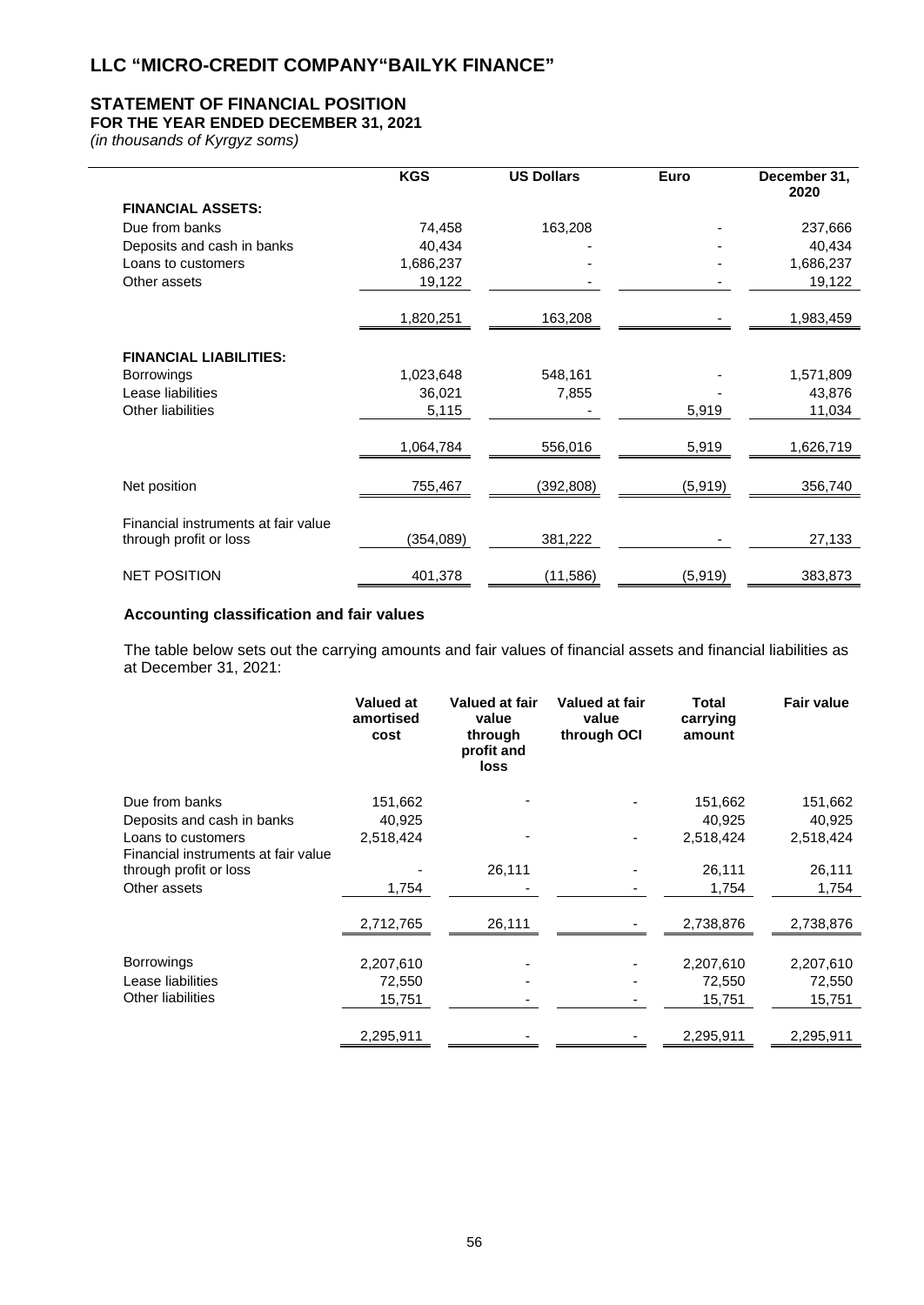# LLC "MICRO-CREDIT COMPANY"BAILYK FINANCE"

## STATEMENT OF FINANCIAL POSITION

**FOR THE YEAR ENDED DECEMBER 31, 2021**

*(in thousands of Kyrgyz soms)*

| | KGS | US Dollars | Euro | December 31, 2020 |
|---|---|---|---|---|
| **FINANCIAL ASSETS:** | | | | |
| Due from banks | 74,458 | 163,208 | - | 237,666 |
| Deposits and cash in banks | 40,434 | - | - | 40,434 |
| Loans to customers | 1,686,237 | - | - | 1,686,237 |
| Other assets | 19,122 | - | - | 19,122 |
| | 1,820,251 | 163,208 | - | 1,983,459 |
| **FINANCIAL LIABILITIES:** | | | | |
| Borrowings | 1,023,648 | 548,161 | - | 1,571,809 |
| Lease liabilities | 36,021 | 7,855 | - | 43,876 |
| Other liabilities | 5,115 | - | 5,919 | 11,034 |
| | 1,064,784 | 556,016 | 5,919 | 1,626,719 |
| Net position | 755,467 | (392,808) | (5,919) | 356,740 |
| Financial instruments at fair value through profit or loss | (354,089) | 381,222 | - | 27,133 |
| NET POSITION | 401,378 | (11,586) | (5,919) | 383,873 |

### Accounting classification and fair values

The table below sets out the carrying amounts and fair values of financial assets and financial liabilities as at December 31, 2021:

| | Valued at amortised cost | Valued at fair value through profit and loss | Valued at fair value through OCI | Total carrying amount | Fair value |
|---|---|---|---|---|---|
| Due from banks | 151,662 | - | - | 151,662 | 151,662 |
| Deposits and cash in banks | 40,925 | | | 40,925 | 40,925 |
| Loans to customers | 2,518,424 | - | - | 2,518,424 | 2,518,424 |
| Financial instruments at fair value through profit or loss | - | 26,111 | - | 26,111 | 26,111 |
| Other assets | 1,754 | - | - | 1,754 | 1,754 |
| | 2,712,765 | 26,111 | - | 2,738,876 | 2,738,876 |
| Borrowings | 2,207,610 | - | - | 2,207,610 | 2,207,610 |
| Lease liabilities | 72,550 | - | - | 72,550 | 72,550 |
| Other liabilities | 15,751 | - | - | 15,751 | 15,751 |
| | 2,295,911 | - | - | 2,295,911 | 2,295,911 |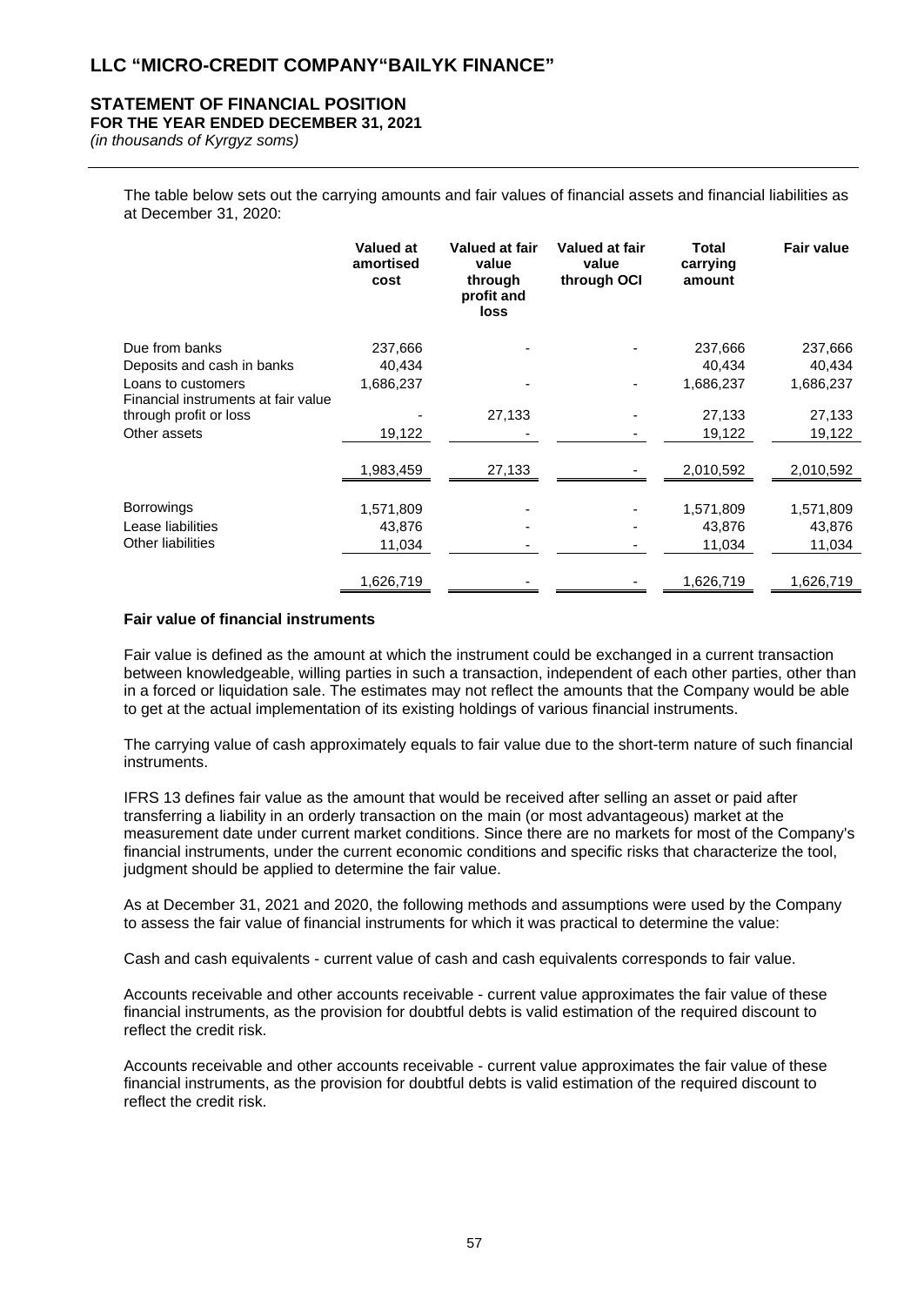# LLC "MICRO-CREDIT COMPANY"BAILYK FINANCE"

## STATEMENT OF FINANCIAL POSITION

**FOR THE YEAR ENDED DECEMBER 31, 2021**

*(in thousands of Kyrgyz soms)*

The table below sets out the carrying amounts and fair values of financial assets and financial liabilities as at December 31, 2020:

| | Valued at amortised cost | Valued at fair value through profit and loss | Valued at fair value through OCI | Total carrying amount | Fair value |
|---|---|---|---|---|---|
| Due from banks | 237,666 | - | - | 237,666 | 237,666 |
| Deposits and cash in banks | 40,434 | | | 40,434 | 40,434 |
| Loans to customers | 1,686,237 | - | - | 1,686,237 | 1,686,237 |
| Financial instruments at fair value through profit or loss | - | 27,133 | - | 27,133 | 27,133 |
| Other assets | 19,122 | - | - | 19,122 | 19,122 |
| | 1,983,459 | 27,133 | - | 2,010,592 | 2,010,592 |
| Borrowings | 1,571,809 | - | - | 1,571,809 | 1,571,809 |
| Lease liabilities | 43,876 | - | - | 43,876 | 43,876 |
| Other liabilities | 11,034 | - | - | 11,034 | 11,034 |
| | 1,626,719 | - | - | 1,626,719 | 1,626,719 |

### Fair value of financial instruments

Fair value is defined as the amount at which the instrument could be exchanged in a current transaction between knowledgeable, willing parties in such a transaction, independent of each other parties, other than in a forced or liquidation sale. The estimates may not reflect the amounts that the Company would be able to get at the actual implementation of its existing holdings of various financial instruments.

The carrying value of cash approximately equals to fair value due to the short-term nature of such financial instruments.

IFRS 13 defines fair value as the amount that would be received after selling an asset or paid after transferring a liability in an orderly transaction on the main (or most advantageous) market at the measurement date under current market conditions. Since there are no markets for most of the Company's financial instruments, under the current economic conditions and specific risks that characterize the tool, judgment should be applied to determine the fair value.

As at December 31, 2021 and 2020, the following methods and assumptions were used by the Company to assess the fair value of financial instruments for which it was practical to determine the value:

Cash and cash equivalents - current value of cash and cash equivalents corresponds to fair value.

Accounts receivable and other accounts receivable - current value approximates the fair value of these financial instruments, as the provision for doubtful debts is valid estimation of the required discount to reflect the credit risk.

Accounts receivable and other accounts receivable - current value approximates the fair value of these financial instruments, as the provision for doubtful debts is valid estimation of the required discount to reflect the credit risk.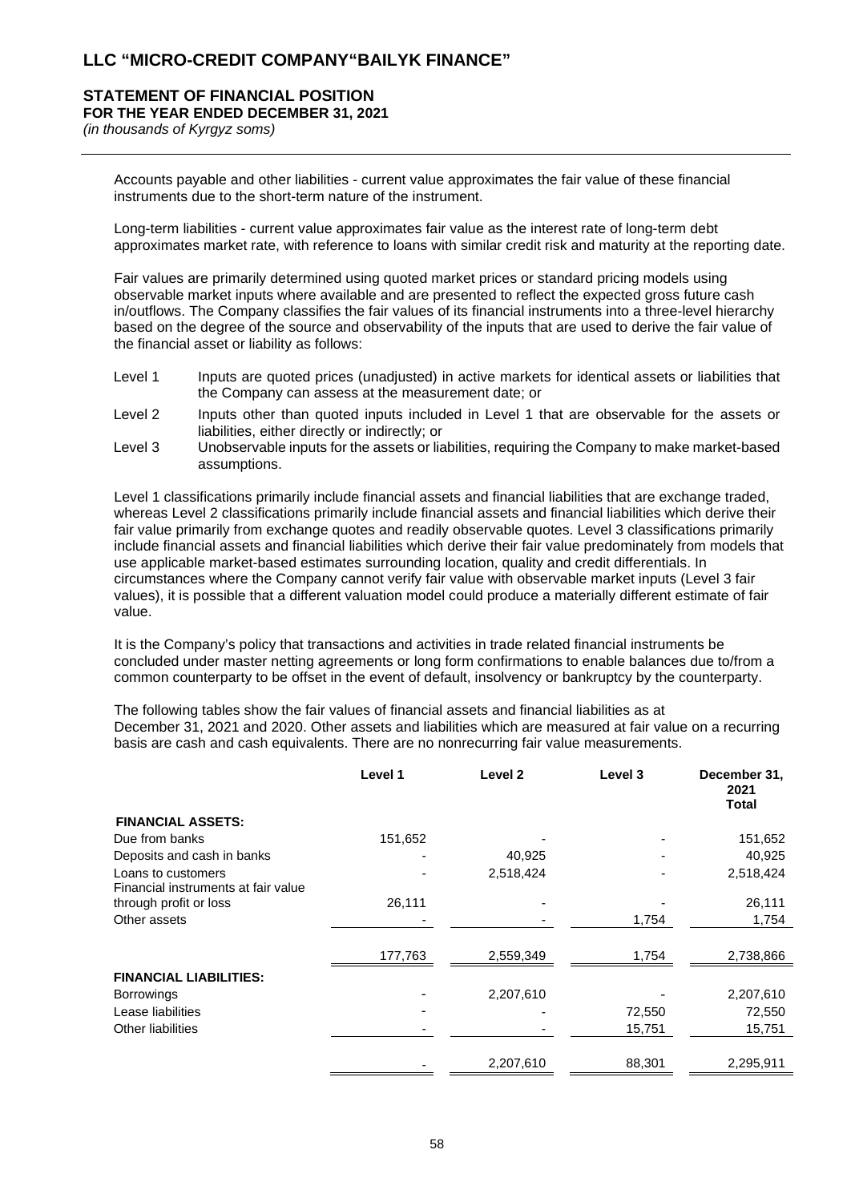# LLC "MICRO-CREDIT COMPANY"BAILYK FINANCE"

## STATEMENT OF FINANCIAL POSITION
**FOR THE YEAR ENDED DECEMBER 31, 2021**
*(in thousands of Kyrgyz soms)*

Accounts payable and other liabilities - current value approximates the fair value of these financial instruments due to the short-term nature of the instrument.

Long-term liabilities - current value approximates fair value as the interest rate of long-term debt approximates market rate, with reference to loans with similar credit risk and maturity at the reporting date.

Fair values are primarily determined using quoted market prices or standard pricing models using observable market inputs where available and are presented to reflect the expected gross future cash in/outflows. The Company classifies the fair values of its financial instruments into a three-level hierarchy based on the degree of the source and observability of the inputs that are used to derive the fair value of the financial asset or liability as follows:

- Level 1 Inputs are quoted prices (unadjusted) in active markets for identical assets or liabilities that the Company can assess at the measurement date; or
- Level 2 Inputs other than quoted inputs included in Level 1 that are observable for the assets or liabilities, either directly or indirectly; or
- Level 3 Unobservable inputs for the assets or liabilities, requiring the Company to make market-based assumptions.

Level 1 classifications primarily include financial assets and financial liabilities that are exchange traded, whereas Level 2 classifications primarily include financial assets and financial liabilities which derive their fair value primarily from exchange quotes and readily observable quotes. Level 3 classifications primarily include financial assets and financial liabilities which derive their fair value predominately from models that use applicable market-based estimates surrounding location, quality and credit differentials. In circumstances where the Company cannot verify fair value with observable market inputs (Level 3 fair values), it is possible that a different valuation model could produce a materially different estimate of fair value.

It is the Company's policy that transactions and activities in trade related financial instruments be concluded under master netting agreements or long form confirmations to enable balances due to/from a common counterparty to be offset in the event of default, insolvency or bankruptcy by the counterparty.

The following tables show the fair values of financial assets and financial liabilities as at December 31, 2021 and 2020. Other assets and liabilities which are measured at fair value on a recurring basis are cash and cash equivalents. There are no nonrecurring fair value measurements.

| | Level 1 | Level 2 | Level 3 | December 31, 2021 Total |
|---|---|---|---|---|
| **FINANCIAL ASSETS:** | | | | |
| Due from banks | 151,652 | - | - | 151,652 |
| Deposits and cash in banks | - | 40,925 | - | 40,925 |
| Loans to customers | - | 2,518,424 | - | 2,518,424 |
| Financial instruments at fair value through profit or loss | 26,111 | - | - | 26,111 |
| Other assets | - | - | 1,754 | 1,754 |
| | 177,763 | 2,559,349 | 1,754 | 2,738,866 |
| **FINANCIAL LIABILITIES:** | | | | |
| Borrowings | - | 2,207,610 | - | 2,207,610 |
| Lease liabilities | - | - | 72,550 | 72,550 |
| Other liabilities | - | - | 15,751 | 15,751 |
| | - | 2,207,610 | 88,301 | 2,295,911 |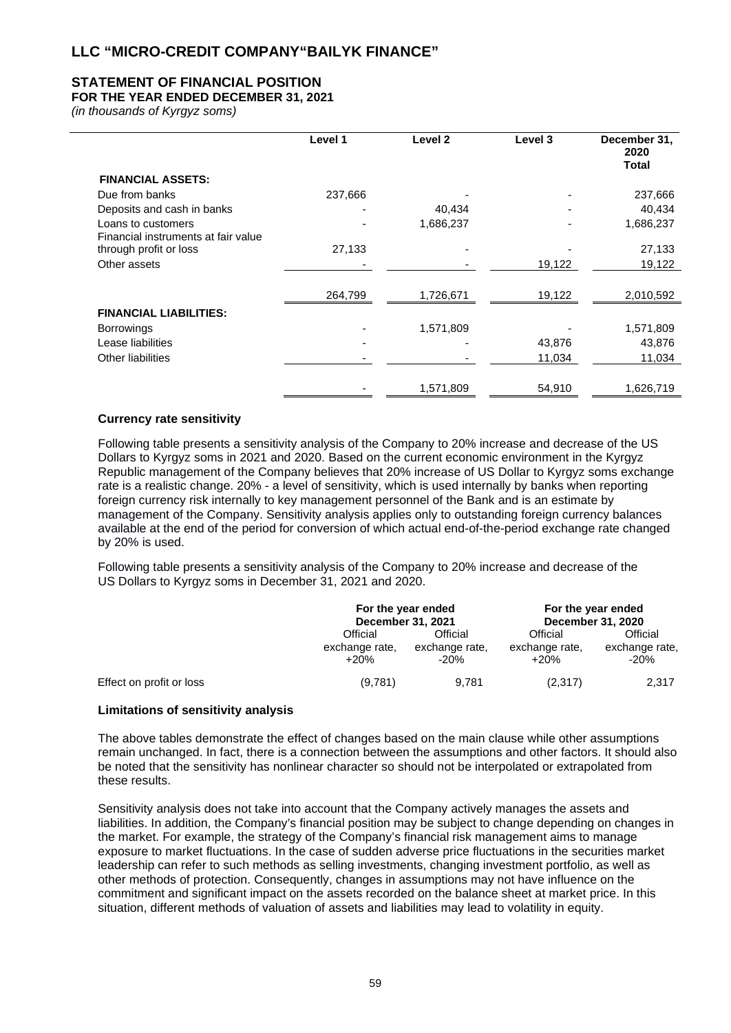# LLC "MICRO-CREDIT COMPANY"BAILYK FINANCE"

## STATEMENT OF FINANCIAL POSITION

**FOR THE YEAR ENDED DECEMBER 31, 2021**

*(in thousands of Kyrgyz soms)*

| | Level 1 | Level 2 | Level 3 | December 31, 2020 Total |
|---|---|---|---|---|
| **FINANCIAL ASSETS:** | | | | |
| Due from banks | 237,666 | - | - | 237,666 |
| Deposits and cash in banks | - | 40,434 | - | 40,434 |
| Loans to customers | - | 1,686,237 | - | 1,686,237 |
| Financial instruments at fair value through profit or loss | 27,133 | - | - | 27,133 |
| Other assets | - | - | 19,122 | 19,122 |
| | 264,799 | 1,726,671 | 19,122 | 2,010,592 |
| **FINANCIAL LIABILITIES:** | | | | |
| Borrowings | - | 1,571,809 | - | 1,571,809 |
| Lease liabilities | - | - | 43,876 | 43,876 |
| Other liabilities | - | - | 11,034 | 11,034 |
| | - | 1,571,809 | 54,910 | 1,626,719 |

### Currency rate sensitivity

Following table presents a sensitivity analysis of the Company to 20% increase and decrease of the US Dollars to Kyrgyz soms in 2021 and 2020. Based on the current economic environment in the Kyrgyz Republic management of the Company believes that 20% increase of US Dollar to Kyrgyz soms exchange rate is a realistic change. 20% - a level of sensitivity, which is used internally by banks when reporting foreign currency risk internally to key management personnel of the Bank and is an estimate by management of the Company. Sensitivity analysis applies only to outstanding foreign currency balances available at the end of the period for conversion of which actual end-of-the-period exchange rate changed by 20% is used.

Following table presents a sensitivity analysis of the Company to 20% increase and decrease of the US Dollars to Kyrgyz soms in December 31, 2021 and 2020.

| | For the year ended December 31, 2021 | | For the year ended December 31, 2020 | |
|---|---|---|---|---|
| | Official exchange rate, +20% | Official exchange rate, -20% | Official exchange rate, +20% | Official exchange rate, -20% |
| Effect on profit or loss | (9,781) | 9,781 | (2,317) | 2,317 |

### Limitations of sensitivity analysis

The above tables demonstrate the effect of changes based on the main clause while other assumptions remain unchanged. In fact, there is a connection between the assumptions and other factors. It should also be noted that the sensitivity has nonlinear character so should not be interpolated or extrapolated from these results.

Sensitivity analysis does not take into account that the Company actively manages the assets and liabilities. In addition, the Company's financial position may be subject to change depending on changes in the market. For example, the strategy of the Company's financial risk management aims to manage exposure to market fluctuations. In the case of sudden adverse price fluctuations in the securities market leadership can refer to such methods as selling investments, changing investment portfolio, as well as other methods of protection. Consequently, changes in assumptions may not have influence on the commitment and significant impact on the assets recorded on the balance sheet at market price. In this situation, different methods of valuation of assets and liabilities may lead to volatility in equity.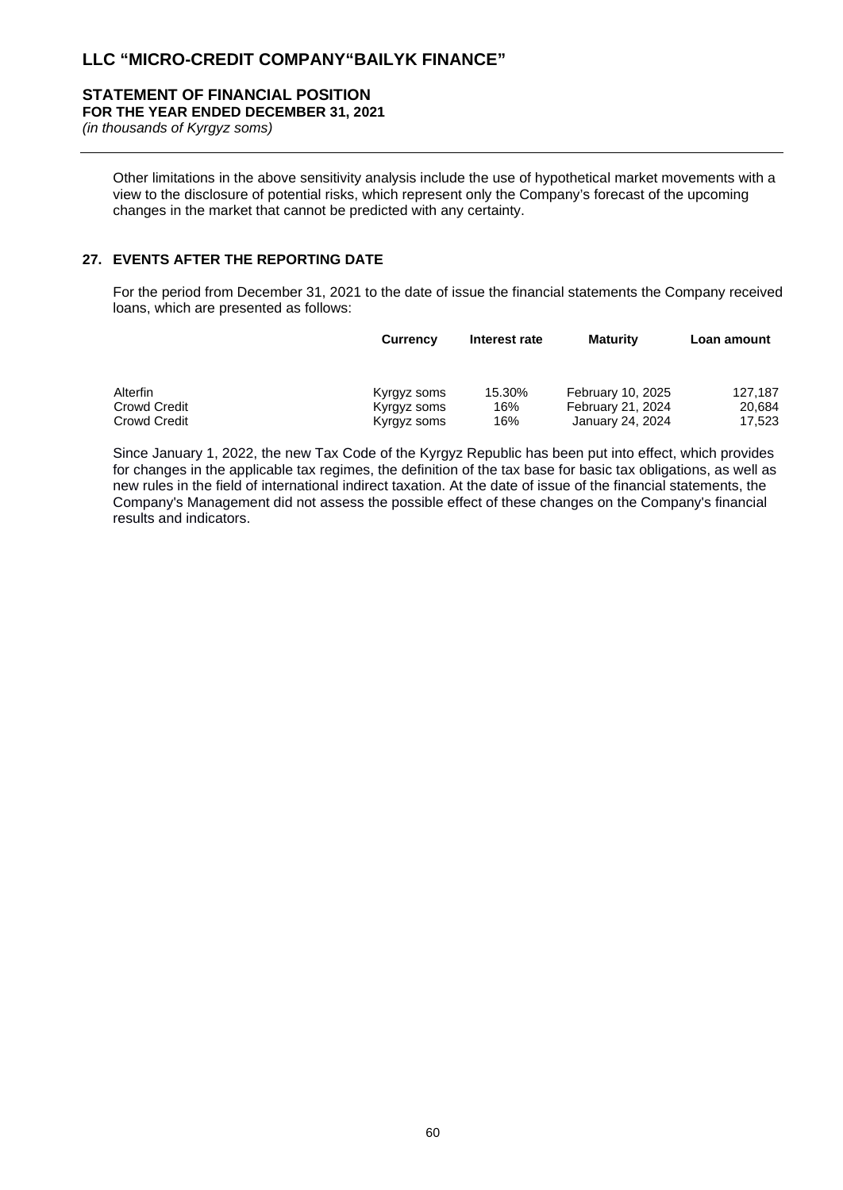Other limitations in the above sensitivity analysis include the use of hypothetical market movements with a view to the disclosure of potential risks, which represent only the Company's forecast of the upcoming changes in the market that cannot be predicted with any certainty.

## 27. EVENTS AFTER THE REPORTING DATE

For the period from December 31, 2021 to the date of issue the financial statements the Company received loans, which are presented as follows:

| | Currency | Interest rate | Maturity | Loan amount |
|---|---|---|---|---|
| Alterfin | Kyrgyz soms | 15.30% | February 10, 2025 | 127,187 |
| Crowd Credit | Kyrgyz soms | 16% | February 21, 2024 | 20,684 |
| Crowd Credit | Kyrgyz soms | 16% | January 24, 2024 | 17,523 |

Since January 1, 2022, the new Tax Code of the Kyrgyz Republic has been put into effect, which provides for changes in the applicable tax regimes, the definition of the tax base for basic tax obligations, as well as new rules in the field of international indirect taxation. At the date of issue of the financial statements, the Company's Management did not assess the possible effect of these changes on the Company's financial results and indicators.